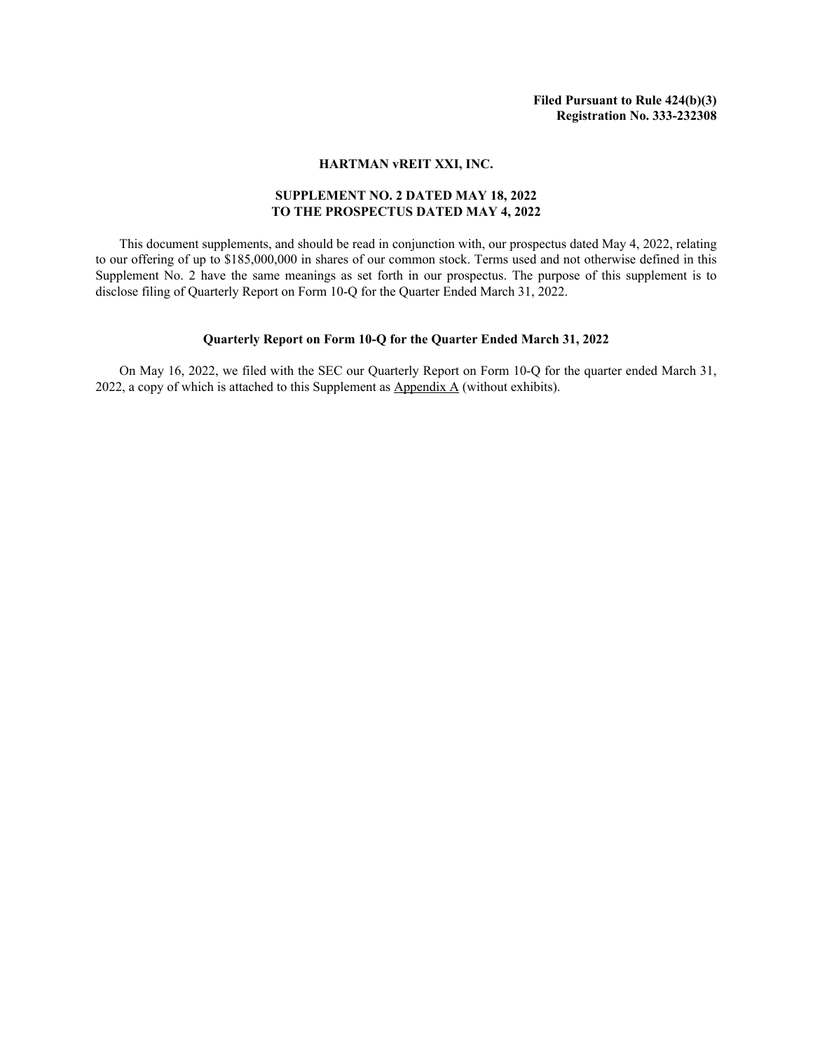**Filed Pursuant to Rule 424(b)(3)**
**Registration No. 333-232308**

# HARTMAN vREIT XXI, INC.

## SUPPLEMENT NO. 2 DATED MAY 18, 2022
## TO THE PROSPECTUS DATED MAY 4, 2022

This document supplements, and should be read in conjunction with, our prospectus dated May 4, 2022, relating to our offering of up to $185,000,000 in shares of our common stock. Terms used and not otherwise defined in this Supplement No. 2 have the same meanings as set forth in our prospectus. The purpose of this supplement is to disclose filing of Quarterly Report on Form 10-Q for the Quarter Ended March 31, 2022.

### Quarterly Report on Form 10-Q for the Quarter Ended March 31, 2022

On May 16, 2022, we filed with the SEC our Quarterly Report on Form 10-Q for the quarter ended March 31, 2022, a copy of which is attached to this Supplement as Appendix A (without exhibits).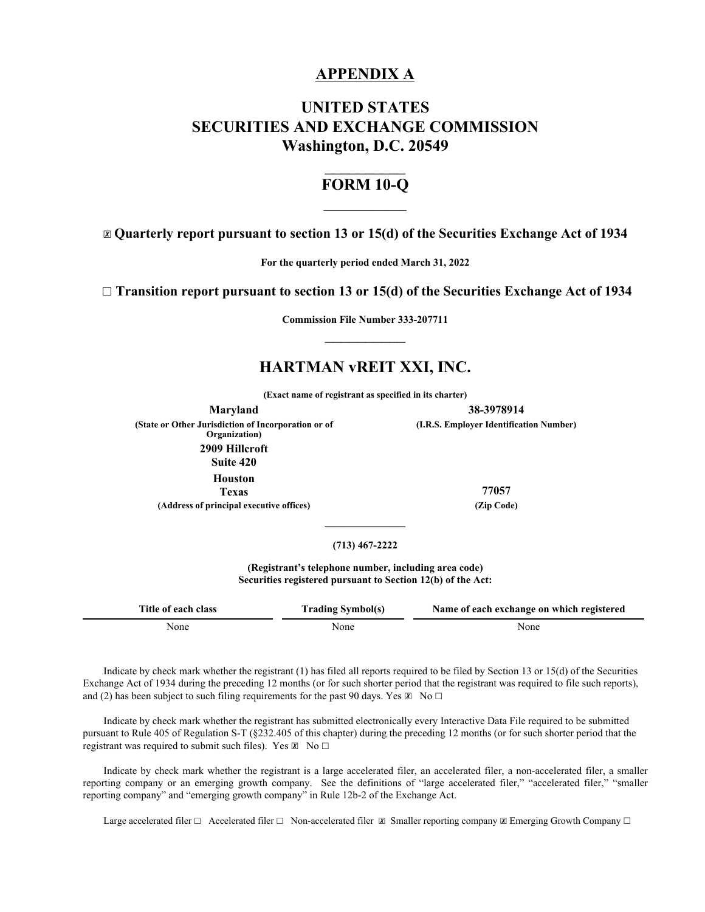# APPENDIX A

# UNITED STATES
# SECURITIES AND EXCHANGE COMMISSION
# Washington, D.C. 20549

---

# FORM 10-Q

---

☒ **Quarterly report pursuant to section 13 or 15(d) of the Securities Exchange Act of 1934**

**For the quarterly period ended March 31, 2022**

☐ **Transition report pursuant to section 13 or 15(d) of the Securities Exchange Act of 1934**

**Commission File Number 333-207711**

---

## HARTMAN vREIT XXI, INC.

**(Exact name of registrant as specified in its charter)**

| **Maryland** | **38-3978914** |
|---|---|
| **(State or Other Jurisdiction of Incorporation or of Organization)** | **(I.R.S. Employer Identification Number)** |
| **2909 Hillcroft** | |
| **Suite 420** | |
| **Houston** | |
| **Texas** | **77057** |
| **(Address of principal executive offices)** | **(Zip Code)** |

---

**(713) 467-2222**

**(Registrant's telephone number, including area code)**
**Securities registered pursuant to Section 12(b) of the Act:**

| Title of each class | Trading Symbol(s) | Name of each exchange on which registered |
|---|---|---|
| None | None | None |

Indicate by check mark whether the registrant (1) has filed all reports required to be filed by Section 13 or 15(d) of the Securities Exchange Act of 1934 during the preceding 12 months (or for such shorter period that the registrant was required to file such reports), and (2) has been subject to such filing requirements for the past 90 days. Yes ☒ No ☐

Indicate by check mark whether the registrant has submitted electronically every Interactive Data File required to be submitted pursuant to Rule 405 of Regulation S-T (§232.405 of this chapter) during the preceding 12 months (or for such shorter period that the registrant was required to submit such files). Yes ☒ No ☐

Indicate by check mark whether the registrant is a large accelerated filer, an accelerated filer, a non-accelerated filer, a smaller reporting company or an emerging growth company. See the definitions of "large accelerated filer," "accelerated filer," "smaller reporting company" and "emerging growth company" in Rule 12b-2 of the Exchange Act.

Large accelerated filer ☐ Accelerated filer ☐ Non-accelerated filer ☒ Smaller reporting company ☒ Emerging Growth Company ☐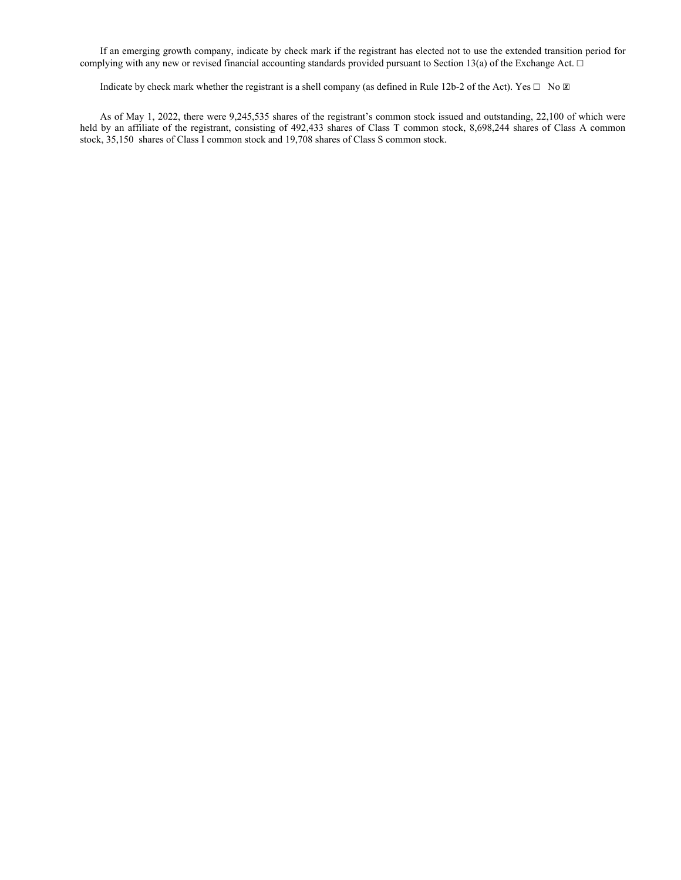If an emerging growth company, indicate by check mark if the registrant has elected not to use the extended transition period for complying with any new or revised financial accounting standards provided pursuant to Section 13(a) of the Exchange Act. ☐

Indicate by check mark whether the registrant is a shell company (as defined in Rule 12b-2 of the Act). Yes ☐ No ☒

As of May 1, 2022, there were 9,245,535 shares of the registrant's common stock issued and outstanding, 22,100 of which were held by an affiliate of the registrant, consisting of 492,433 shares of Class T common stock, 8,698,244 shares of Class A common stock, 35,150 shares of Class I common stock and 19,708 shares of Class S common stock.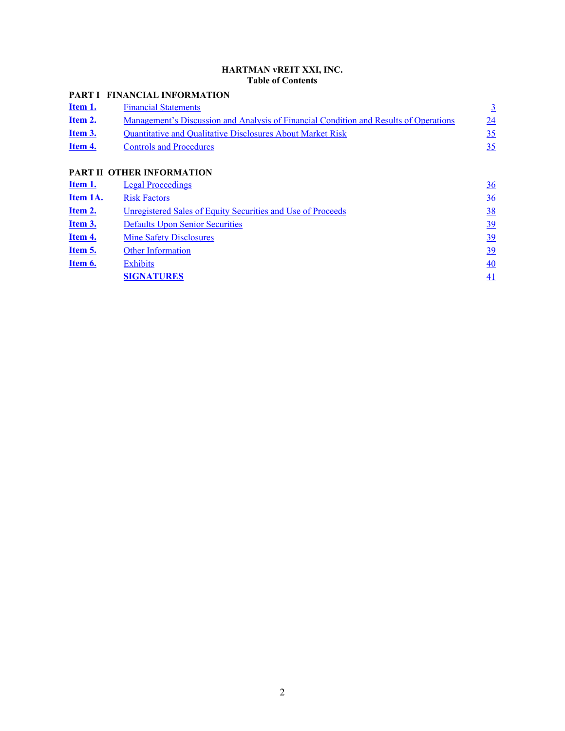**HARTMAN vREIT XXI, INC.**
**Table of Contents**

| | | |
|---|---|---|
| **PART I** | **FINANCIAL INFORMATION** | |
| **Item 1.** | Financial Statements | 3 |
| **Item 2.** | Management's Discussion and Analysis of Financial Condition and Results of Operations | 24 |
| **Item 3.** | Quantitative and Qualitative Disclosures About Market Risk | 35 |
| **Item 4.** | Controls and Procedures | 35 |
| | | |
| **PART II** | **OTHER INFORMATION** | |
| **Item 1.** | Legal Proceedings | 36 |
| **Item 1A.** | Risk Factors | 36 |
| **Item 2.** | Unregistered Sales of Equity Securities and Use of Proceeds | 38 |
| **Item 3.** | Defaults Upon Senior Securities | 39 |
| **Item 4.** | Mine Safety Disclosures | 39 |
| **Item 5.** | Other Information | 39 |
| **Item 6.** | Exhibits | 40 |
| | **SIGNATURES** | 41 |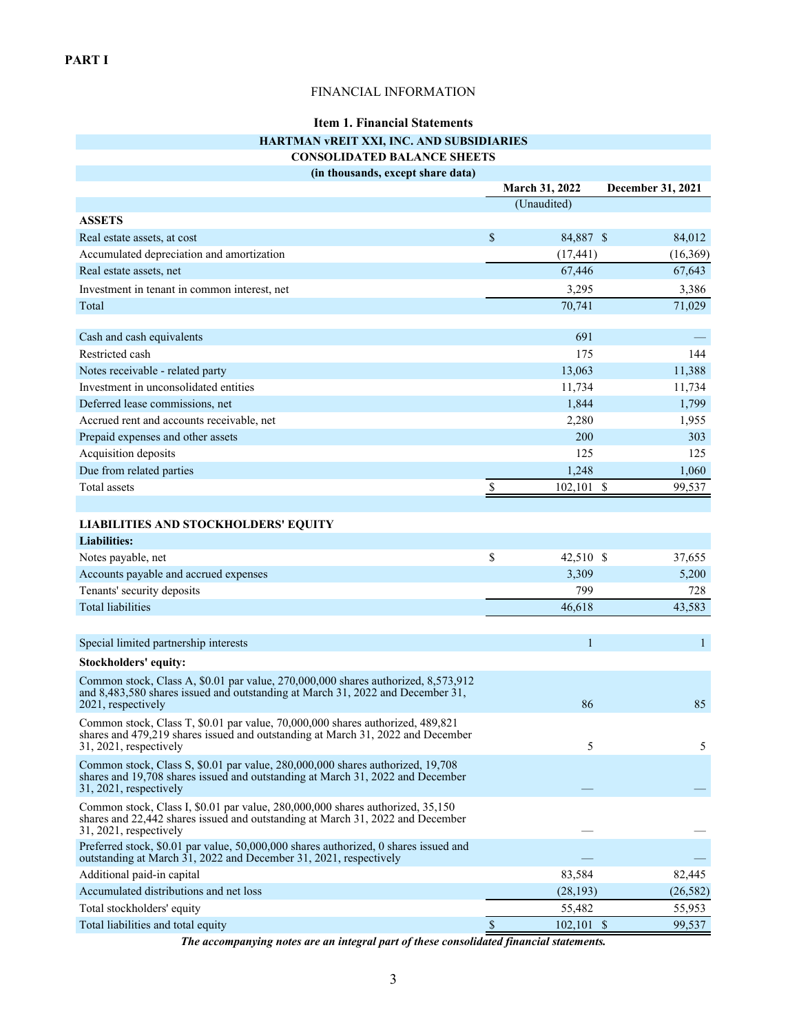# PART I

## FINANCIAL INFORMATION

### Item 1. Financial Statements

**HARTMAN vREIT XXI, INC. AND SUBSIDIARIES**
**CONSOLIDATED BALANCE SHEETS**
**(in thousands, except share data)**

| | March 31, 2022 | December 31, 2021 |
|---|---|---|
| | (Unaudited) | |
| **ASSETS** | | |
| Real estate assets, at cost | $ 84,887 | $ 84,012 |
| Accumulated depreciation and amortization | (17,441) | (16,369) |
| Real estate assets, net | 67,446 | 67,643 |
| Investment in tenant in common interest, net | 3,295 | 3,386 |
| Total | 70,741 | 71,029 |
| | | |
| Cash and cash equivalents | 691 | — |
| Restricted cash | 175 | 144 |
| Notes receivable - related party | 13,063 | 11,388 |
| Investment in unconsolidated entities | 11,734 | 11,734 |
| Deferred lease commissions, net | 1,844 | 1,799 |
| Accrued rent and accounts receivable, net | 2,280 | 1,955 |
| Prepaid expenses and other assets | 200 | 303 |
| Acquisition deposits | 125 | 125 |
| Due from related parties | 1,248 | 1,060 |
| Total assets | $ 102,101 | $ 99,537 |
| | | |
| **LIABILITIES AND STOCKHOLDERS' EQUITY** | | |
| **Liabilities:** | | |
| Notes payable, net | $ 42,510 | $ 37,655 |
| Accounts payable and accrued expenses | 3,309 | 5,200 |
| Tenants' security deposits | 799 | 728 |
| Total liabilities | 46,618 | 43,583 |
| | | |
| Special limited partnership interests | 1 | 1 |
| **Stockholders' equity:** | | |
| Common stock, Class A, $0.01 par value, 270,000,000 shares authorized, 8,573,912 and 8,483,580 shares issued and outstanding at March 31, 2022 and December 31, 2021, respectively | 86 | 85 |
| Common stock, Class T, $0.01 par value, 70,000,000 shares authorized, 489,821 shares and 479,219 shares issued and outstanding at March 31, 2022 and December 31, 2021, respectively | 5 | 5 |
| Common stock, Class S, $0.01 par value, 280,000,000 shares authorized, 19,708 shares and 19,708 shares issued and outstanding at March 31, 2022 and December 31, 2021, respectively | — | — |
| Common stock, Class I, $0.01 par value, 280,000,000 shares authorized, 35,150 shares and 22,442 shares issued and outstanding at March 31, 2022 and December 31, 2021, respectively | — | — |
| Preferred stock, $0.01 par value, 50,000,000 shares authorized, 0 shares issued and outstanding at March 31, 2022 and December 31, 2021, respectively | — | — |
| Additional paid-in capital | 83,584 | 82,445 |
| Accumulated distributions and net loss | (28,193) | (26,582) |
| Total stockholders' equity | 55,482 | 55,953 |
| Total liabilities and total equity | $ 102,101 | $ 99,537 |

***The accompanying notes are an integral part of these consolidated financial statements.***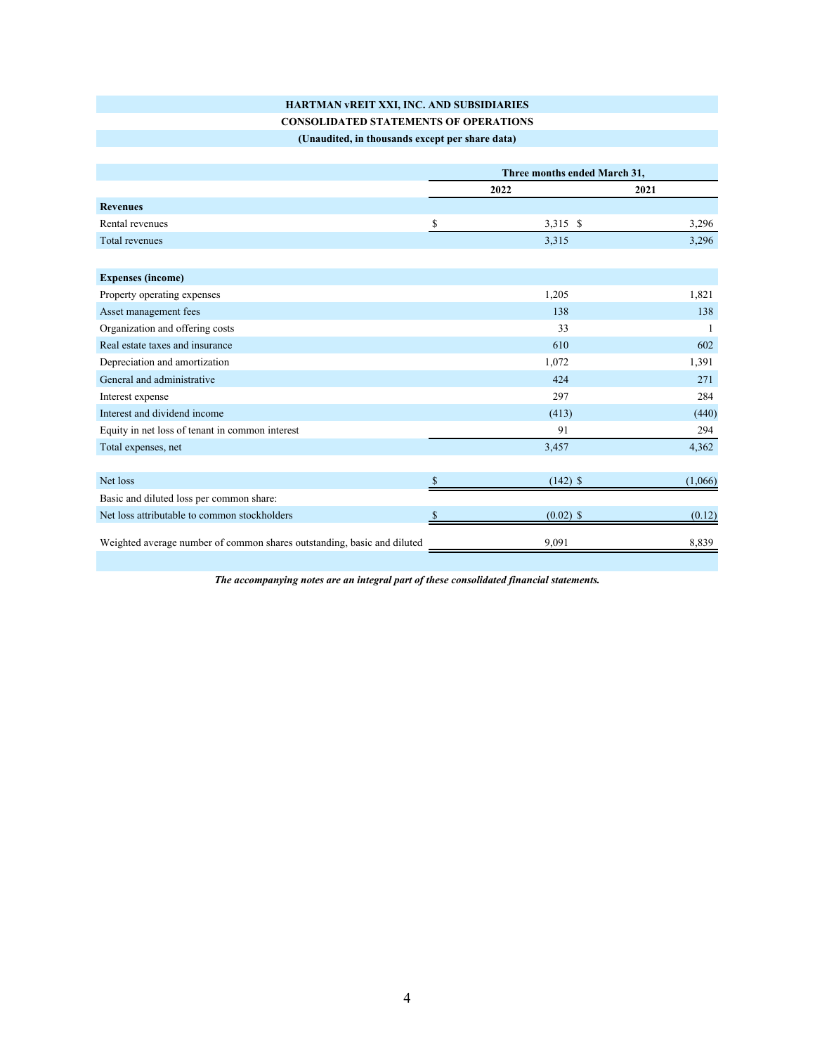**HARTMAN vREIT XXI, INC. AND SUBSIDIARIES**

**CONSOLIDATED STATEMENTS OF OPERATIONS**

**(Unaudited, in thousands except per share data)**

| | Three months ended March 31, | |
|---|---|---|
| | 2022 | 2021 |
| **Revenues** | | |
| Rental revenues | $ 3,315 | $ 3,296 |
| Total revenues | 3,315 | 3,296 |
| | | |
| **Expenses (income)** | | |
| Property operating expenses | 1,205 | 1,821 |
| Asset management fees | 138 | 138 |
| Organization and offering costs | 33 | 1 |
| Real estate taxes and insurance | 610 | 602 |
| Depreciation and amortization | 1,072 | 1,391 |
| General and administrative | 424 | 271 |
| Interest expense | 297 | 284 |
| Interest and dividend income | (413) | (440) |
| Equity in net loss of tenant in common interest | 91 | 294 |
| Total expenses, net | 3,457 | 4,362 |
| | | |
| Net loss | $ (142) | $ (1,066) |
| Basic and diluted loss per common share: | | |
| Net loss attributable to common stockholders | $ (0.02) | $ (0.12) |
| | | |
| Weighted average number of common shares outstanding, basic and diluted | 9,091 | 8,839 |

***The accompanying notes are an integral part of these consolidated financial statements.***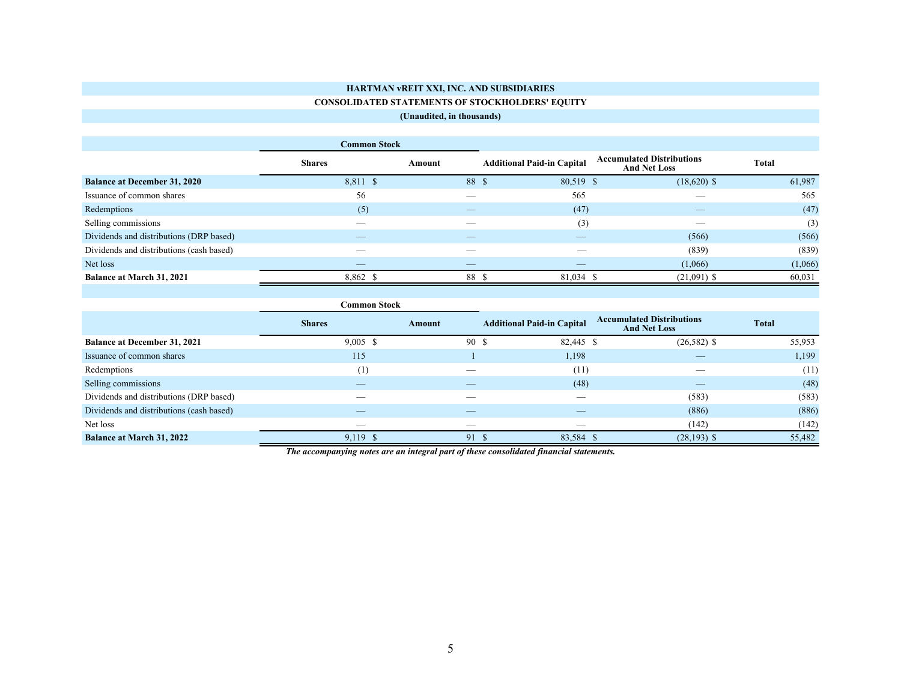# HARTMAN vREIT XXI, INC. AND SUBSIDIARIES

## CONSOLIDATED STATEMENTS OF STOCKHOLDERS' EQUITY

**(Unaudited, in thousands)**

| | Common Stock | | | | |
|---|---|---|---|---|---|
| | **Shares** | **Amount** | **Additional Paid-in Capital** | **Accumulated Distributions And Net Loss** | **Total** |
| **Balance at December 31, 2020** | 8,811 | $ 88 | $ 80,519 | $ (18,620) | $ 61,987 |
| Issuance of common shares | 56 | — | 565 | — | 565 |
| Redemptions | (5) | — | (47) | — | (47) |
| Selling commissions | — | — | (3) | — | (3) |
| Dividends and distributions (DRP based) | — | — | — | (566) | (566) |
| Dividends and distributions (cash based) | — | — | — | (839) | (839) |
| Net loss | — | — | — | (1,066) | (1,066) |
| **Balance at March 31, 2021** | 8,862 | $ 88 | $ 81,034 | $ (21,091) | $ 60,031 |

| | Common Stock | | | | |
|---|---|---|---|---|---|
| | **Shares** | **Amount** | **Additional Paid-in Capital** | **Accumulated Distributions And Net Loss** | **Total** |
| **Balance at December 31, 2021** | 9,005 | $ 90 | $ 82,445 | $ (26,582) | $ 55,953 |
| Issuance of common shares | 115 | 1 | 1,198 | — | 1,199 |
| Redemptions | (1) | — | (11) | — | (11) |
| Selling commissions | — | — | (48) | — | (48) |
| Dividends and distributions (DRP based) | — | — | — | (583) | (583) |
| Dividends and distributions (cash based) | — | — | — | (886) | (886) |
| Net loss | — | — | — | (142) | (142) |
| **Balance at March 31, 2022** | 9,119 | $ 91 | $ 83,584 | $ (28,193) | $ 55,482 |

***The accompanying notes are an integral part of these consolidated financial statements.***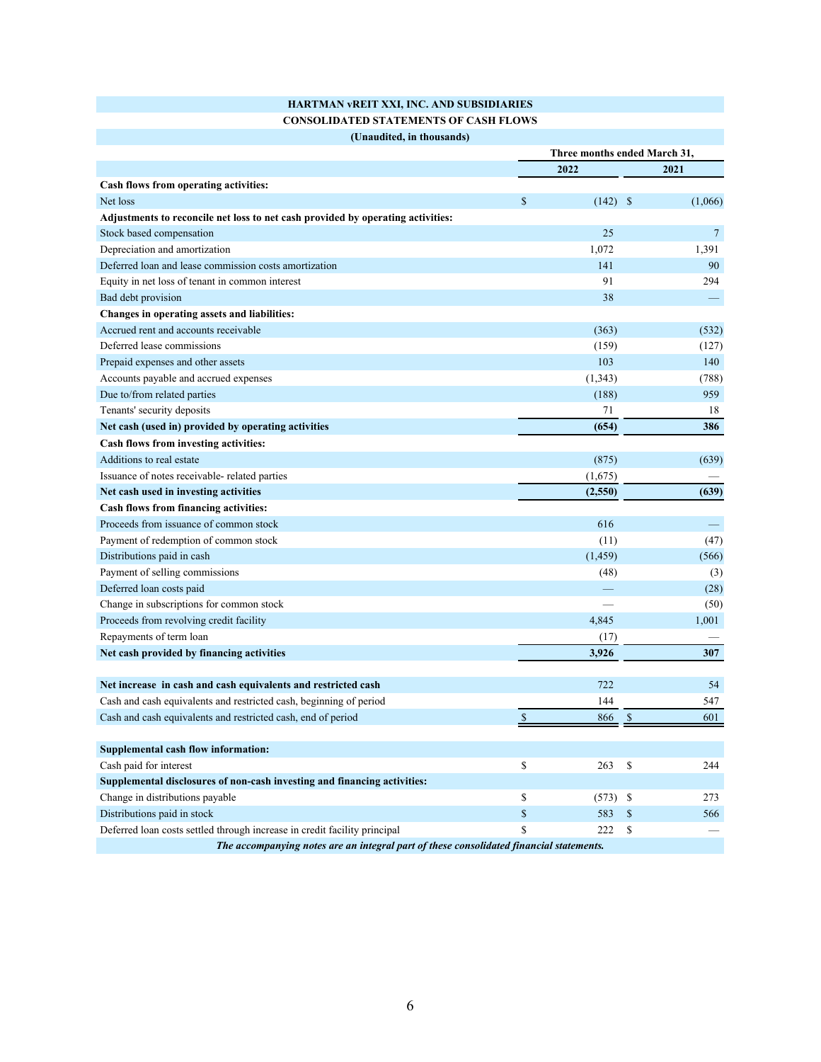**HARTMAN vREIT XXI, INC. AND SUBSIDIARIES**

**CONSOLIDATED STATEMENTS OF CASH FLOWS**

**(Unaudited, in thousands)**

| | Three months ended March 31, | |
|---|---|---|
| | **2022** | **2021** |
| **Cash flows from operating activities:** | | |
| Net loss | $ (142) | $ (1,066) |
| **Adjustments to reconcile net loss to net cash provided by operating activities:** | | |
| Stock based compensation | 25 | 7 |
| Depreciation and amortization | 1,072 | 1,391 |
| Deferred loan and lease commission costs amortization | 141 | 90 |
| Equity in net loss of tenant in common interest | 91 | 294 |
| Bad debt provision | 38 | — |
| **Changes in operating assets and liabilities:** | | |
| Accrued rent and accounts receivable | (363) | (532) |
| Deferred lease commissions | (159) | (127) |
| Prepaid expenses and other assets | 103 | 140 |
| Accounts payable and accrued expenses | (1,343) | (788) |
| Due to/from related parties | (188) | 959 |
| Tenants' security deposits | 71 | 18 |
| **Net cash (used in) provided by operating activities** | **(654)** | **386** |
| **Cash flows from investing activities:** | | |
| Additions to real estate | (875) | (639) |
| Issuance of notes receivable- related parties | (1,675) | — |
| **Net cash used in investing activities** | **(2,550)** | **(639)** |
| **Cash flows from financing activities:** | | |
| Proceeds from issuance of common stock | 616 | — |
| Payment of redemption of common stock | (11) | (47) |
| Distributions paid in cash | (1,459) | (566) |
| Payment of selling commissions | (48) | (3) |
| Deferred loan costs paid | — | (28) |
| Change in subscriptions for common stock | — | (50) |
| Proceeds from revolving credit facility | 4,845 | 1,001 |
| Repayments of term loan | (17) | — |
| **Net cash provided by financing activities** | **3,926** | **307** |
| | | |
| **Net increase in cash and cash equivalents and restricted cash** | 722 | 54 |
| Cash and cash equivalents and restricted cash, beginning of period | 144 | 547 |
| Cash and cash equivalents and restricted cash, end of period | $ 866 | $ 601 |
| | | |
| **Supplemental cash flow information:** | | |
| Cash paid for interest | $ 263 | $ 244 |
| **Supplemental disclosures of non-cash investing and financing activities:** | | |
| Change in distributions payable | $ (573) | $ 273 |
| Distributions paid in stock | $ 583 | $ 566 |
| Deferred loan costs settled through increase in credit facility principal | $ 222 | $ — |

***The accompanying notes are an integral part of these consolidated financial statements.***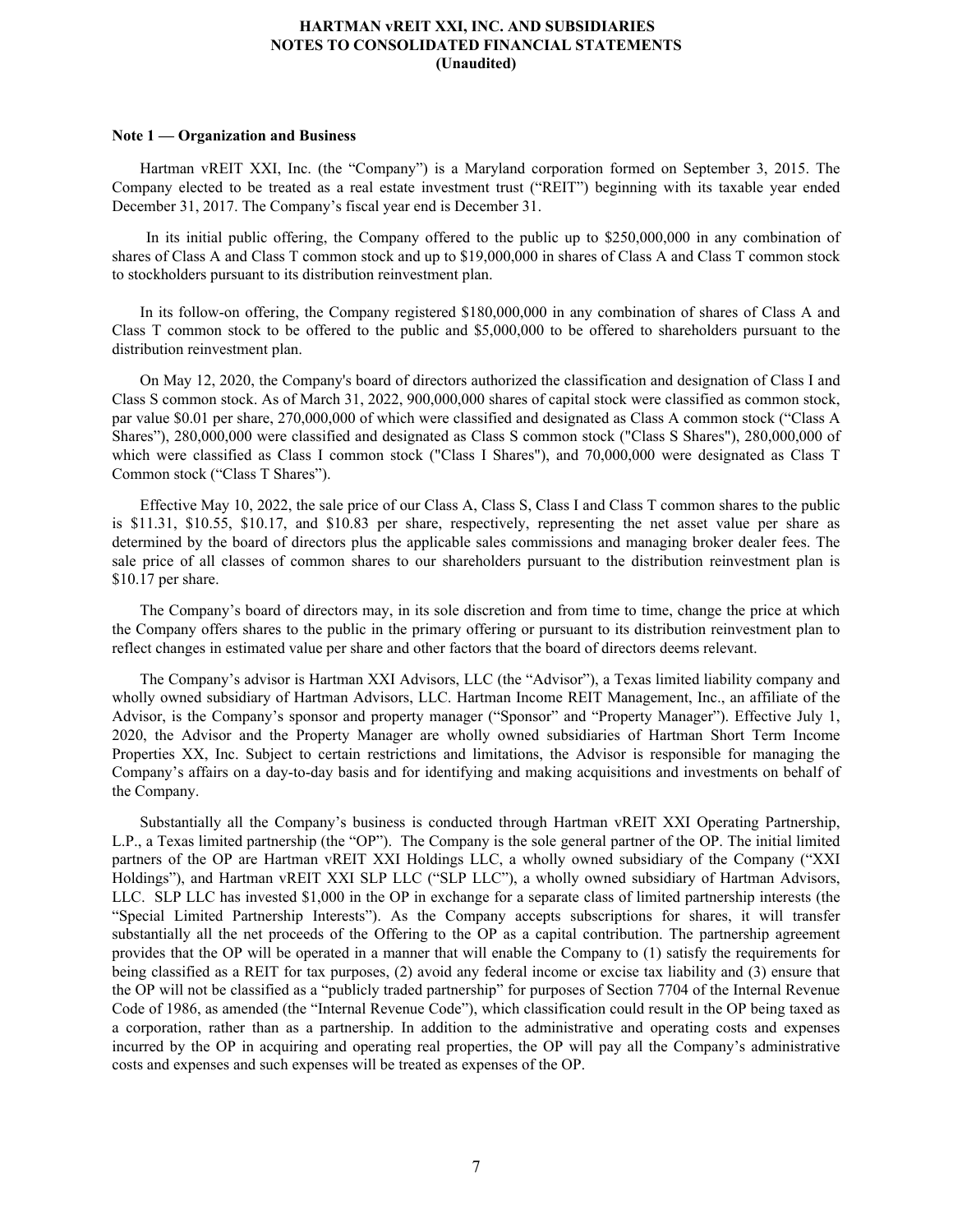### Note 1 — Organization and Business

Hartman vREIT XXI, Inc. (the "Company") is a Maryland corporation formed on September 3, 2015. The Company elected to be treated as a real estate investment trust ("REIT") beginning with its taxable year ended December 31, 2017. The Company's fiscal year end is December 31.

In its initial public offering, the Company offered to the public up to $250,000,000 in any combination of shares of Class A and Class T common stock and up to $19,000,000 in shares of Class A and Class T common stock to stockholders pursuant to its distribution reinvestment plan.

In its follow-on offering, the Company registered $180,000,000 in any combination of shares of Class A and Class T common stock to be offered to the public and $5,000,000 to be offered to shareholders pursuant to the distribution reinvestment plan.

On May 12, 2020, the Company's board of directors authorized the classification and designation of Class I and Class S common stock. As of March 31, 2022, 900,000,000 shares of capital stock were classified as common stock, par value $0.01 per share, 270,000,000 of which were classified and designated as Class A common stock ("Class A Shares"), 280,000,000 were classified and designated as Class S common stock ("Class S Shares"), 280,000,000 of which were classified as Class I common stock ("Class I Shares"), and 70,000,000 were designated as Class T Common stock ("Class T Shares").

Effective May 10, 2022, the sale price of our Class A, Class S, Class I and Class T common shares to the public is $11.31, $10.55, $10.17, and $10.83 per share, respectively, representing the net asset value per share as determined by the board of directors plus the applicable sales commissions and managing broker dealer fees. The sale price of all classes of common shares to our shareholders pursuant to the distribution reinvestment plan is $10.17 per share.

The Company's board of directors may, in its sole discretion and from time to time, change the price at which the Company offers shares to the public in the primary offering or pursuant to its distribution reinvestment plan to reflect changes in estimated value per share and other factors that the board of directors deems relevant.

The Company's advisor is Hartman XXI Advisors, LLC (the "Advisor"), a Texas limited liability company and wholly owned subsidiary of Hartman Advisors, LLC. Hartman Income REIT Management, Inc., an affiliate of the Advisor, is the Company's sponsor and property manager ("Sponsor" and "Property Manager"). Effective July 1, 2020, the Advisor and the Property Manager are wholly owned subsidiaries of Hartman Short Term Income Properties XX, Inc. Subject to certain restrictions and limitations, the Advisor is responsible for managing the Company's affairs on a day-to-day basis and for identifying and making acquisitions and investments on behalf of the Company.

Substantially all the Company's business is conducted through Hartman vREIT XXI Operating Partnership, L.P., a Texas limited partnership (the "OP"). The Company is the sole general partner of the OP. The initial limited partners of the OP are Hartman vREIT XXI Holdings LLC, a wholly owned subsidiary of the Company ("XXI Holdings"), and Hartman vREIT XXI SLP LLC ("SLP LLC"), a wholly owned subsidiary of Hartman Advisors, LLC. SLP LLC has invested $1,000 in the OP in exchange for a separate class of limited partnership interests (the "Special Limited Partnership Interests"). As the Company accepts subscriptions for shares, it will transfer substantially all the net proceeds of the Offering to the OP as a capital contribution. The partnership agreement provides that the OP will be operated in a manner that will enable the Company to (1) satisfy the requirements for being classified as a REIT for tax purposes, (2) avoid any federal income or excise tax liability and (3) ensure that the OP will not be classified as a "publicly traded partnership" for purposes of Section 7704 of the Internal Revenue Code of 1986, as amended (the "Internal Revenue Code"), which classification could result in the OP being taxed as a corporation, rather than as a partnership. In addition to the administrative and operating costs and expenses incurred by the OP in acquiring and operating real properties, the OP will pay all the Company's administrative costs and expenses and such expenses will be treated as expenses of the OP.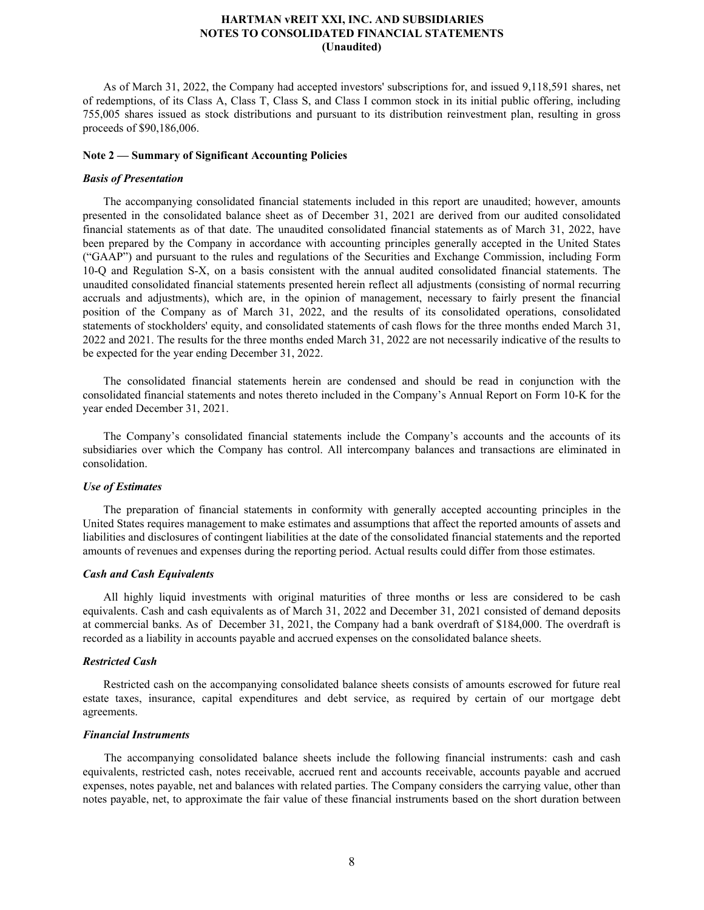As of March 31, 2022, the Company had accepted investors' subscriptions for, and issued 9,118,591 shares, net of redemptions, of its Class A, Class T, Class S, and Class I common stock in its initial public offering, including 755,005 shares issued as stock distributions and pursuant to its distribution reinvestment plan, resulting in gross proceeds of $90,186,006.

**Note 2 — Summary of Significant Accounting Policies**

***Basis of Presentation***

The accompanying consolidated financial statements included in this report are unaudited; however, amounts presented in the consolidated balance sheet as of December 31, 2021 are derived from our audited consolidated financial statements as of that date. The unaudited consolidated financial statements as of March 31, 2022, have been prepared by the Company in accordance with accounting principles generally accepted in the United States ("GAAP") and pursuant to the rules and regulations of the Securities and Exchange Commission, including Form 10-Q and Regulation S-X, on a basis consistent with the annual audited consolidated financial statements. The unaudited consolidated financial statements presented herein reflect all adjustments (consisting of normal recurring accruals and adjustments), which are, in the opinion of management, necessary to fairly present the financial position of the Company as of March 31, 2022, and the results of its consolidated operations, consolidated statements of stockholders' equity, and consolidated statements of cash flows for the three months ended March 31, 2022 and 2021. The results for the three months ended March 31, 2022 are not necessarily indicative of the results to be expected for the year ending December 31, 2022.

The consolidated financial statements herein are condensed and should be read in conjunction with the consolidated financial statements and notes thereto included in the Company's Annual Report on Form 10-K for the year ended December 31, 2021.

The Company's consolidated financial statements include the Company's accounts and the accounts of its subsidiaries over which the Company has control. All intercompany balances and transactions are eliminated in consolidation.

***Use of Estimates***

The preparation of financial statements in conformity with generally accepted accounting principles in the United States requires management to make estimates and assumptions that affect the reported amounts of assets and liabilities and disclosures of contingent liabilities at the date of the consolidated financial statements and the reported amounts of revenues and expenses during the reporting period. Actual results could differ from those estimates.

***Cash and Cash Equivalents***

All highly liquid investments with original maturities of three months or less are considered to be cash equivalents. Cash and cash equivalents as of March 31, 2022 and December 31, 2021 consisted of demand deposits at commercial banks. As of December 31, 2021, the Company had a bank overdraft of $184,000. The overdraft is recorded as a liability in accounts payable and accrued expenses on the consolidated balance sheets.

***Restricted Cash***

Restricted cash on the accompanying consolidated balance sheets consists of amounts escrowed for future real estate taxes, insurance, capital expenditures and debt service, as required by certain of our mortgage debt agreements.

***Financial Instruments***

The accompanying consolidated balance sheets include the following financial instruments: cash and cash equivalents, restricted cash, notes receivable, accrued rent and accounts receivable, accounts payable and accrued expenses, notes payable, net and balances with related parties. The Company considers the carrying value, other than notes payable, net, to approximate the fair value of these financial instruments based on the short duration between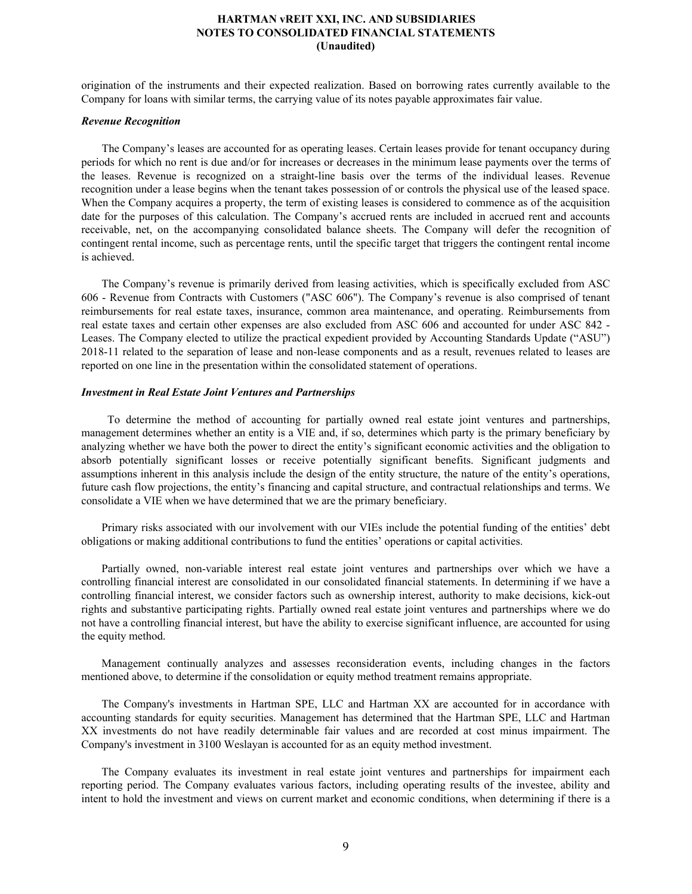origination of the instruments and their expected realization. Based on borrowing rates currently available to the Company for loans with similar terms, the carrying value of its notes payable approximates fair value.

***Revenue Recognition***

The Company's leases are accounted for as operating leases. Certain leases provide for tenant occupancy during periods for which no rent is due and/or for increases or decreases in the minimum lease payments over the terms of the leases. Revenue is recognized on a straight-line basis over the terms of the individual leases. Revenue recognition under a lease begins when the tenant takes possession of or controls the physical use of the leased space. When the Company acquires a property, the term of existing leases is considered to commence as of the acquisition date for the purposes of this calculation. The Company's accrued rents are included in accrued rent and accounts receivable, net, on the accompanying consolidated balance sheets. The Company will defer the recognition of contingent rental income, such as percentage rents, until the specific target that triggers the contingent rental income is achieved.

The Company's revenue is primarily derived from leasing activities, which is specifically excluded from ASC 606 - Revenue from Contracts with Customers ("ASC 606"). The Company's revenue is also comprised of tenant reimbursements for real estate taxes, insurance, common area maintenance, and operating. Reimbursements from real estate taxes and certain other expenses are also excluded from ASC 606 and accounted for under ASC 842 - Leases. The Company elected to utilize the practical expedient provided by Accounting Standards Update ("ASU") 2018-11 related to the separation of lease and non-lease components and as a result, revenues related to leases are reported on one line in the presentation within the consolidated statement of operations.

***Investment in Real Estate Joint Ventures and Partnerships***

To determine the method of accounting for partially owned real estate joint ventures and partnerships, management determines whether an entity is a VIE and, if so, determines which party is the primary beneficiary by analyzing whether we have both the power to direct the entity's significant economic activities and the obligation to absorb potentially significant losses or receive potentially significant benefits. Significant judgments and assumptions inherent in this analysis include the design of the entity structure, the nature of the entity's operations, future cash flow projections, the entity's financing and capital structure, and contractual relationships and terms. We consolidate a VIE when we have determined that we are the primary beneficiary.

Primary risks associated with our involvement with our VIEs include the potential funding of the entities' debt obligations or making additional contributions to fund the entities' operations or capital activities.

Partially owned, non-variable interest real estate joint ventures and partnerships over which we have a controlling financial interest are consolidated in our consolidated financial statements. In determining if we have a controlling financial interest, we consider factors such as ownership interest, authority to make decisions, kick-out rights and substantive participating rights. Partially owned real estate joint ventures and partnerships where we do not have a controlling financial interest, but have the ability to exercise significant influence, are accounted for using the equity method.

Management continually analyzes and assesses reconsideration events, including changes in the factors mentioned above, to determine if the consolidation or equity method treatment remains appropriate.

The Company's investments in Hartman SPE, LLC and Hartman XX are accounted for in accordance with accounting standards for equity securities. Management has determined that the Hartman SPE, LLC and Hartman XX investments do not have readily determinable fair values and are recorded at cost minus impairment. The Company's investment in 3100 Weslayan is accounted for as an equity method investment.

The Company evaluates its investment in real estate joint ventures and partnerships for impairment each reporting period. The Company evaluates various factors, including operating results of the investee, ability and intent to hold the investment and views on current market and economic conditions, when determining if there is a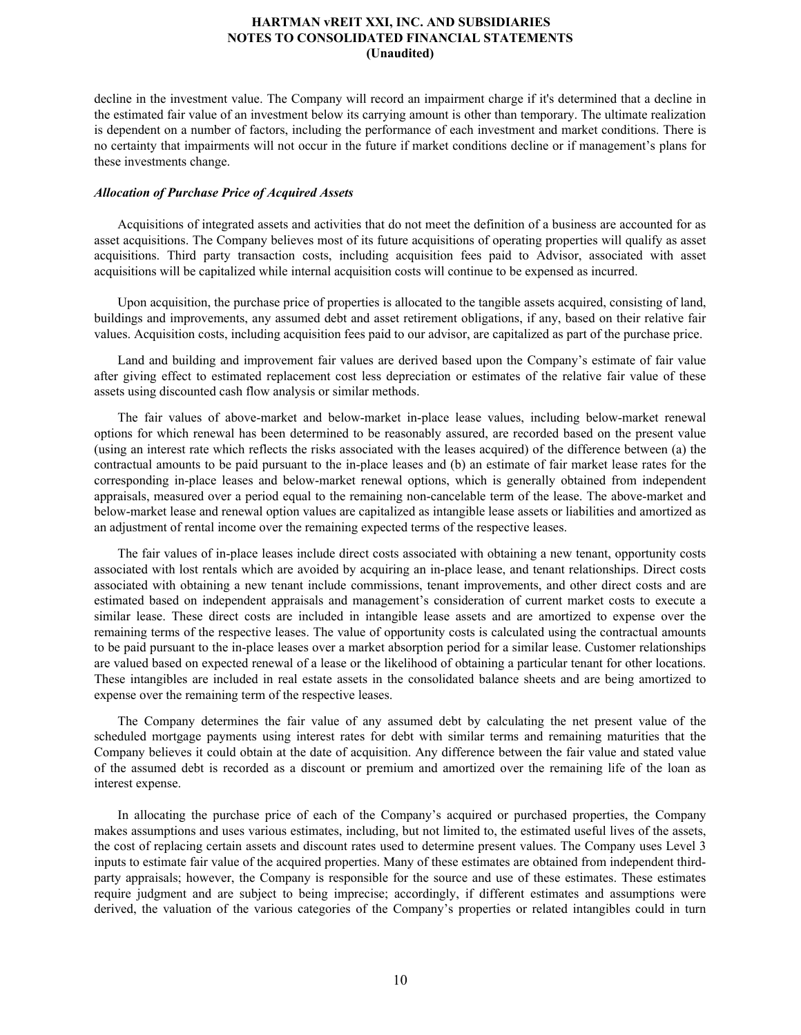decline in the investment value. The Company will record an impairment charge if it's determined that a decline in the estimated fair value of an investment below its carrying amount is other than temporary. The ultimate realization is dependent on a number of factors, including the performance of each investment and market conditions. There is no certainty that impairments will not occur in the future if market conditions decline or if management's plans for these investments change.

***Allocation of Purchase Price of Acquired Assets***

Acquisitions of integrated assets and activities that do not meet the definition of a business are accounted for as asset acquisitions. The Company believes most of its future acquisitions of operating properties will qualify as asset acquisitions. Third party transaction costs, including acquisition fees paid to Advisor, associated with asset acquisitions will be capitalized while internal acquisition costs will continue to be expensed as incurred.

Upon acquisition, the purchase price of properties is allocated to the tangible assets acquired, consisting of land, buildings and improvements, any assumed debt and asset retirement obligations, if any, based on their relative fair values. Acquisition costs, including acquisition fees paid to our advisor, are capitalized as part of the purchase price.

Land and building and improvement fair values are derived based upon the Company's estimate of fair value after giving effect to estimated replacement cost less depreciation or estimates of the relative fair value of these assets using discounted cash flow analysis or similar methods.

The fair values of above-market and below-market in-place lease values, including below-market renewal options for which renewal has been determined to be reasonably assured, are recorded based on the present value (using an interest rate which reflects the risks associated with the leases acquired) of the difference between (a) the contractual amounts to be paid pursuant to the in-place leases and (b) an estimate of fair market lease rates for the corresponding in-place leases and below-market renewal options, which is generally obtained from independent appraisals, measured over a period equal to the remaining non-cancelable term of the lease. The above-market and below-market lease and renewal option values are capitalized as intangible lease assets or liabilities and amortized as an adjustment of rental income over the remaining expected terms of the respective leases.

The fair values of in-place leases include direct costs associated with obtaining a new tenant, opportunity costs associated with lost rentals which are avoided by acquiring an in-place lease, and tenant relationships. Direct costs associated with obtaining a new tenant include commissions, tenant improvements, and other direct costs and are estimated based on independent appraisals and management's consideration of current market costs to execute a similar lease. These direct costs are included in intangible lease assets and are amortized to expense over the remaining terms of the respective leases. The value of opportunity costs is calculated using the contractual amounts to be paid pursuant to the in-place leases over a market absorption period for a similar lease. Customer relationships are valued based on expected renewal of a lease or the likelihood of obtaining a particular tenant for other locations. These intangibles are included in real estate assets in the consolidated balance sheets and are being amortized to expense over the remaining term of the respective leases.

The Company determines the fair value of any assumed debt by calculating the net present value of the scheduled mortgage payments using interest rates for debt with similar terms and remaining maturities that the Company believes it could obtain at the date of acquisition. Any difference between the fair value and stated value of the assumed debt is recorded as a discount or premium and amortized over the remaining life of the loan as interest expense.

In allocating the purchase price of each of the Company's acquired or purchased properties, the Company makes assumptions and uses various estimates, including, but not limited to, the estimated useful lives of the assets, the cost of replacing certain assets and discount rates used to determine present values. The Company uses Level 3 inputs to estimate fair value of the acquired properties. Many of these estimates are obtained from independent third-party appraisals; however, the Company is responsible for the source and use of these estimates. These estimates require judgment and are subject to being imprecise; accordingly, if different estimates and assumptions were derived, the valuation of the various categories of the Company's properties or related intangibles could in turn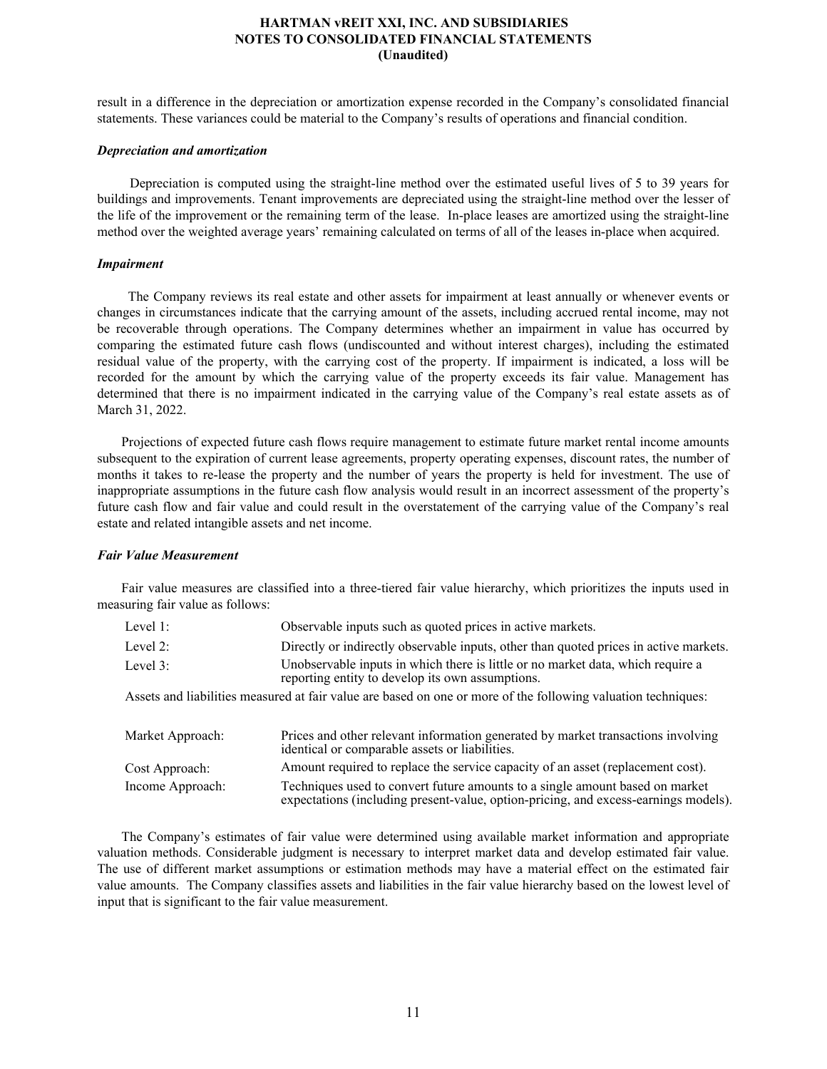result in a difference in the depreciation or amortization expense recorded in the Company's consolidated financial statements. These variances could be material to the Company's results of operations and financial condition.

***Depreciation and amortization***

Depreciation is computed using the straight-line method over the estimated useful lives of 5 to 39 years for buildings and improvements. Tenant improvements are depreciated using the straight-line method over the lesser of the life of the improvement or the remaining term of the lease. In-place leases are amortized using the straight-line method over the weighted average years' remaining calculated on terms of all of the leases in-place when acquired.

***Impairment***

The Company reviews its real estate and other assets for impairment at least annually or whenever events or changes in circumstances indicate that the carrying amount of the assets, including accrued rental income, may not be recoverable through operations. The Company determines whether an impairment in value has occurred by comparing the estimated future cash flows (undiscounted and without interest charges), including the estimated residual value of the property, with the carrying cost of the property. If impairment is indicated, a loss will be recorded for the amount by which the carrying value of the property exceeds its fair value. Management has determined that there is no impairment indicated in the carrying value of the Company's real estate assets as of March 31, 2022.

Projections of expected future cash flows require management to estimate future market rental income amounts subsequent to the expiration of current lease agreements, property operating expenses, discount rates, the number of months it takes to re-lease the property and the number of years the property is held for investment. The use of inappropriate assumptions in the future cash flow analysis would result in an incorrect assessment of the property's future cash flow and fair value and could result in the overstatement of the carrying value of the Company's real estate and related intangible assets and net income.

***Fair Value Measurement***

Fair value measures are classified into a three-tiered fair value hierarchy, which prioritizes the inputs used in measuring fair value as follows:

| | |
|---|---|
| Level 1: | Observable inputs such as quoted prices in active markets. |
| Level 2: | Directly or indirectly observable inputs, other than quoted prices in active markets. |
| Level 3: | Unobservable inputs in which there is little or no market data, which require a reporting entity to develop its own assumptions. |

Assets and liabilities measured at fair value are based on one or more of the following valuation techniques:

| | |
|---|---|
| Market Approach: | Prices and other relevant information generated by market transactions involving identical or comparable assets or liabilities. |
| Cost Approach: | Amount required to replace the service capacity of an asset (replacement cost). |
| Income Approach: | Techniques used to convert future amounts to a single amount based on market expectations (including present-value, option-pricing, and excess-earnings models). |

The Company's estimates of fair value were determined using available market information and appropriate valuation methods. Considerable judgment is necessary to interpret market data and develop estimated fair value. The use of different market assumptions or estimation methods may have a material effect on the estimated fair value amounts. The Company classifies assets and liabilities in the fair value hierarchy based on the lowest level of input that is significant to the fair value measurement.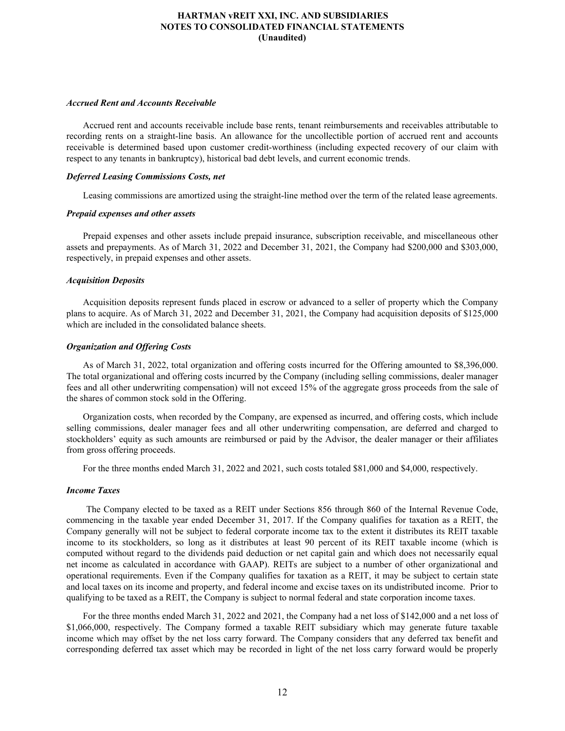### *Accrued Rent and Accounts Receivable*

Accrued rent and accounts receivable include base rents, tenant reimbursements and receivables attributable to recording rents on a straight-line basis. An allowance for the uncollectible portion of accrued rent and accounts receivable is determined based upon customer credit-worthiness (including expected recovery of our claim with respect to any tenants in bankruptcy), historical bad debt levels, and current economic trends.

### *Deferred Leasing Commissions Costs, net*

Leasing commissions are amortized using the straight-line method over the term of the related lease agreements.

### *Prepaid expenses and other assets*

Prepaid expenses and other assets include prepaid insurance, subscription receivable, and miscellaneous other assets and prepayments. As of March 31, 2022 and December 31, 2021, the Company had \$200,000 and \$303,000, respectively, in prepaid expenses and other assets.

### *Acquisition Deposits*

Acquisition deposits represent funds placed in escrow or advanced to a seller of property which the Company plans to acquire. As of March 31, 2022 and December 31, 2021, the Company had acquisition deposits of \$125,000 which are included in the consolidated balance sheets.

### *Organization and Offering Costs*

As of March 31, 2022, total organization and offering costs incurred for the Offering amounted to \$8,396,000. The total organizational and offering costs incurred by the Company (including selling commissions, dealer manager fees and all other underwriting compensation) will not exceed 15% of the aggregate gross proceeds from the sale of the shares of common stock sold in the Offering.

Organization costs, when recorded by the Company, are expensed as incurred, and offering costs, which include selling commissions, dealer manager fees and all other underwriting compensation, are deferred and charged to stockholders' equity as such amounts are reimbursed or paid by the Advisor, the dealer manager or their affiliates from gross offering proceeds.

For the three months ended March 31, 2022 and 2021, such costs totaled \$81,000 and \$4,000, respectively.

### *Income Taxes*

The Company elected to be taxed as a REIT under Sections 856 through 860 of the Internal Revenue Code, commencing in the taxable year ended December 31, 2017. If the Company qualifies for taxation as a REIT, the Company generally will not be subject to federal corporate income tax to the extent it distributes its REIT taxable income to its stockholders, so long as it distributes at least 90 percent of its REIT taxable income (which is computed without regard to the dividends paid deduction or net capital gain and which does not necessarily equal net income as calculated in accordance with GAAP). REITs are subject to a number of other organizational and operational requirements. Even if the Company qualifies for taxation as a REIT, it may be subject to certain state and local taxes on its income and property, and federal income and excise taxes on its undistributed income. Prior to qualifying to be taxed as a REIT, the Company is subject to normal federal and state corporation income taxes.

For the three months ended March 31, 2022 and 2021, the Company had a net loss of \$142,000 and a net loss of \$1,066,000, respectively. The Company formed a taxable REIT subsidiary which may generate future taxable income which may offset by the net loss carry forward. The Company considers that any deferred tax benefit and corresponding deferred tax asset which may be recorded in light of the net loss carry forward would be properly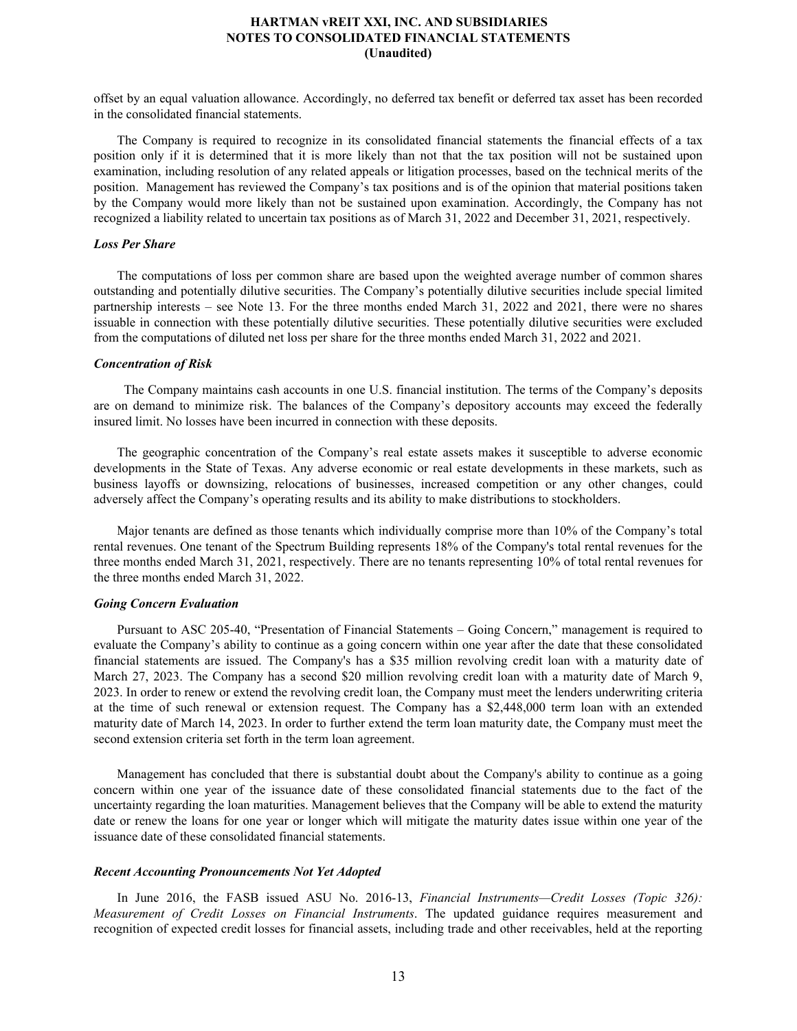offset by an equal valuation allowance. Accordingly, no deferred tax benefit or deferred tax asset has been recorded in the consolidated financial statements.

The Company is required to recognize in its consolidated financial statements the financial effects of a tax position only if it is determined that it is more likely than not that the tax position will not be sustained upon examination, including resolution of any related appeals or litigation processes, based on the technical merits of the position. Management has reviewed the Company's tax positions and is of the opinion that material positions taken by the Company would more likely than not be sustained upon examination. Accordingly, the Company has not recognized a liability related to uncertain tax positions as of March 31, 2022 and December 31, 2021, respectively.

***Loss Per Share***

The computations of loss per common share are based upon the weighted average number of common shares outstanding and potentially dilutive securities. The Company's potentially dilutive securities include special limited partnership interests – see Note 13. For the three months ended March 31, 2022 and 2021, there were no shares issuable in connection with these potentially dilutive securities. These potentially dilutive securities were excluded from the computations of diluted net loss per share for the three months ended March 31, 2022 and 2021.

***Concentration of Risk***

The Company maintains cash accounts in one U.S. financial institution. The terms of the Company's deposits are on demand to minimize risk. The balances of the Company's depository accounts may exceed the federally insured limit. No losses have been incurred in connection with these deposits.

The geographic concentration of the Company's real estate assets makes it susceptible to adverse economic developments in the State of Texas. Any adverse economic or real estate developments in these markets, such as business layoffs or downsizing, relocations of businesses, increased competition or any other changes, could adversely affect the Company's operating results and its ability to make distributions to stockholders.

Major tenants are defined as those tenants which individually comprise more than 10% of the Company's total rental revenues. One tenant of the Spectrum Building represents 18% of the Company's total rental revenues for the three months ended March 31, 2021, respectively. There are no tenants representing 10% of total rental revenues for the three months ended March 31, 2022.

***Going Concern Evaluation***

Pursuant to ASC 205-40, "Presentation of Financial Statements – Going Concern," management is required to evaluate the Company's ability to continue as a going concern within one year after the date that these consolidated financial statements are issued. The Company's has a $35 million revolving credit loan with a maturity date of March 27, 2023. The Company has a second $20 million revolving credit loan with a maturity date of March 9, 2023. In order to renew or extend the revolving credit loan, the Company must meet the lenders underwriting criteria at the time of such renewal or extension request. The Company has a $2,448,000 term loan with an extended maturity date of March 14, 2023. In order to further extend the term loan maturity date, the Company must meet the second extension criteria set forth in the term loan agreement.

Management has concluded that there is substantial doubt about the Company's ability to continue as a going concern within one year of the issuance date of these consolidated financial statements due to the fact of the uncertainty regarding the loan maturities. Management believes that the Company will be able to extend the maturity date or renew the loans for one year or longer which will mitigate the maturity dates issue within one year of the issuance date of these consolidated financial statements.

***Recent Accounting Pronouncements Not Yet Adopted***

In June 2016, the FASB issued ASU No. 2016-13, *Financial Instruments—Credit Losses (Topic 326): Measurement of Credit Losses on Financial Instruments*. The updated guidance requires measurement and recognition of expected credit losses for financial assets, including trade and other receivables, held at the reporting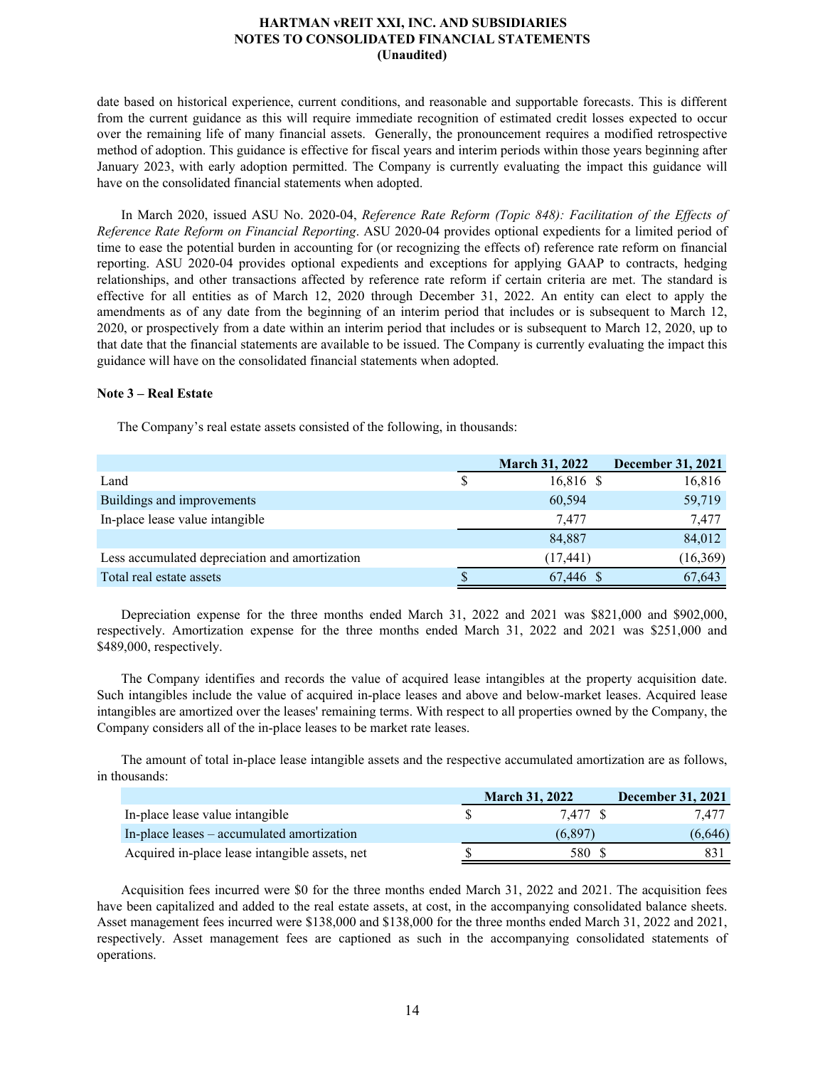date based on historical experience, current conditions, and reasonable and supportable forecasts. This is different from the current guidance as this will require immediate recognition of estimated credit losses expected to occur over the remaining life of many financial assets. Generally, the pronouncement requires a modified retrospective method of adoption. This guidance is effective for fiscal years and interim periods within those years beginning after January 2023, with early adoption permitted. The Company is currently evaluating the impact this guidance will have on the consolidated financial statements when adopted.

In March 2020, issued ASU No. 2020-04, *Reference Rate Reform (Topic 848): Facilitation of the Effects of Reference Rate Reform on Financial Reporting*. ASU 2020-04 provides optional expedients for a limited period of time to ease the potential burden in accounting for (or recognizing the effects of) reference rate reform on financial reporting. ASU 2020-04 provides optional expedients and exceptions for applying GAAP to contracts, hedging relationships, and other transactions affected by reference rate reform if certain criteria are met. The standard is effective for all entities as of March 12, 2020 through December 31, 2022. An entity can elect to apply the amendments as of any date from the beginning of an interim period that includes or is subsequent to March 12, 2020, or prospectively from a date within an interim period that includes or is subsequent to March 12, 2020, up to that date that the financial statements are available to be issued. The Company is currently evaluating the impact this guidance will have on the consolidated financial statements when adopted.

**Note 3 – Real Estate**

The Company's real estate assets consisted of the following, in thousands:

| | March 31, 2022 | December 31, 2021 |
|---|---|---|
| Land | $ 16,816 | $ 16,816 |
| Buildings and improvements | 60,594 | 59,719 |
| In-place lease value intangible | 7,477 | 7,477 |
| | 84,887 | 84,012 |
| Less accumulated depreciation and amortization | (17,441) | (16,369) |
| Total real estate assets | $ 67,446 | $ 67,643 |

Depreciation expense for the three months ended March 31, 2022 and 2021 was $821,000 and $902,000, respectively. Amortization expense for the three months ended March 31, 2022 and 2021 was $251,000 and $489,000, respectively.

The Company identifies and records the value of acquired lease intangibles at the property acquisition date. Such intangibles include the value of acquired in-place leases and above and below-market leases. Acquired lease intangibles are amortized over the leases' remaining terms. With respect to all properties owned by the Company, the Company considers all of the in-place leases to be market rate leases.

The amount of total in-place lease intangible assets and the respective accumulated amortization are as follows, in thousands:

| | March 31, 2022 | December 31, 2021 |
|---|---|---|
| In-place lease value intangible | $ 7,477 | $ 7,477 |
| In-place leases – accumulated amortization | (6,897) | (6,646) |
| Acquired in-place lease intangible assets, net | $ 580 | $ 831 |

Acquisition fees incurred were $0 for the three months ended March 31, 2022 and 2021. The acquisition fees have been capitalized and added to the real estate assets, at cost, in the accompanying consolidated balance sheets. Asset management fees incurred were $138,000 and $138,000 for the three months ended March 31, 2022 and 2021, respectively. Asset management fees are captioned as such in the accompanying consolidated statements of operations.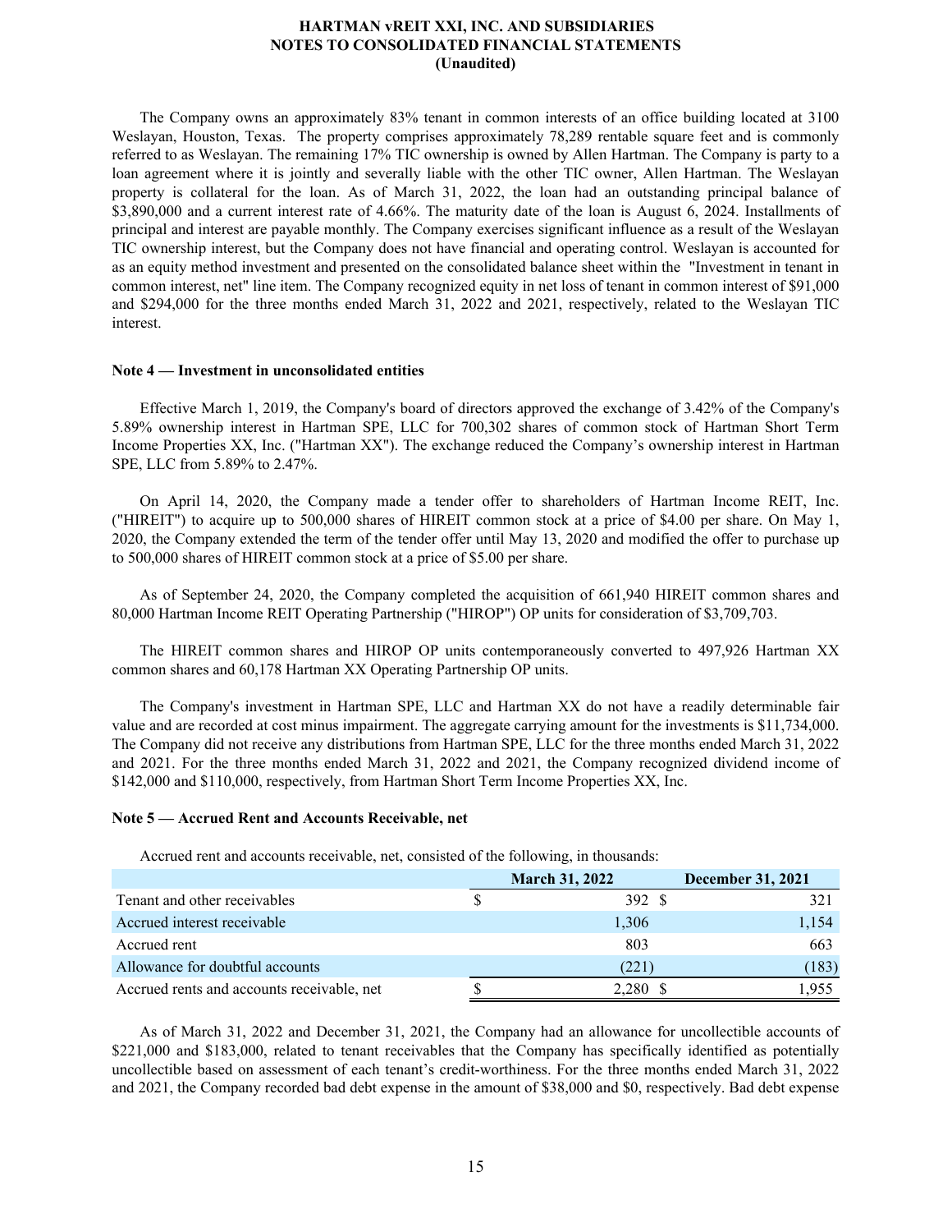The Company owns an approximately 83% tenant in common interests of an office building located at 3100 Weslayan, Houston, Texas. The property comprises approximately 78,289 rentable square feet and is commonly referred to as Weslayan. The remaining 17% TIC ownership is owned by Allen Hartman. The Company is party to a loan agreement where it is jointly and severally liable with the other TIC owner, Allen Hartman. The Weslayan property is collateral for the loan. As of March 31, 2022, the loan had an outstanding principal balance of $3,890,000 and a current interest rate of 4.66%. The maturity date of the loan is August 6, 2024. Installments of principal and interest are payable monthly. The Company exercises significant influence as a result of the Weslayan TIC ownership interest, but the Company does not have financial and operating control. Weslayan is accounted for as an equity method investment and presented on the consolidated balance sheet within the "Investment in tenant in common interest, net" line item. The Company recognized equity in net loss of tenant in common interest of $91,000 and $294,000 for the three months ended March 31, 2022 and 2021, respectively, related to the Weslayan TIC interest.

**Note 4 — Investment in unconsolidated entities**

Effective March 1, 2019, the Company's board of directors approved the exchange of 3.42% of the Company's 5.89% ownership interest in Hartman SPE, LLC for 700,302 shares of common stock of Hartman Short Term Income Properties XX, Inc. ("Hartman XX"). The exchange reduced the Company's ownership interest in Hartman SPE, LLC from 5.89% to 2.47%.

On April 14, 2020, the Company made a tender offer to shareholders of Hartman Income REIT, Inc. ("HIREIT") to acquire up to 500,000 shares of HIREIT common stock at a price of $4.00 per share. On May 1, 2020, the Company extended the term of the tender offer until May 13, 2020 and modified the offer to purchase up to 500,000 shares of HIREIT common stock at a price of $5.00 per share.

As of September 24, 2020, the Company completed the acquisition of 661,940 HIREIT common shares and 80,000 Hartman Income REIT Operating Partnership ("HIROP") OP units for consideration of $3,709,703.

The HIREIT common shares and HIROP OP units contemporaneously converted to 497,926 Hartman XX common shares and 60,178 Hartman XX Operating Partnership OP units.

The Company's investment in Hartman SPE, LLC and Hartman XX do not have a readily determinable fair value and are recorded at cost minus impairment. The aggregate carrying amount for the investments is $11,734,000. The Company did not receive any distributions from Hartman SPE, LLC for the three months ended March 31, 2022 and 2021. For the three months ended March 31, 2022 and 2021, the Company recognized dividend income of $142,000 and $110,000, respectively, from Hartman Short Term Income Properties XX, Inc.

**Note 5 — Accrued Rent and Accounts Receivable, net**

Accrued rent and accounts receivable, net, consisted of the following, in thousands:

| | March 31, 2022 | December 31, 2021 |
|---|---|---|
| Tenant and other receivables | $ 392 | $ 321 |
| Accrued interest receivable | 1,306 | 1,154 |
| Accrued rent | 803 | 663 |
| Allowance for doubtful accounts | (221) | (183) |
| Accrued rents and accounts receivable, net | $ 2,280 | $ 1,955 |

As of March 31, 2022 and December 31, 2021, the Company had an allowance for uncollectible accounts of $221,000 and $183,000, related to tenant receivables that the Company has specifically identified as potentially uncollectible based on assessment of each tenant's credit-worthiness. For the three months ended March 31, 2022 and 2021, the Company recorded bad debt expense in the amount of $38,000 and $0, respectively. Bad debt expense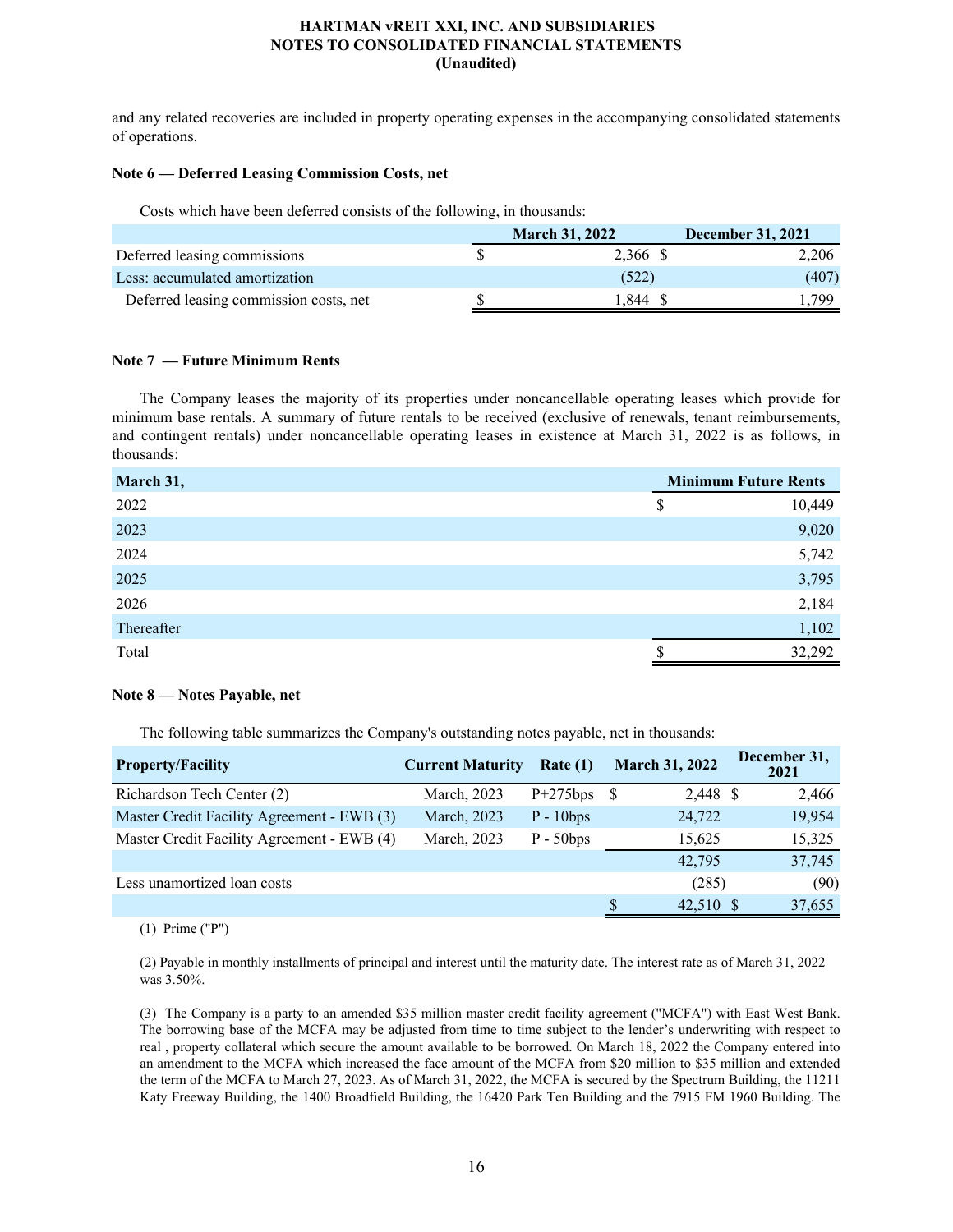and any related recoveries are included in property operating expenses in the accompanying consolidated statements of operations.

**Note 6 — Deferred Leasing Commission Costs, net**

Costs which have been deferred consists of the following, in thousands:

| | March 31, 2022 | December 31, 2021 |
|---|---|---|
| Deferred leasing commissions | $ 2,366 | $ 2,206 |
| Less: accumulated amortization | (522) | (407) |
| Deferred leasing commission costs, net | $ 1,844 | $ 1,799 |

**Note 7 — Future Minimum Rents**

The Company leases the majority of its properties under noncancellable operating leases which provide for minimum base rentals. A summary of future rentals to be received (exclusive of renewals, tenant reimbursements, and contingent rentals) under noncancellable operating leases in existence at March 31, 2022 is as follows, in thousands:

| March 31, | Minimum Future Rents |
|---|---|
| 2022 | $ 10,449 |
| 2023 | 9,020 |
| 2024 | 5,742 |
| 2025 | 3,795 |
| 2026 | 2,184 |
| Thereafter | 1,102 |
| Total | $ 32,292 |

**Note 8 — Notes Payable, net**

The following table summarizes the Company's outstanding notes payable, net in thousands:

| Property/Facility | Current Maturity | Rate (1) | March 31, 2022 | December 31, 2021 |
|---|---|---|---|---|
| Richardson Tech Center (2) | March, 2023 | P+275bps | $ 2,448 | $ 2,466 |
| Master Credit Facility Agreement - EWB (3) | March, 2023 | P - 10bps | 24,722 | 19,954 |
| Master Credit Facility Agreement - EWB (4) | March, 2023 | P - 50bps | 15,625 | 15,325 |
| | | | 42,795 | 37,745 |
| Less unamortized loan costs | | | (285) | (90) |
| | | | $ 42,510 | $ 37,655 |

(1) Prime ("P")

(2) Payable in monthly installments of principal and interest until the maturity date. The interest rate as of March 31, 2022 was 3.50%.

(3) The Company is a party to an amended $35 million master credit facility agreement ("MCFA") with East West Bank. The borrowing base of the MCFA may be adjusted from time to time subject to the lender's underwriting with respect to real , property collateral which secure the amount available to be borrowed. On March 18, 2022 the Company entered into an amendment to the MCFA which increased the face amount of the MCFA from $20 million to $35 million and extended the term of the MCFA to March 27, 2023. As of March 31, 2022, the MCFA is secured by the Spectrum Building, the 11211 Katy Freeway Building, the 1400 Broadfield Building, the 16420 Park Ten Building and the 7915 FM 1960 Building. The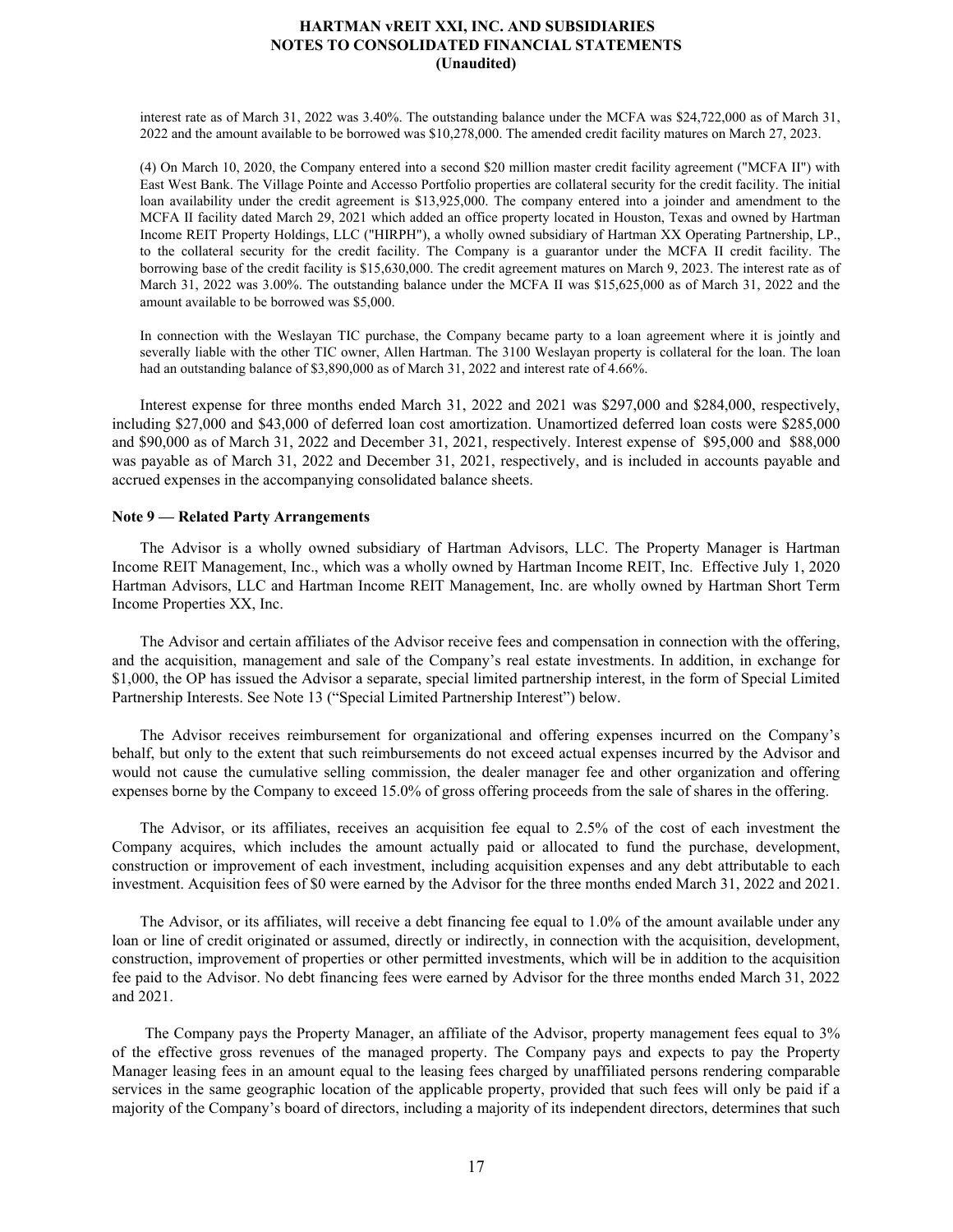interest rate as of March 31, 2022 was 3.40%. The outstanding balance under the MCFA was $24,722,000 as of March 31, 2022 and the amount available to be borrowed was $10,278,000. The amended credit facility matures on March 27, 2023.

(4) On March 10, 2020, the Company entered into a second $20 million master credit facility agreement ("MCFA II") with East West Bank. The Village Pointe and Accesso Portfolio properties are collateral security for the credit facility. The initial loan availability under the credit agreement is $13,925,000. The company entered into a joinder and amendment to the MCFA II facility dated March 29, 2021 which added an office property located in Houston, Texas and owned by Hartman Income REIT Property Holdings, LLC ("HIRPH"), a wholly owned subsidiary of Hartman XX Operating Partnership, LP., to the collateral security for the credit facility. The Company is a guarantor under the MCFA II credit facility. The borrowing base of the credit facility is $15,630,000. The credit agreement matures on March 9, 2023. The interest rate as of March 31, 2022 was 3.00%. The outstanding balance under the MCFA II was $15,625,000 as of March 31, 2022 and the amount available to be borrowed was $5,000.

In connection with the Weslayan TIC purchase, the Company became party to a loan agreement where it is jointly and severally liable with the other TIC owner, Allen Hartman. The 3100 Weslayan property is collateral for the loan. The loan had an outstanding balance of $3,890,000 as of March 31, 2022 and interest rate of 4.66%.

Interest expense for three months ended March 31, 2022 and 2021 was $297,000 and $284,000, respectively, including $27,000 and $43,000 of deferred loan cost amortization. Unamortized deferred loan costs were $285,000 and $90,000 as of March 31, 2022 and December 31, 2021, respectively. Interest expense of $95,000 and $88,000 was payable as of March 31, 2022 and December 31, 2021, respectively, and is included in accounts payable and accrued expenses in the accompanying consolidated balance sheets.

**Note 9 — Related Party Arrangements**

The Advisor is a wholly owned subsidiary of Hartman Advisors, LLC. The Property Manager is Hartman Income REIT Management, Inc., which was a wholly owned by Hartman Income REIT, Inc. Effective July 1, 2020 Hartman Advisors, LLC and Hartman Income REIT Management, Inc. are wholly owned by Hartman Short Term Income Properties XX, Inc.

The Advisor and certain affiliates of the Advisor receive fees and compensation in connection with the offering, and the acquisition, management and sale of the Company's real estate investments. In addition, in exchange for $1,000, the OP has issued the Advisor a separate, special limited partnership interest, in the form of Special Limited Partnership Interests. See Note 13 ("Special Limited Partnership Interest") below.

The Advisor receives reimbursement for organizational and offering expenses incurred on the Company's behalf, but only to the extent that such reimbursements do not exceed actual expenses incurred by the Advisor and would not cause the cumulative selling commission, the dealer manager fee and other organization and offering expenses borne by the Company to exceed 15.0% of gross offering proceeds from the sale of shares in the offering.

The Advisor, or its affiliates, receives an acquisition fee equal to 2.5% of the cost of each investment the Company acquires, which includes the amount actually paid or allocated to fund the purchase, development, construction or improvement of each investment, including acquisition expenses and any debt attributable to each investment. Acquisition fees of $0 were earned by the Advisor for the three months ended March 31, 2022 and 2021.

The Advisor, or its affiliates, will receive a debt financing fee equal to 1.0% of the amount available under any loan or line of credit originated or assumed, directly or indirectly, in connection with the acquisition, development, construction, improvement of properties or other permitted investments, which will be in addition to the acquisition fee paid to the Advisor. No debt financing fees were earned by Advisor for the three months ended March 31, 2022 and 2021.

The Company pays the Property Manager, an affiliate of the Advisor, property management fees equal to 3% of the effective gross revenues of the managed property. The Company pays and expects to pay the Property Manager leasing fees in an amount equal to the leasing fees charged by unaffiliated persons rendering comparable services in the same geographic location of the applicable property, provided that such fees will only be paid if a majority of the Company's board of directors, including a majority of its independent directors, determines that such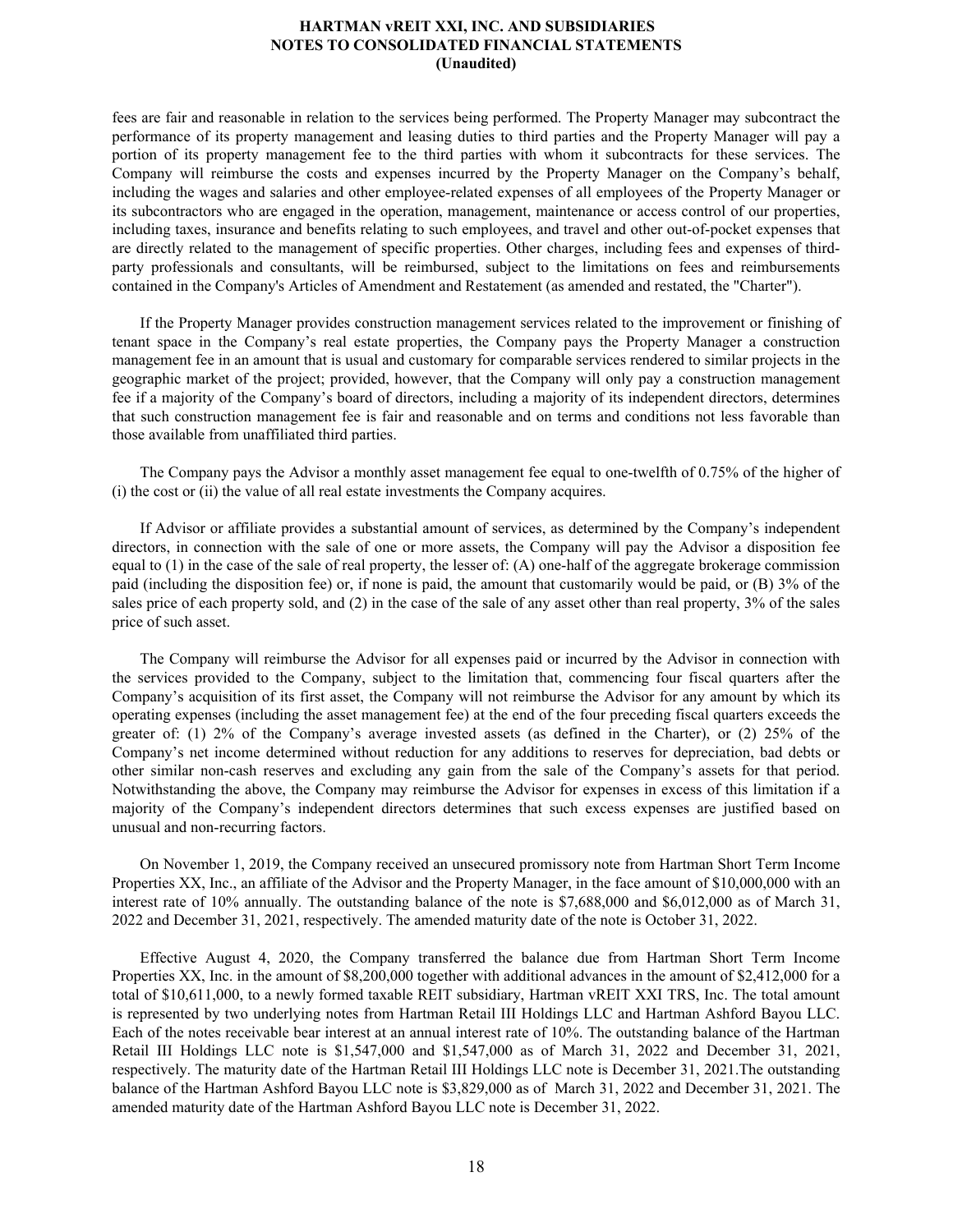fees are fair and reasonable in relation to the services being performed. The Property Manager may subcontract the performance of its property management and leasing duties to third parties and the Property Manager will pay a portion of its property management fee to the third parties with whom it subcontracts for these services. The Company will reimburse the costs and expenses incurred by the Property Manager on the Company's behalf, including the wages and salaries and other employee-related expenses of all employees of the Property Manager or its subcontractors who are engaged in the operation, management, maintenance or access control of our properties, including taxes, insurance and benefits relating to such employees, and travel and other out-of-pocket expenses that are directly related to the management of specific properties. Other charges, including fees and expenses of third-party professionals and consultants, will be reimbursed, subject to the limitations on fees and reimbursements contained in the Company's Articles of Amendment and Restatement (as amended and restated, the "Charter").

If the Property Manager provides construction management services related to the improvement or finishing of tenant space in the Company's real estate properties, the Company pays the Property Manager a construction management fee in an amount that is usual and customary for comparable services rendered to similar projects in the geographic market of the project; provided, however, that the Company will only pay a construction management fee if a majority of the Company's board of directors, including a majority of its independent directors, determines that such construction management fee is fair and reasonable and on terms and conditions not less favorable than those available from unaffiliated third parties.

The Company pays the Advisor a monthly asset management fee equal to one-twelfth of 0.75% of the higher of (i) the cost or (ii) the value of all real estate investments the Company acquires.

If Advisor or affiliate provides a substantial amount of services, as determined by the Company's independent directors, in connection with the sale of one or more assets, the Company will pay the Advisor a disposition fee equal to (1) in the case of the sale of real property, the lesser of: (A) one-half of the aggregate brokerage commission paid (including the disposition fee) or, if none is paid, the amount that customarily would be paid, or (B) 3% of the sales price of each property sold, and (2) in the case of the sale of any asset other than real property, 3% of the sales price of such asset.

The Company will reimburse the Advisor for all expenses paid or incurred by the Advisor in connection with the services provided to the Company, subject to the limitation that, commencing four fiscal quarters after the Company's acquisition of its first asset, the Company will not reimburse the Advisor for any amount by which its operating expenses (including the asset management fee) at the end of the four preceding fiscal quarters exceeds the greater of: (1) 2% of the Company's average invested assets (as defined in the Charter), or (2) 25% of the Company's net income determined without reduction for any additions to reserves for depreciation, bad debts or other similar non-cash reserves and excluding any gain from the sale of the Company's assets for that period. Notwithstanding the above, the Company may reimburse the Advisor for expenses in excess of this limitation if a majority of the Company's independent directors determines that such excess expenses are justified based on unusual and non-recurring factors.

On November 1, 2019, the Company received an unsecured promissory note from Hartman Short Term Income Properties XX, Inc., an affiliate of the Advisor and the Property Manager, in the face amount of $10,000,000 with an interest rate of 10% annually. The outstanding balance of the note is $7,688,000 and $6,012,000 as of March 31, 2022 and December 31, 2021, respectively. The amended maturity date of the note is October 31, 2022.

Effective August 4, 2020, the Company transferred the balance due from Hartman Short Term Income Properties XX, Inc. in the amount of $8,200,000 together with additional advances in the amount of $2,412,000 for a total of $10,611,000, to a newly formed taxable REIT subsidiary, Hartman vREIT XXI TRS, Inc. The total amount is represented by two underlying notes from Hartman Retail III Holdings LLC and Hartman Ashford Bayou LLC. Each of the notes receivable bear interest at an annual interest rate of 10%. The outstanding balance of the Hartman Retail III Holdings LLC note is $1,547,000 and $1,547,000 as of March 31, 2022 and December 31, 2021, respectively. The maturity date of the Hartman Retail III Holdings LLC note is December 31, 2021.The outstanding balance of the Hartman Ashford Bayou LLC note is $3,829,000 as of March 31, 2022 and December 31, 2021. The amended maturity date of the Hartman Ashford Bayou LLC note is December 31, 2022.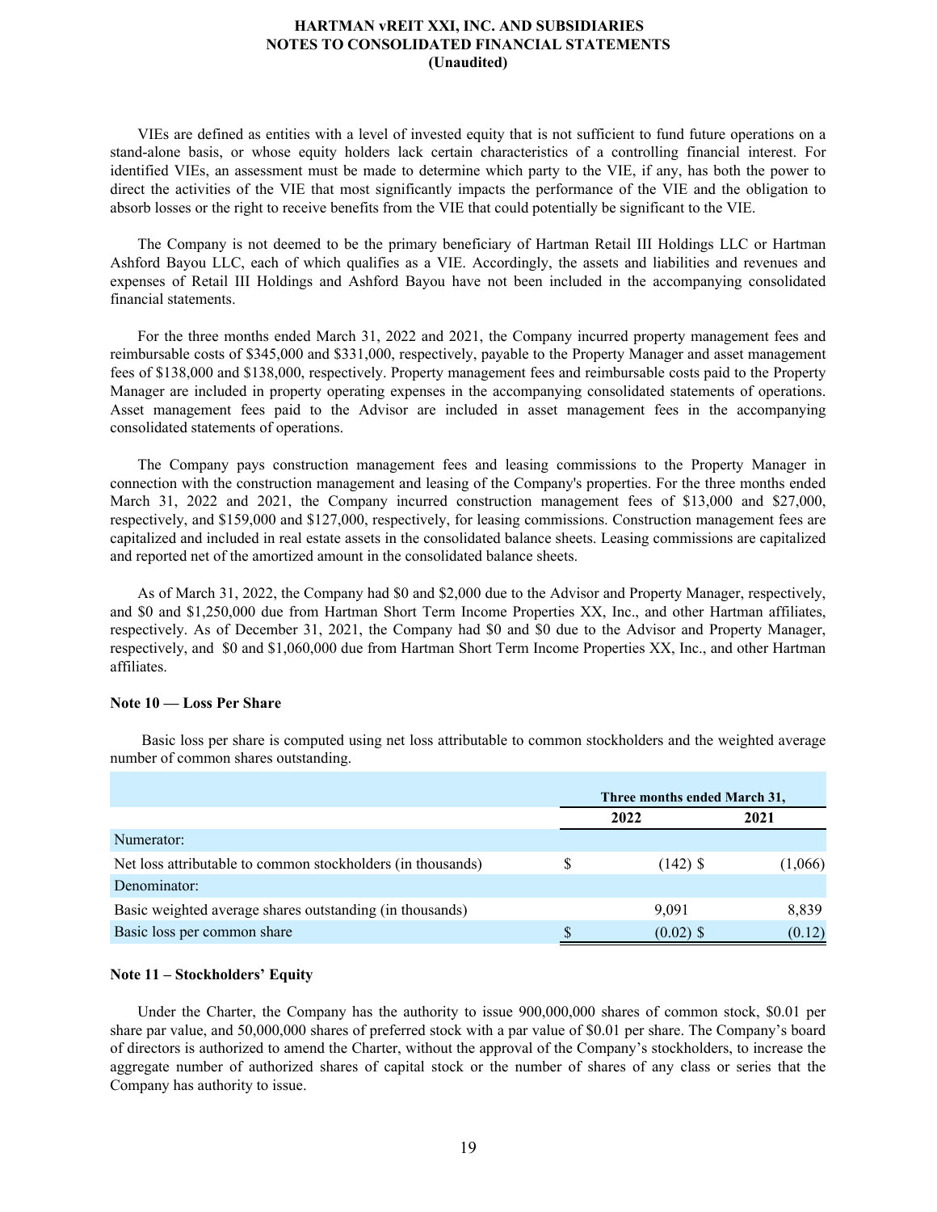VIEs are defined as entities with a level of invested equity that is not sufficient to fund future operations on a stand-alone basis, or whose equity holders lack certain characteristics of a controlling financial interest. For identified VIEs, an assessment must be made to determine which party to the VIE, if any, has both the power to direct the activities of the VIE that most significantly impacts the performance of the VIE and the obligation to absorb losses or the right to receive benefits from the VIE that could potentially be significant to the VIE.

The Company is not deemed to be the primary beneficiary of Hartman Retail III Holdings LLC or Hartman Ashford Bayou LLC, each of which qualifies as a VIE. Accordingly, the assets and liabilities and revenues and expenses of Retail III Holdings and Ashford Bayou have not been included in the accompanying consolidated financial statements.

For the three months ended March 31, 2022 and 2021, the Company incurred property management fees and reimbursable costs of $345,000 and $331,000, respectively, payable to the Property Manager and asset management fees of $138,000 and $138,000, respectively. Property management fees and reimbursable costs paid to the Property Manager are included in property operating expenses in the accompanying consolidated statements of operations. Asset management fees paid to the Advisor are included in asset management fees in the accompanying consolidated statements of operations.

The Company pays construction management fees and leasing commissions to the Property Manager in connection with the construction management and leasing of the Company's properties. For the three months ended March 31, 2022 and 2021, the Company incurred construction management fees of $13,000 and $27,000, respectively, and $159,000 and $127,000, respectively, for leasing commissions. Construction management fees are capitalized and included in real estate assets in the consolidated balance sheets. Leasing commissions are capitalized and reported net of the amortized amount in the consolidated balance sheets.

As of March 31, 2022, the Company had $0 and $2,000 due to the Advisor and Property Manager, respectively, and $0 and $1,250,000 due from Hartman Short Term Income Properties XX, Inc., and other Hartman affiliates, respectively. As of December 31, 2021, the Company had $0 and $0 due to the Advisor and Property Manager, respectively, and $0 and $1,060,000 due from Hartman Short Term Income Properties XX, Inc., and other Hartman affiliates.

**Note 10 — Loss Per Share**

Basic loss per share is computed using net loss attributable to common stockholders and the weighted average number of common shares outstanding.

| | Three months ended March 31, | |
|---|---|---|
| | 2022 | 2021 |
| Numerator: | | |
| Net loss attributable to common stockholders (in thousands) | $ (142) | $ (1,066) |
| Denominator: | | |
| Basic weighted average shares outstanding (in thousands) | 9,091 | 8,839 |
| Basic loss per common share | $ (0.02) | $ (0.12) |

**Note 11 – Stockholders' Equity**

Under the Charter, the Company has the authority to issue 900,000,000 shares of common stock, $0.01 per share par value, and 50,000,000 shares of preferred stock with a par value of $0.01 per share. The Company's board of directors is authorized to amend the Charter, without the approval of the Company's stockholders, to increase the aggregate number of authorized shares of capital stock or the number of shares of any class or series that the Company has authority to issue.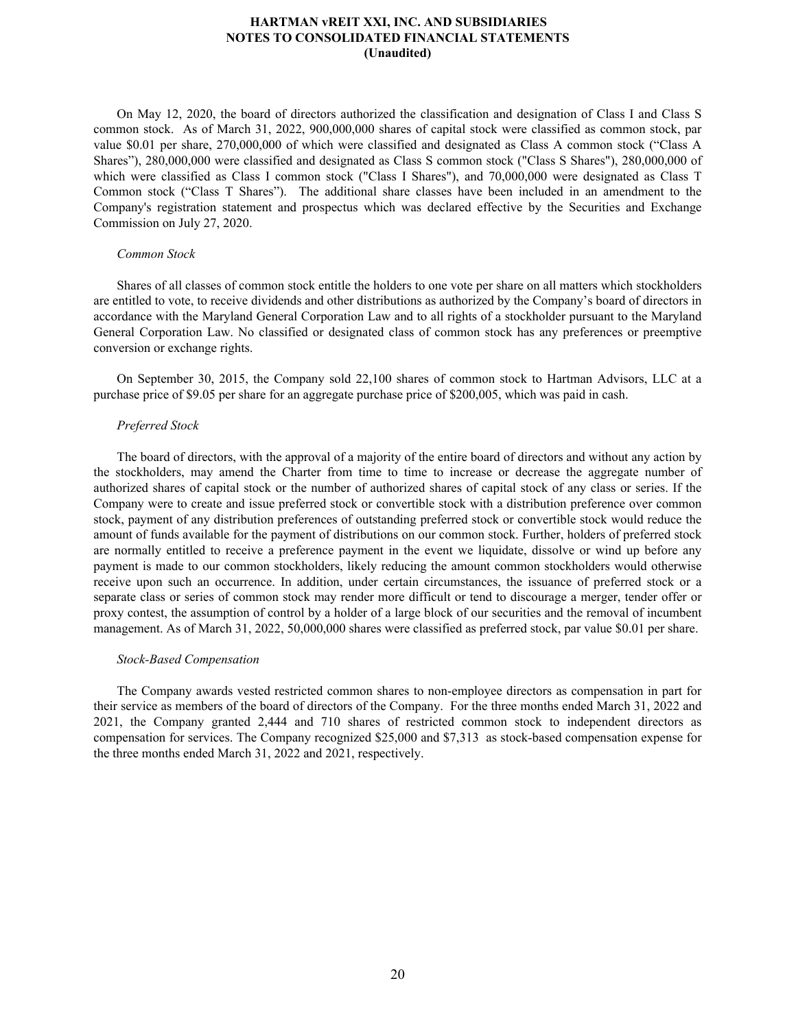On May 12, 2020, the board of directors authorized the classification and designation of Class I and Class S common stock. As of March 31, 2022, 900,000,000 shares of capital stock were classified as common stock, par value $0.01 per share, 270,000,000 of which were classified and designated as Class A common stock ("Class A Shares"), 280,000,000 were classified and designated as Class S common stock ("Class S Shares"), 280,000,000 of which were classified as Class I common stock ("Class I Shares"), and 70,000,000 were designated as Class T Common stock ("Class T Shares"). The additional share classes have been included in an amendment to the Company's registration statement and prospectus which was declared effective by the Securities and Exchange Commission on July 27, 2020.

*Common Stock*

Shares of all classes of common stock entitle the holders to one vote per share on all matters which stockholders are entitled to vote, to receive dividends and other distributions as authorized by the Company's board of directors in accordance with the Maryland General Corporation Law and to all rights of a stockholder pursuant to the Maryland General Corporation Law. No classified or designated class of common stock has any preferences or preemptive conversion or exchange rights.

On September 30, 2015, the Company sold 22,100 shares of common stock to Hartman Advisors, LLC at a purchase price of $9.05 per share for an aggregate purchase price of $200,005, which was paid in cash.

*Preferred Stock*

The board of directors, with the approval of a majority of the entire board of directors and without any action by the stockholders, may amend the Charter from time to time to increase or decrease the aggregate number of authorized shares of capital stock or the number of authorized shares of capital stock of any class or series. If the Company were to create and issue preferred stock or convertible stock with a distribution preference over common stock, payment of any distribution preferences of outstanding preferred stock or convertible stock would reduce the amount of funds available for the payment of distributions on our common stock. Further, holders of preferred stock are normally entitled to receive a preference payment in the event we liquidate, dissolve or wind up before any payment is made to our common stockholders, likely reducing the amount common stockholders would otherwise receive upon such an occurrence. In addition, under certain circumstances, the issuance of preferred stock or a separate class or series of common stock may render more difficult or tend to discourage a merger, tender offer or proxy contest, the assumption of control by a holder of a large block of our securities and the removal of incumbent management. As of March 31, 2022, 50,000,000 shares were classified as preferred stock, par value $0.01 per share.

*Stock-Based Compensation*

The Company awards vested restricted common shares to non-employee directors as compensation in part for their service as members of the board of directors of the Company. For the three months ended March 31, 2022 and 2021, the Company granted 2,444 and 710 shares of restricted common stock to independent directors as compensation for services. The Company recognized $25,000 and $7,313 as stock-based compensation expense for the three months ended March 31, 2022 and 2021, respectively.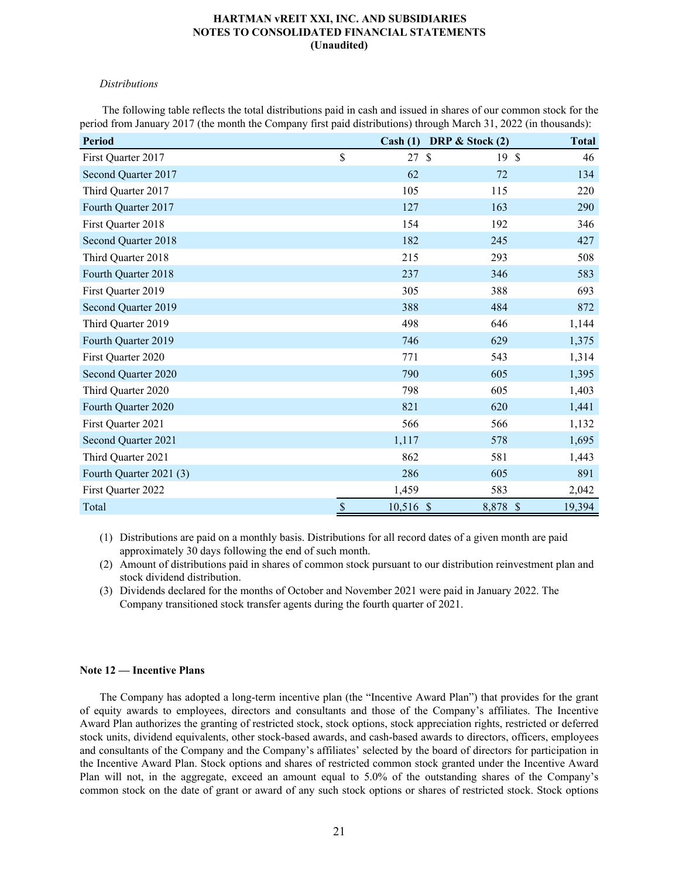*Distributions*

The following table reflects the total distributions paid in cash and issued in shares of our common stock for the period from January 2017 (the month the Company first paid distributions) through March 31, 2022 (in thousands):

| Period | Cash (1) | DRP & Stock (2) | Total |
|---|---|---|---|
| First Quarter 2017 | $ 27 | $ 19 | $ 46 |
| Second Quarter 2017 | 62 | 72 | 134 |
| Third Quarter 2017 | 105 | 115 | 220 |
| Fourth Quarter 2017 | 127 | 163 | 290 |
| First Quarter 2018 | 154 | 192 | 346 |
| Second Quarter 2018 | 182 | 245 | 427 |
| Third Quarter 2018 | 215 | 293 | 508 |
| Fourth Quarter 2018 | 237 | 346 | 583 |
| First Quarter 2019 | 305 | 388 | 693 |
| Second Quarter 2019 | 388 | 484 | 872 |
| Third Quarter 2019 | 498 | 646 | 1,144 |
| Fourth Quarter 2019 | 746 | 629 | 1,375 |
| First Quarter 2020 | 771 | 543 | 1,314 |
| Second Quarter 2020 | 790 | 605 | 1,395 |
| Third Quarter 2020 | 798 | 605 | 1,403 |
| Fourth Quarter 2020 | 821 | 620 | 1,441 |
| First Quarter 2021 | 566 | 566 | 1,132 |
| Second Quarter 2021 | 1,117 | 578 | 1,695 |
| Third Quarter 2021 | 862 | 581 | 1,443 |
| Fourth Quarter 2021 (3) | 286 | 605 | 891 |
| First Quarter 2022 | 1,459 | 583 | 2,042 |
| Total | $ 10,516 | $ 8,878 | $ 19,394 |

(1) Distributions are paid on a monthly basis. Distributions for all record dates of a given month are paid approximately 30 days following the end of such month.

(2) Amount of distributions paid in shares of common stock pursuant to our distribution reinvestment plan and stock dividend distribution.

(3) Dividends declared for the months of October and November 2021 were paid in January 2022. The Company transitioned stock transfer agents during the fourth quarter of 2021.

**Note 12 — Incentive Plans**

The Company has adopted a long-term incentive plan (the "Incentive Award Plan") that provides for the grant of equity awards to employees, directors and consultants and those of the Company's affiliates. The Incentive Award Plan authorizes the granting of restricted stock, stock options, stock appreciation rights, restricted or deferred stock units, dividend equivalents, other stock-based awards, and cash-based awards to directors, officers, employees and consultants of the Company and the Company's affiliates' selected by the board of directors for participation in the Incentive Award Plan. Stock options and shares of restricted common stock granted under the Incentive Award Plan will not, in the aggregate, exceed an amount equal to 5.0% of the outstanding shares of the Company's common stock on the date of grant or award of any such stock options or shares of restricted stock. Stock options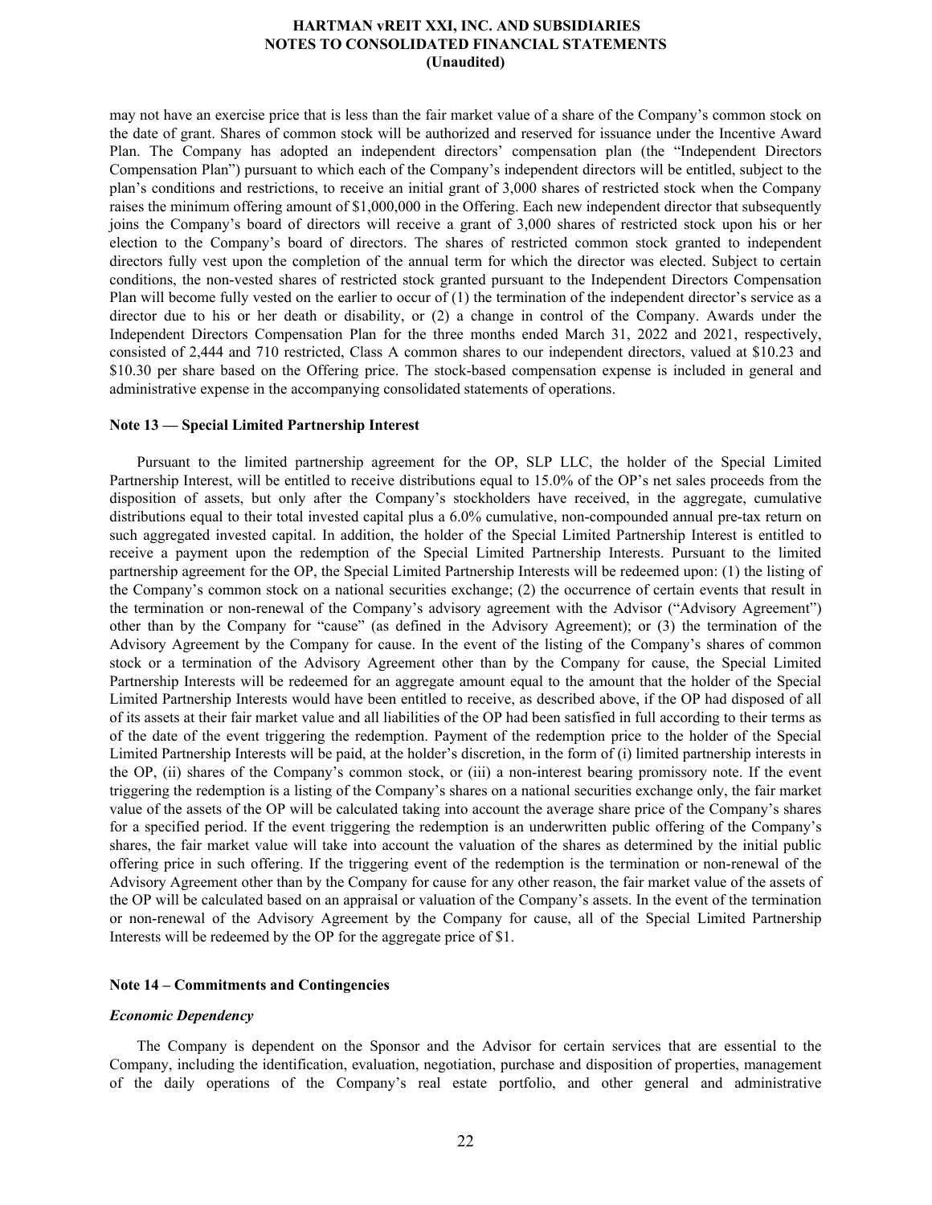may not have an exercise price that is less than the fair market value of a share of the Company's common stock on the date of grant. Shares of common stock will be authorized and reserved for issuance under the Incentive Award Plan. The Company has adopted an independent directors' compensation plan (the "Independent Directors Compensation Plan") pursuant to which each of the Company's independent directors will be entitled, subject to the plan's conditions and restrictions, to receive an initial grant of 3,000 shares of restricted stock when the Company raises the minimum offering amount of $1,000,000 in the Offering. Each new independent director that subsequently joins the Company's board of directors will receive a grant of 3,000 shares of restricted stock upon his or her election to the Company's board of directors. The shares of restricted common stock granted to independent directors fully vest upon the completion of the annual term for which the director was elected. Subject to certain conditions, the non-vested shares of restricted stock granted pursuant to the Independent Directors Compensation Plan will become fully vested on the earlier to occur of (1) the termination of the independent director's service as a director due to his or her death or disability, or (2) a change in control of the Company. Awards under the Independent Directors Compensation Plan for the three months ended March 31, 2022 and 2021, respectively, consisted of 2,444 and 710 restricted, Class A common shares to our independent directors, valued at $10.23 and $10.30 per share based on the Offering price. The stock-based compensation expense is included in general and administrative expense in the accompanying consolidated statements of operations.

**Note 13 — Special Limited Partnership Interest**

Pursuant to the limited partnership agreement for the OP, SLP LLC, the holder of the Special Limited Partnership Interest, will be entitled to receive distributions equal to 15.0% of the OP's net sales proceeds from the disposition of assets, but only after the Company's stockholders have received, in the aggregate, cumulative distributions equal to their total invested capital plus a 6.0% cumulative, non-compounded annual pre-tax return on such aggregated invested capital. In addition, the holder of the Special Limited Partnership Interest is entitled to receive a payment upon the redemption of the Special Limited Partnership Interests. Pursuant to the limited partnership agreement for the OP, the Special Limited Partnership Interests will be redeemed upon: (1) the listing of the Company's common stock on a national securities exchange; (2) the occurrence of certain events that result in the termination or non-renewal of the Company's advisory agreement with the Advisor ("Advisory Agreement") other than by the Company for "cause" (as defined in the Advisory Agreement); or (3) the termination of the Advisory Agreement by the Company for cause. In the event of the listing of the Company's shares of common stock or a termination of the Advisory Agreement other than by the Company for cause, the Special Limited Partnership Interests will be redeemed for an aggregate amount equal to the amount that the holder of the Special Limited Partnership Interests would have been entitled to receive, as described above, if the OP had disposed of all of its assets at their fair market value and all liabilities of the OP had been satisfied in full according to their terms as of the date of the event triggering the redemption. Payment of the redemption price to the holder of the Special Limited Partnership Interests will be paid, at the holder's discretion, in the form of (i) limited partnership interests in the OP, (ii) shares of the Company's common stock, or (iii) a non-interest bearing promissory note. If the event triggering the redemption is a listing of the Company's shares on a national securities exchange only, the fair market value of the assets of the OP will be calculated taking into account the average share price of the Company's shares for a specified period. If the event triggering the redemption is an underwritten public offering of the Company's shares, the fair market value will take into account the valuation of the shares as determined by the initial public offering price in such offering. If the triggering event of the redemption is the termination or non-renewal of the Advisory Agreement other than by the Company for cause for any other reason, the fair market value of the assets of the OP will be calculated based on an appraisal or valuation of the Company's assets. In the event of the termination or non-renewal of the Advisory Agreement by the Company for cause, all of the Special Limited Partnership Interests will be redeemed by the OP for the aggregate price of $1.

**Note 14 – Commitments and Contingencies**

***Economic Dependency***

The Company is dependent on the Sponsor and the Advisor for certain services that are essential to the Company, including the identification, evaluation, negotiation, purchase and disposition of properties, management of the daily operations of the Company's real estate portfolio, and other general and administrative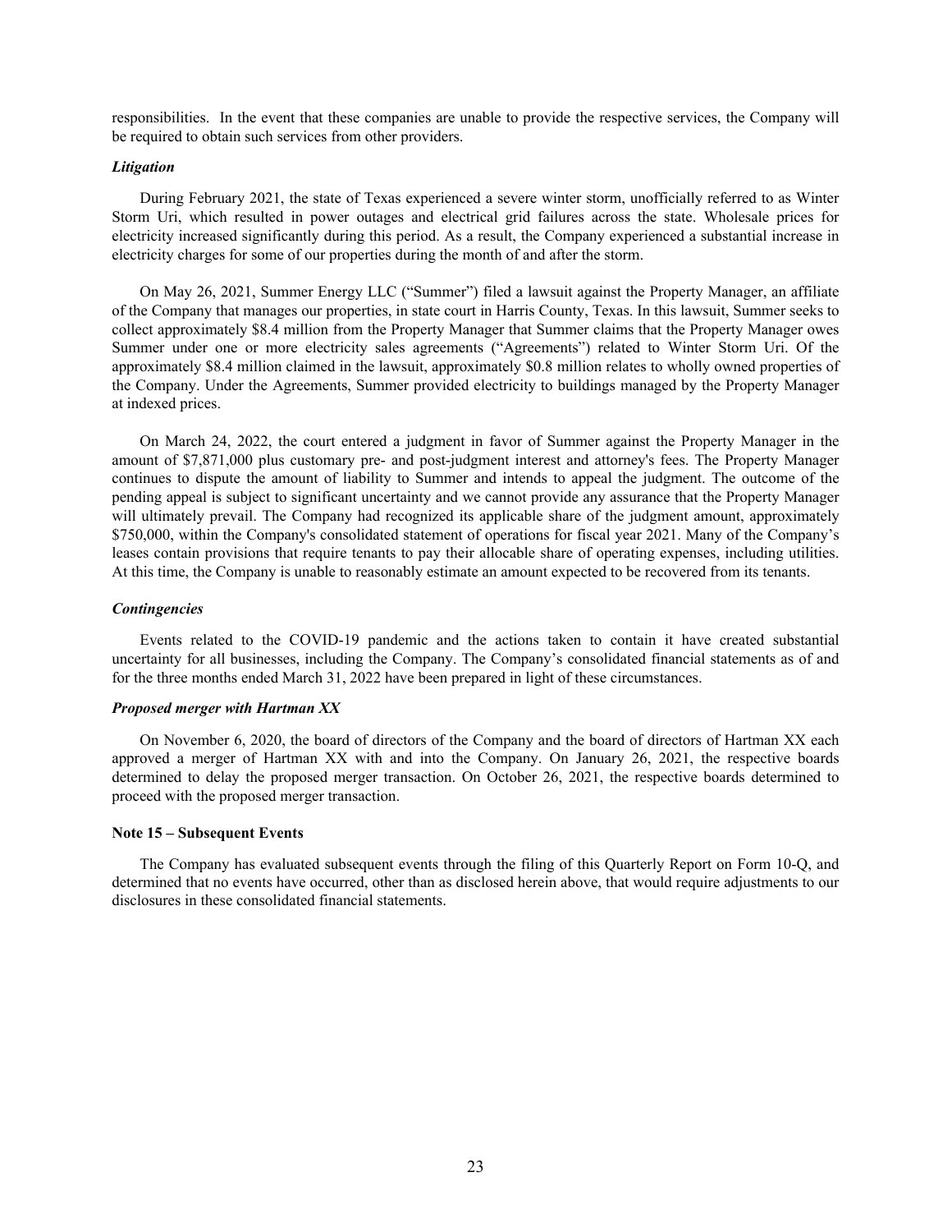responsibilities. In the event that these companies are unable to provide the respective services, the Company will be required to obtain such services from other providers.

***Litigation***

During February 2021, the state of Texas experienced a severe winter storm, unofficially referred to as Winter Storm Uri, which resulted in power outages and electrical grid failures across the state. Wholesale prices for electricity increased significantly during this period. As a result, the Company experienced a substantial increase in electricity charges for some of our properties during the month of and after the storm.

On May 26, 2021, Summer Energy LLC ("Summer") filed a lawsuit against the Property Manager, an affiliate of the Company that manages our properties, in state court in Harris County, Texas. In this lawsuit, Summer seeks to collect approximately $8.4 million from the Property Manager that Summer claims that the Property Manager owes Summer under one or more electricity sales agreements ("Agreements") related to Winter Storm Uri. Of the approximately $8.4 million claimed in the lawsuit, approximately $0.8 million relates to wholly owned properties of the Company. Under the Agreements, Summer provided electricity to buildings managed by the Property Manager at indexed prices.

On March 24, 2022, the court entered a judgment in favor of Summer against the Property Manager in the amount of $7,871,000 plus customary pre- and post-judgment interest and attorney's fees. The Property Manager continues to dispute the amount of liability to Summer and intends to appeal the judgment. The outcome of the pending appeal is subject to significant uncertainty and we cannot provide any assurance that the Property Manager will ultimately prevail. The Company had recognized its applicable share of the judgment amount, approximately $750,000, within the Company's consolidated statement of operations for fiscal year 2021. Many of the Company's leases contain provisions that require tenants to pay their allocable share of operating expenses, including utilities. At this time, the Company is unable to reasonably estimate an amount expected to be recovered from its tenants.

***Contingencies***

Events related to the COVID-19 pandemic and the actions taken to contain it have created substantial uncertainty for all businesses, including the Company. The Company's consolidated financial statements as of and for the three months ended March 31, 2022 have been prepared in light of these circumstances.

***Proposed merger with Hartman XX***

On November 6, 2020, the board of directors of the Company and the board of directors of Hartman XX each approved a merger of Hartman XX with and into the Company. On January 26, 2021, the respective boards determined to delay the proposed merger transaction. On October 26, 2021, the respective boards determined to proceed with the proposed merger transaction.

**Note 15 – Subsequent Events**

The Company has evaluated subsequent events through the filing of this Quarterly Report on Form 10-Q, and determined that no events have occurred, other than as disclosed herein above, that would require adjustments to our disclosures in these consolidated financial statements.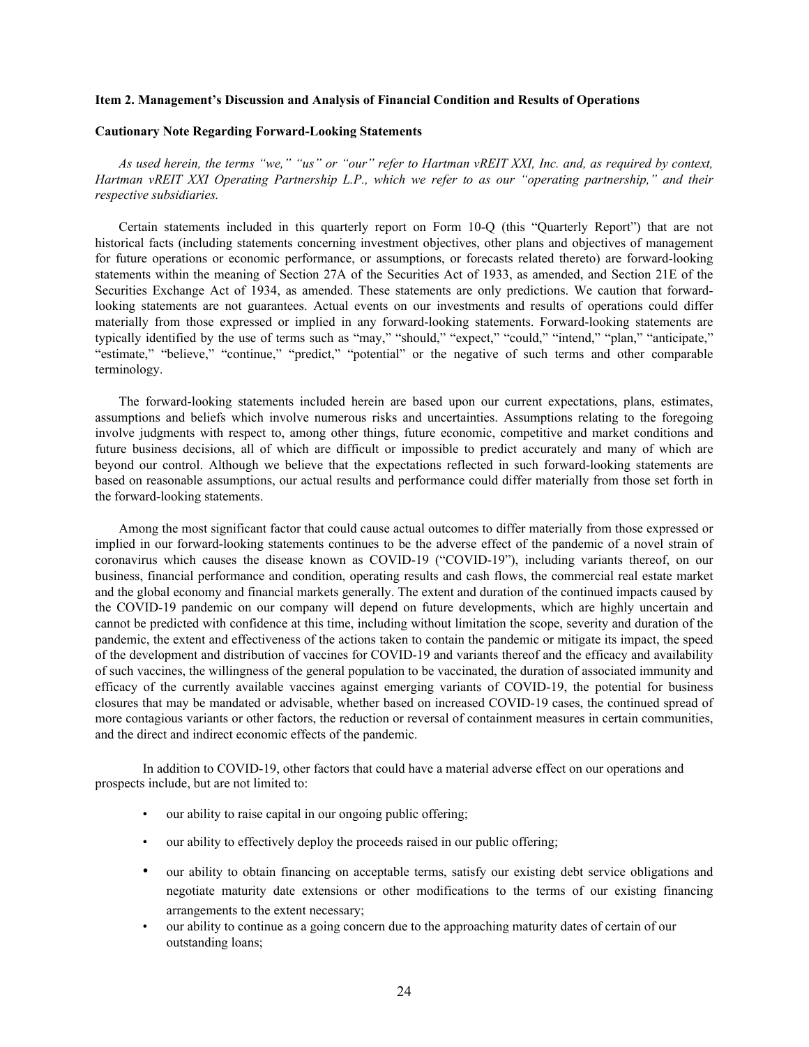**Item 2. Management's Discussion and Analysis of Financial Condition and Results of Operations**

**Cautionary Note Regarding Forward-Looking Statements**

*As used herein, the terms "we," "us" or "our" refer to Hartman vREIT XXI, Inc. and, as required by context, Hartman vREIT XXI Operating Partnership L.P., which we refer to as our "operating partnership," and their respective subsidiaries.*

Certain statements included in this quarterly report on Form 10-Q (this "Quarterly Report") that are not historical facts (including statements concerning investment objectives, other plans and objectives of management for future operations or economic performance, or assumptions, or forecasts related thereto) are forward-looking statements within the meaning of Section 27A of the Securities Act of 1933, as amended, and Section 21E of the Securities Exchange Act of 1934, as amended. These statements are only predictions. We caution that forward-looking statements are not guarantees. Actual events on our investments and results of operations could differ materially from those expressed or implied in any forward-looking statements. Forward-looking statements are typically identified by the use of terms such as "may," "should," "expect," "could," "intend," "plan," "anticipate," "estimate," "believe," "continue," "predict," "potential" or the negative of such terms and other comparable terminology.

The forward-looking statements included herein are based upon our current expectations, plans, estimates, assumptions and beliefs which involve numerous risks and uncertainties. Assumptions relating to the foregoing involve judgments with respect to, among other things, future economic, competitive and market conditions and future business decisions, all of which are difficult or impossible to predict accurately and many of which are beyond our control. Although we believe that the expectations reflected in such forward-looking statements are based on reasonable assumptions, our actual results and performance could differ materially from those set forth in the forward-looking statements.

Among the most significant factor that could cause actual outcomes to differ materially from those expressed or implied in our forward-looking statements continues to be the adverse effect of the pandemic of a novel strain of coronavirus which causes the disease known as COVID-19 ("COVID-19"), including variants thereof, on our business, financial performance and condition, operating results and cash flows, the commercial real estate market and the global economy and financial markets generally. The extent and duration of the continued impacts caused by the COVID-19 pandemic on our company will depend on future developments, which are highly uncertain and cannot be predicted with confidence at this time, including without limitation the scope, severity and duration of the pandemic, the extent and effectiveness of the actions taken to contain the pandemic or mitigate its impact, the speed of the development and distribution of vaccines for COVID-19 and variants thereof and the efficacy and availability of such vaccines, the willingness of the general population to be vaccinated, the duration of associated immunity and efficacy of the currently available vaccines against emerging variants of COVID-19, the potential for business closures that may be mandated or advisable, whether based on increased COVID-19 cases, the continued spread of more contagious variants or other factors, the reduction or reversal of containment measures in certain communities, and the direct and indirect economic effects of the pandemic.

In addition to COVID-19, other factors that could have a material adverse effect on our operations and prospects include, but are not limited to:

- our ability to raise capital in our ongoing public offering;
- our ability to effectively deploy the proceeds raised in our public offering;
- our ability to obtain financing on acceptable terms, satisfy our existing debt service obligations and negotiate maturity date extensions or other modifications to the terms of our existing financing arrangements to the extent necessary;
- our ability to continue as a going concern due to the approaching maturity dates of certain of our outstanding loans;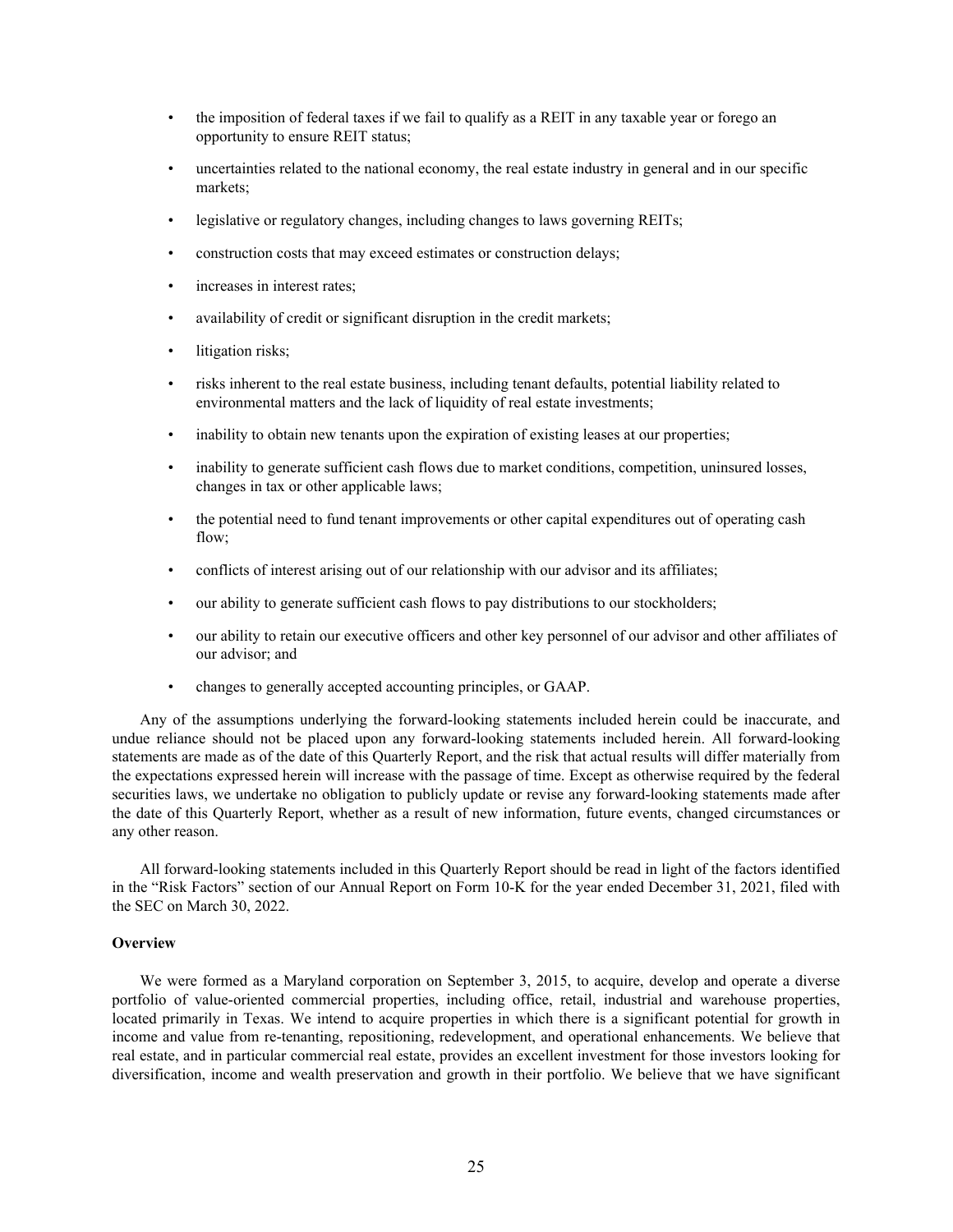- the imposition of federal taxes if we fail to qualify as a REIT in any taxable year or forego an opportunity to ensure REIT status;
- uncertainties related to the national economy, the real estate industry in general and in our specific markets;
- legislative or regulatory changes, including changes to laws governing REITs;
- construction costs that may exceed estimates or construction delays;
- increases in interest rates;
- availability of credit or significant disruption in the credit markets;
- litigation risks;
- risks inherent to the real estate business, including tenant defaults, potential liability related to environmental matters and the lack of liquidity of real estate investments;
- inability to obtain new tenants upon the expiration of existing leases at our properties;
- inability to generate sufficient cash flows due to market conditions, competition, uninsured losses, changes in tax or other applicable laws;
- the potential need to fund tenant improvements or other capital expenditures out of operating cash flow;
- conflicts of interest arising out of our relationship with our advisor and its affiliates;
- our ability to generate sufficient cash flows to pay distributions to our stockholders;
- our ability to retain our executive officers and other key personnel of our advisor and other affiliates of our advisor; and
- changes to generally accepted accounting principles, or GAAP.

Any of the assumptions underlying the forward-looking statements included herein could be inaccurate, and undue reliance should not be placed upon any forward-looking statements included herein. All forward-looking statements are made as of the date of this Quarterly Report, and the risk that actual results will differ materially from the expectations expressed herein will increase with the passage of time. Except as otherwise required by the federal securities laws, we undertake no obligation to publicly update or revise any forward-looking statements made after the date of this Quarterly Report, whether as a result of new information, future events, changed circumstances or any other reason.

All forward-looking statements included in this Quarterly Report should be read in light of the factors identified in the "Risk Factors" section of our Annual Report on Form 10-K for the year ended December 31, 2021, filed with the SEC on March 30, 2022.

**Overview**

We were formed as a Maryland corporation on September 3, 2015, to acquire, develop and operate a diverse portfolio of value-oriented commercial properties, including office, retail, industrial and warehouse properties, located primarily in Texas. We intend to acquire properties in which there is a significant potential for growth in income and value from re-tenanting, repositioning, redevelopment, and operational enhancements. We believe that real estate, and in particular commercial real estate, provides an excellent investment for those investors looking for diversification, income and wealth preservation and growth in their portfolio. We believe that we have significant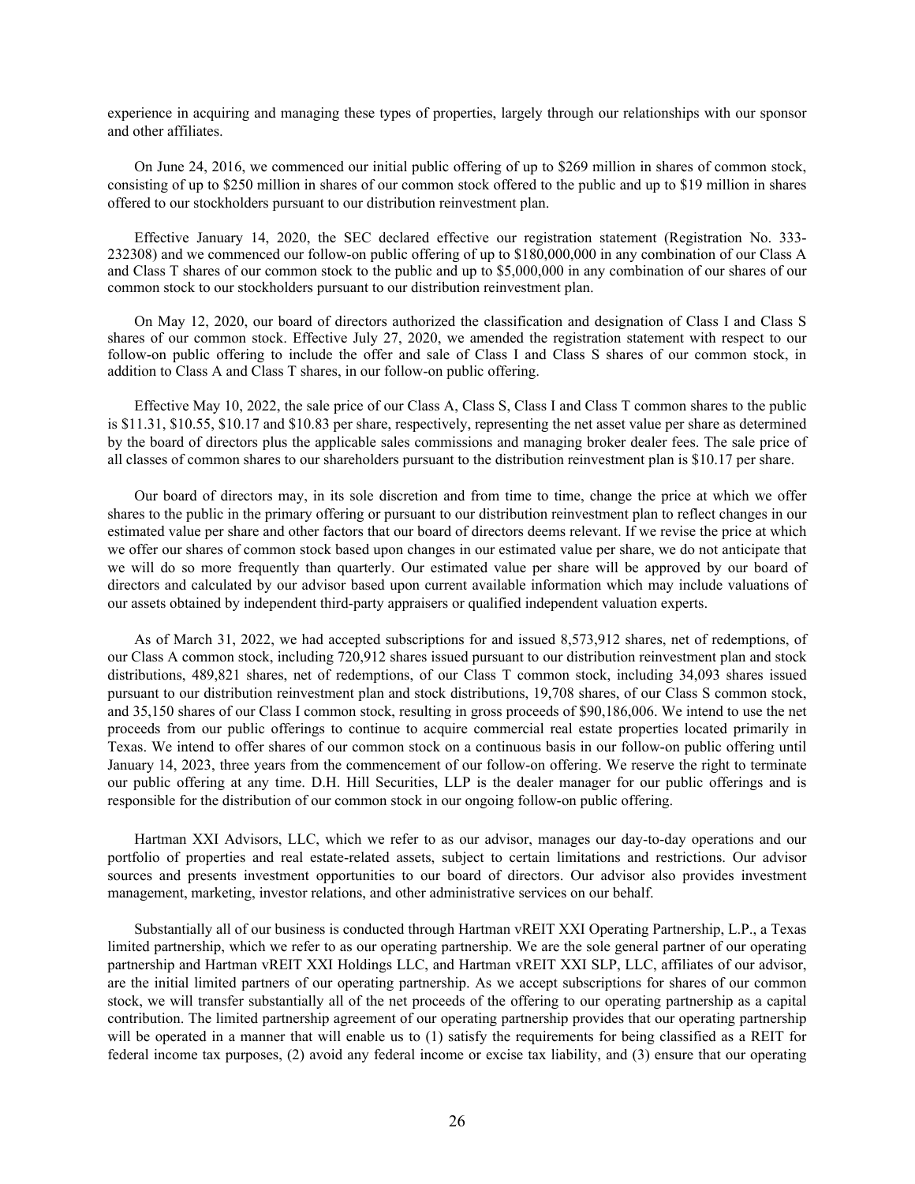experience in acquiring and managing these types of properties, largely through our relationships with our sponsor and other affiliates.

On June 24, 2016, we commenced our initial public offering of up to $269 million in shares of common stock, consisting of up to $250 million in shares of our common stock offered to the public and up to $19 million in shares offered to our stockholders pursuant to our distribution reinvestment plan.

Effective January 14, 2020, the SEC declared effective our registration statement (Registration No. 333-232308) and we commenced our follow-on public offering of up to $180,000,000 in any combination of our Class A and Class T shares of our common stock to the public and up to $5,000,000 in any combination of our shares of our common stock to our stockholders pursuant to our distribution reinvestment plan.

On May 12, 2020, our board of directors authorized the classification and designation of Class I and Class S shares of our common stock. Effective July 27, 2020, we amended the registration statement with respect to our follow-on public offering to include the offer and sale of Class I and Class S shares of our common stock, in addition to Class A and Class T shares, in our follow-on public offering.

Effective May 10, 2022, the sale price of our Class A, Class S, Class I and Class T common shares to the public is $11.31, $10.55, $10.17 and $10.83 per share, respectively, representing the net asset value per share as determined by the board of directors plus the applicable sales commissions and managing broker dealer fees. The sale price of all classes of common shares to our shareholders pursuant to the distribution reinvestment plan is $10.17 per share.

Our board of directors may, in its sole discretion and from time to time, change the price at which we offer shares to the public in the primary offering or pursuant to our distribution reinvestment plan to reflect changes in our estimated value per share and other factors that our board of directors deems relevant. If we revise the price at which we offer our shares of common stock based upon changes in our estimated value per share, we do not anticipate that we will do so more frequently than quarterly. Our estimated value per share will be approved by our board of directors and calculated by our advisor based upon current available information which may include valuations of our assets obtained by independent third-party appraisers or qualified independent valuation experts.

As of March 31, 2022, we had accepted subscriptions for and issued 8,573,912 shares, net of redemptions, of our Class A common stock, including 720,912 shares issued pursuant to our distribution reinvestment plan and stock distributions, 489,821 shares, net of redemptions, of our Class T common stock, including 34,093 shares issued pursuant to our distribution reinvestment plan and stock distributions, 19,708 shares, of our Class S common stock, and 35,150 shares of our Class I common stock, resulting in gross proceeds of $90,186,006. We intend to use the net proceeds from our public offerings to continue to acquire commercial real estate properties located primarily in Texas. We intend to offer shares of our common stock on a continuous basis in our follow-on public offering until January 14, 2023, three years from the commencement of our follow-on offering. We reserve the right to terminate our public offering at any time. D.H. Hill Securities, LLP is the dealer manager for our public offerings and is responsible for the distribution of our common stock in our ongoing follow-on public offering.

Hartman XXI Advisors, LLC, which we refer to as our advisor, manages our day-to-day operations and our portfolio of properties and real estate-related assets, subject to certain limitations and restrictions. Our advisor sources and presents investment opportunities to our board of directors. Our advisor also provides investment management, marketing, investor relations, and other administrative services on our behalf.

Substantially all of our business is conducted through Hartman vREIT XXI Operating Partnership, L.P., a Texas limited partnership, which we refer to as our operating partnership. We are the sole general partner of our operating partnership and Hartman vREIT XXI Holdings LLC, and Hartman vREIT XXI SLP, LLC, affiliates of our advisor, are the initial limited partners of our operating partnership. As we accept subscriptions for shares of our common stock, we will transfer substantially all of the net proceeds of the offering to our operating partnership as a capital contribution. The limited partnership agreement of our operating partnership provides that our operating partnership will be operated in a manner that will enable us to (1) satisfy the requirements for being classified as a REIT for federal income tax purposes, (2) avoid any federal income or excise tax liability, and (3) ensure that our operating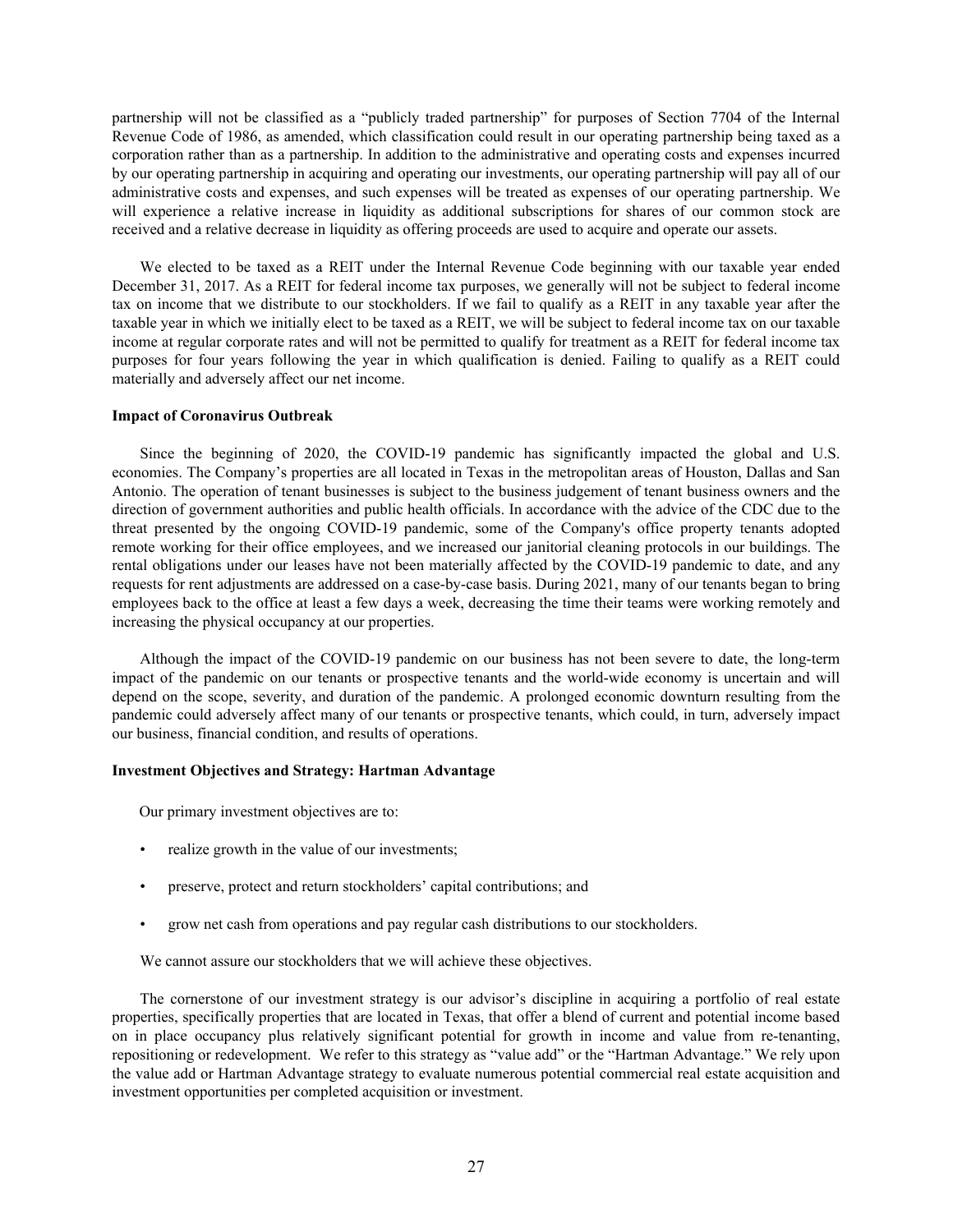partnership will not be classified as a "publicly traded partnership" for purposes of Section 7704 of the Internal Revenue Code of 1986, as amended, which classification could result in our operating partnership being taxed as a corporation rather than as a partnership. In addition to the administrative and operating costs and expenses incurred by our operating partnership in acquiring and operating our investments, our operating partnership will pay all of our administrative costs and expenses, and such expenses will be treated as expenses of our operating partnership. We will experience a relative increase in liquidity as additional subscriptions for shares of our common stock are received and a relative decrease in liquidity as offering proceeds are used to acquire and operate our assets.

We elected to be taxed as a REIT under the Internal Revenue Code beginning with our taxable year ended December 31, 2017. As a REIT for federal income tax purposes, we generally will not be subject to federal income tax on income that we distribute to our stockholders. If we fail to qualify as a REIT in any taxable year after the taxable year in which we initially elect to be taxed as a REIT, we will be subject to federal income tax on our taxable income at regular corporate rates and will not be permitted to qualify for treatment as a REIT for federal income tax purposes for four years following the year in which qualification is denied. Failing to qualify as a REIT could materially and adversely affect our net income.

**Impact of Coronavirus Outbreak**

Since the beginning of 2020, the COVID-19 pandemic has significantly impacted the global and U.S. economies. The Company's properties are all located in Texas in the metropolitan areas of Houston, Dallas and San Antonio. The operation of tenant businesses is subject to the business judgement of tenant business owners and the direction of government authorities and public health officials. In accordance with the advice of the CDC due to the threat presented by the ongoing COVID-19 pandemic, some of the Company's office property tenants adopted remote working for their office employees, and we increased our janitorial cleaning protocols in our buildings. The rental obligations under our leases have not been materially affected by the COVID-19 pandemic to date, and any requests for rent adjustments are addressed on a case-by-case basis. During 2021, many of our tenants began to bring employees back to the office at least a few days a week, decreasing the time their teams were working remotely and increasing the physical occupancy at our properties.

Although the impact of the COVID-19 pandemic on our business has not been severe to date, the long-term impact of the pandemic on our tenants or prospective tenants and the world-wide economy is uncertain and will depend on the scope, severity, and duration of the pandemic. A prolonged economic downturn resulting from the pandemic could adversely affect many of our tenants or prospective tenants, which could, in turn, adversely impact our business, financial condition, and results of operations.

**Investment Objectives and Strategy: Hartman Advantage**

Our primary investment objectives are to:

- realize growth in the value of our investments;
- preserve, protect and return stockholders' capital contributions; and
- grow net cash from operations and pay regular cash distributions to our stockholders.

We cannot assure our stockholders that we will achieve these objectives.

The cornerstone of our investment strategy is our advisor's discipline in acquiring a portfolio of real estate properties, specifically properties that are located in Texas, that offer a blend of current and potential income based on in place occupancy plus relatively significant potential for growth in income and value from re-tenanting, repositioning or redevelopment. We refer to this strategy as "value add" or the "Hartman Advantage." We rely upon the value add or Hartman Advantage strategy to evaluate numerous potential commercial real estate acquisition and investment opportunities per completed acquisition or investment.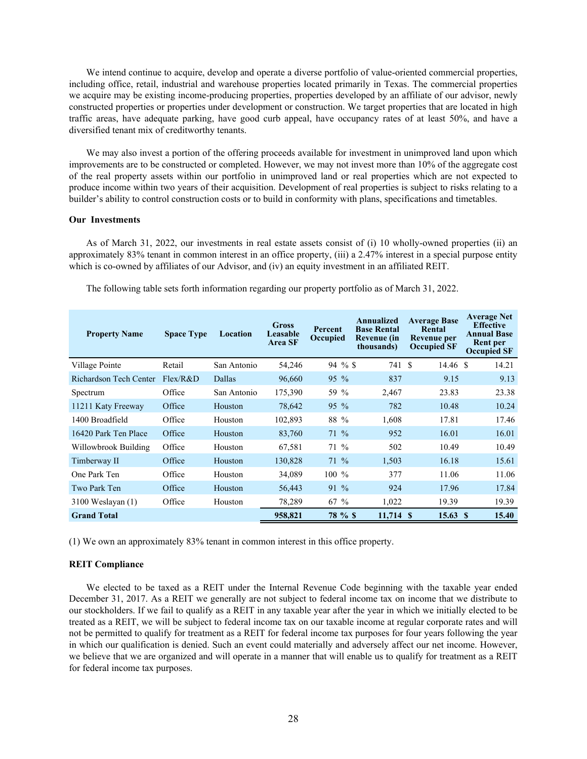We intend continue to acquire, develop and operate a diverse portfolio of value-oriented commercial properties, including office, retail, industrial and warehouse properties located primarily in Texas. The commercial properties we acquire may be existing income-producing properties, properties developed by an affiliate of our advisor, newly constructed properties or properties under development or construction. We target properties that are located in high traffic areas, have adequate parking, have good curb appeal, have occupancy rates of at least 50%, and have a diversified tenant mix of creditworthy tenants.

We may also invest a portion of the offering proceeds available for investment in unimproved land upon which improvements are to be constructed or completed. However, we may not invest more than 10% of the aggregate cost of the real property assets within our portfolio in unimproved land or real properties which are not expected to produce income within two years of their acquisition. Development of real properties is subject to risks relating to a builder's ability to control construction costs or to build in conformity with plans, specifications and timetables.

**Our Investments**

As of March 31, 2022, our investments in real estate assets consist of (i) 10 wholly-owned properties (ii) an approximately 83% tenant in common interest in an office property, (iii) a 2.47% interest in a special purpose entity which is co-owned by affiliates of our Advisor, and (iv) an equity investment in an affiliated REIT.

The following table sets forth information regarding our property portfolio as of March 31, 2022.

| Property Name | Space Type | Location | Gross Leasable Area SF | Percent Occupied | Annualized Base Rental Revenue (in thousands) | Average Base Rental Revenue per Occupied SF | Average Net Effective Annual Base Rent per Occupied SF |
|---|---|---|---|---|---|---|---|
| Village Pointe | Retail | San Antonio | 54,246 | 94 % | $ 741 | $ 14.46 | $ 14.21 |
| Richardson Tech Center | Flex/R&D | Dallas | 96,660 | 95 % | 837 | 9.15 | 9.13 |
| Spectrum | Office | San Antonio | 175,390 | 59 % | 2,467 | 23.83 | 23.38 |
| 11211 Katy Freeway | Office | Houston | 78,642 | 95 % | 782 | 10.48 | 10.24 |
| 1400 Broadfield | Office | Houston | 102,893 | 88 % | 1,608 | 17.81 | 17.46 |
| 16420 Park Ten Place | Office | Houston | 83,760 | 71 % | 952 | 16.01 | 16.01 |
| Willowbrook Building | Office | Houston | 67,581 | 71 % | 502 | 10.49 | 10.49 |
| Timberway II | Office | Houston | 130,828 | 71 % | 1,503 | 16.18 | 15.61 |
| One Park Ten | Office | Houston | 34,089 | 100 % | 377 | 11.06 | 11.06 |
| Two Park Ten | Office | Houston | 56,443 | 91 % | 924 | 17.96 | 17.84 |
| 3100 Weslayan (1) | Office | Houston | 78,289 | 67 % | 1,022 | 19.39 | 19.39 |
| **Grand Total** | | | **958,821** | **78 %** | **$ 11,714** | **$ 15.63** | **$ 15.40** |

(1) We own an approximately 83% tenant in common interest in this office property.

**REIT Compliance**

We elected to be taxed as a REIT under the Internal Revenue Code beginning with the taxable year ended December 31, 2017. As a REIT we generally are not subject to federal income tax on income that we distribute to our stockholders. If we fail to qualify as a REIT in any taxable year after the year in which we initially elected to be treated as a REIT, we will be subject to federal income tax on our taxable income at regular corporate rates and will not be permitted to qualify for treatment as a REIT for federal income tax purposes for four years following the year in which our qualification is denied. Such an event could materially and adversely affect our net income. However, we believe that we are organized and will operate in a manner that will enable us to qualify for treatment as a REIT for federal income tax purposes.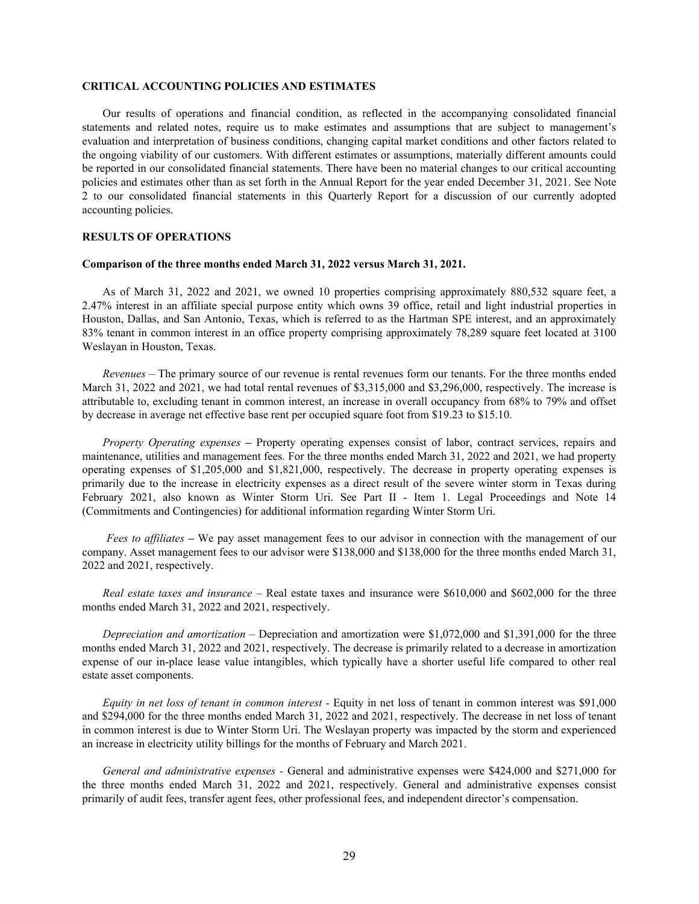## CRITICAL ACCOUNTING POLICIES AND ESTIMATES

Our results of operations and financial condition, as reflected in the accompanying consolidated financial statements and related notes, require us to make estimates and assumptions that are subject to management's evaluation and interpretation of business conditions, changing capital market conditions and other factors related to the ongoing viability of our customers. With different estimates or assumptions, materially different amounts could be reported in our consolidated financial statements. There have been no material changes to our critical accounting policies and estimates other than as set forth in the Annual Report for the year ended December 31, 2021. See Note 2 to our consolidated financial statements in this Quarterly Report for a discussion of our currently adopted accounting policies.

## RESULTS OF OPERATIONS

### Comparison of the three months ended March 31, 2022 versus March 31, 2021.

As of March 31, 2022 and 2021, we owned 10 properties comprising approximately 880,532 square feet, a 2.47% interest in an affiliate special purpose entity which owns 39 office, retail and light industrial properties in Houston, Dallas, and San Antonio, Texas, which is referred to as the Hartman SPE interest, and an approximately 83% tenant in common interest in an office property comprising approximately 78,289 square feet located at 3100 Weslayan in Houston, Texas.

*Revenues* – The primary source of our revenue is rental revenues form our tenants. For the three months ended March 31, 2022 and 2021, we had total rental revenues of $3,315,000 and $3,296,000, respectively. The increase is attributable to, excluding tenant in common interest, an increase in overall occupancy from 68% to 79% and offset by decrease in average net effective base rent per occupied square foot from $19.23 to $15.10.

*Property Operating expenses* **–** Property operating expenses consist of labor, contract services, repairs and maintenance, utilities and management fees. For the three months ended March 31, 2022 and 2021, we had property operating expenses of $1,205,000 and $1,821,000, respectively. The decrease in property operating expenses is primarily due to the increase in electricity expenses as a direct result of the severe winter storm in Texas during February 2021, also known as Winter Storm Uri. See Part II - Item 1. Legal Proceedings and Note 14 (Commitments and Contingencies) for additional information regarding Winter Storm Uri.

*Fees to affiliates* **–** We pay asset management fees to our advisor in connection with the management of our company. Asset management fees to our advisor were $138,000 and $138,000 for the three months ended March 31, 2022 and 2021, respectively.

*Real estate taxes and insurance* – Real estate taxes and insurance were $610,000 and $602,000 for the three months ended March 31, 2022 and 2021, respectively.

*Depreciation and amortization* – Depreciation and amortization were $1,072,000 and $1,391,000 for the three months ended March 31, 2022 and 2021, respectively. The decrease is primarily related to a decrease in amortization expense of our in-place lease value intangibles, which typically have a shorter useful life compared to other real estate asset components.

*Equity in net loss of tenant in common interest -* Equity in net loss of tenant in common interest was $91,000 and $294,000 for the three months ended March 31, 2022 and 2021, respectively. The decrease in net loss of tenant in common interest is due to Winter Storm Uri. The Weslayan property was impacted by the storm and experienced an increase in electricity utility billings for the months of February and March 2021.

*General and administrative expenses -* General and administrative expenses were $424,000 and $271,000 for the three months ended March 31, 2022 and 2021, respectively. General and administrative expenses consist primarily of audit fees, transfer agent fees, other professional fees, and independent director's compensation.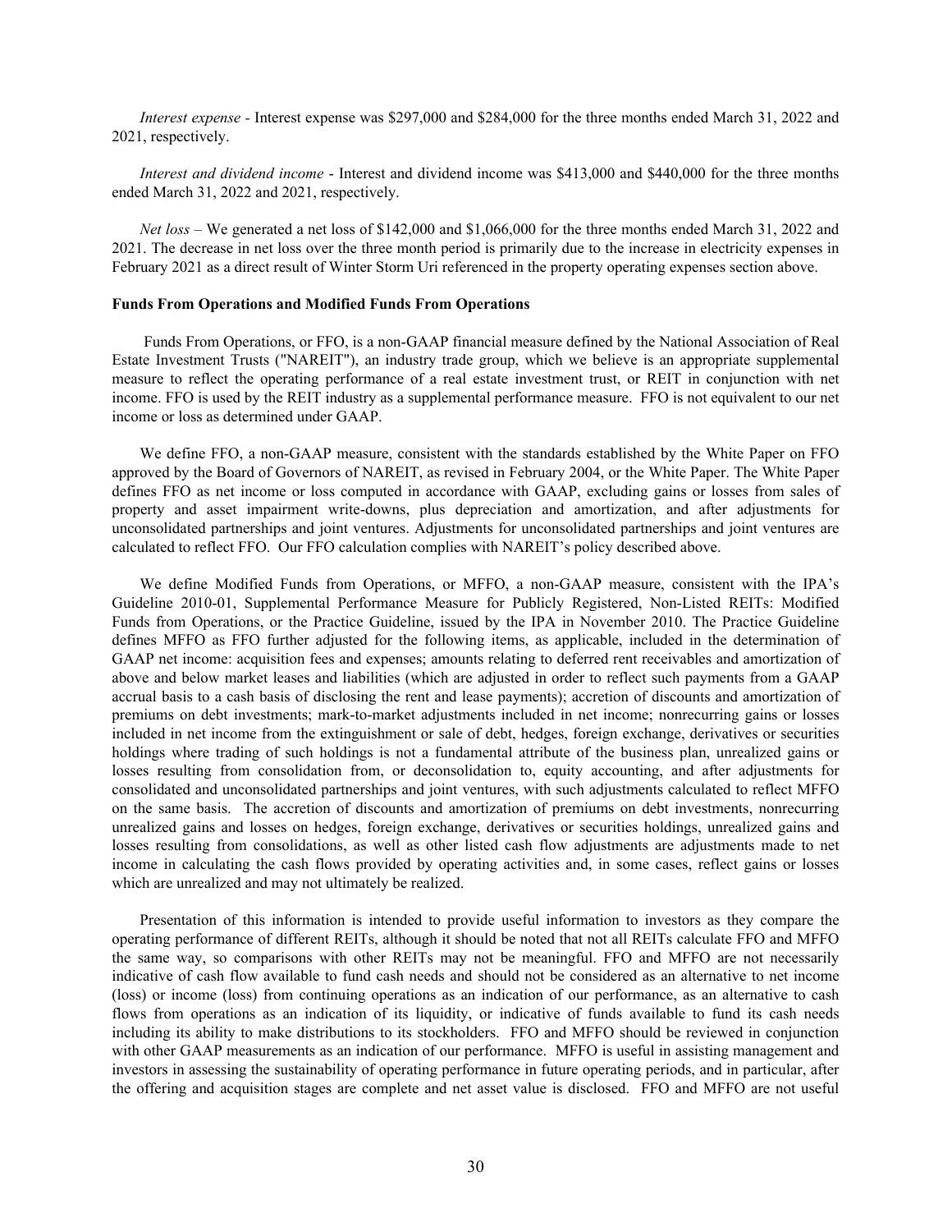*Interest expense* - Interest expense was $297,000 and $284,000 for the three months ended March 31, 2022 and 2021, respectively.

*Interest and dividend income* - Interest and dividend income was $413,000 and $440,000 for the three months ended March 31, 2022 and 2021, respectively.

*Net loss* – We generated a net loss of $142,000 and $1,066,000 for the three months ended March 31, 2022 and 2021. The decrease in net loss over the three month period is primarily due to the increase in electricity expenses in February 2021 as a direct result of Winter Storm Uri referenced in the property operating expenses section above.

**Funds From Operations and Modified Funds From Operations**

Funds From Operations, or FFO, is a non-GAAP financial measure defined by the National Association of Real Estate Investment Trusts ("NAREIT"), an industry trade group, which we believe is an appropriate supplemental measure to reflect the operating performance of a real estate investment trust, or REIT in conjunction with net income. FFO is used by the REIT industry as a supplemental performance measure. FFO is not equivalent to our net income or loss as determined under GAAP.

We define FFO, a non-GAAP measure, consistent with the standards established by the White Paper on FFO approved by the Board of Governors of NAREIT, as revised in February 2004, or the White Paper. The White Paper defines FFO as net income or loss computed in accordance with GAAP, excluding gains or losses from sales of property and asset impairment write-downs, plus depreciation and amortization, and after adjustments for unconsolidated partnerships and joint ventures. Adjustments for unconsolidated partnerships and joint ventures are calculated to reflect FFO. Our FFO calculation complies with NAREIT's policy described above.

We define Modified Funds from Operations, or MFFO, a non-GAAP measure, consistent with the IPA's Guideline 2010-01, Supplemental Performance Measure for Publicly Registered, Non-Listed REITs: Modified Funds from Operations, or the Practice Guideline, issued by the IPA in November 2010. The Practice Guideline defines MFFO as FFO further adjusted for the following items, as applicable, included in the determination of GAAP net income: acquisition fees and expenses; amounts relating to deferred rent receivables and amortization of above and below market leases and liabilities (which are adjusted in order to reflect such payments from a GAAP accrual basis to a cash basis of disclosing the rent and lease payments); accretion of discounts and amortization of premiums on debt investments; mark-to-market adjustments included in net income; nonrecurring gains or losses included in net income from the extinguishment or sale of debt, hedges, foreign exchange, derivatives or securities holdings where trading of such holdings is not a fundamental attribute of the business plan, unrealized gains or losses resulting from consolidation from, or deconsolidation to, equity accounting, and after adjustments for consolidated and unconsolidated partnerships and joint ventures, with such adjustments calculated to reflect MFFO on the same basis. The accretion of discounts and amortization of premiums on debt investments, nonrecurring unrealized gains and losses on hedges, foreign exchange, derivatives or securities holdings, unrealized gains and losses resulting from consolidations, as well as other listed cash flow adjustments are adjustments made to net income in calculating the cash flows provided by operating activities and, in some cases, reflect gains or losses which are unrealized and may not ultimately be realized.

Presentation of this information is intended to provide useful information to investors as they compare the operating performance of different REITs, although it should be noted that not all REITs calculate FFO and MFFO the same way, so comparisons with other REITs may not be meaningful. FFO and MFFO are not necessarily indicative of cash flow available to fund cash needs and should not be considered as an alternative to net income (loss) or income (loss) from continuing operations as an indication of our performance, as an alternative to cash flows from operations as an indication of its liquidity, or indicative of funds available to fund its cash needs including its ability to make distributions to its stockholders. FFO and MFFO should be reviewed in conjunction with other GAAP measurements as an indication of our performance. MFFO is useful in assisting management and investors in assessing the sustainability of operating performance in future operating periods, and in particular, after the offering and acquisition stages are complete and net asset value is disclosed. FFO and MFFO are not useful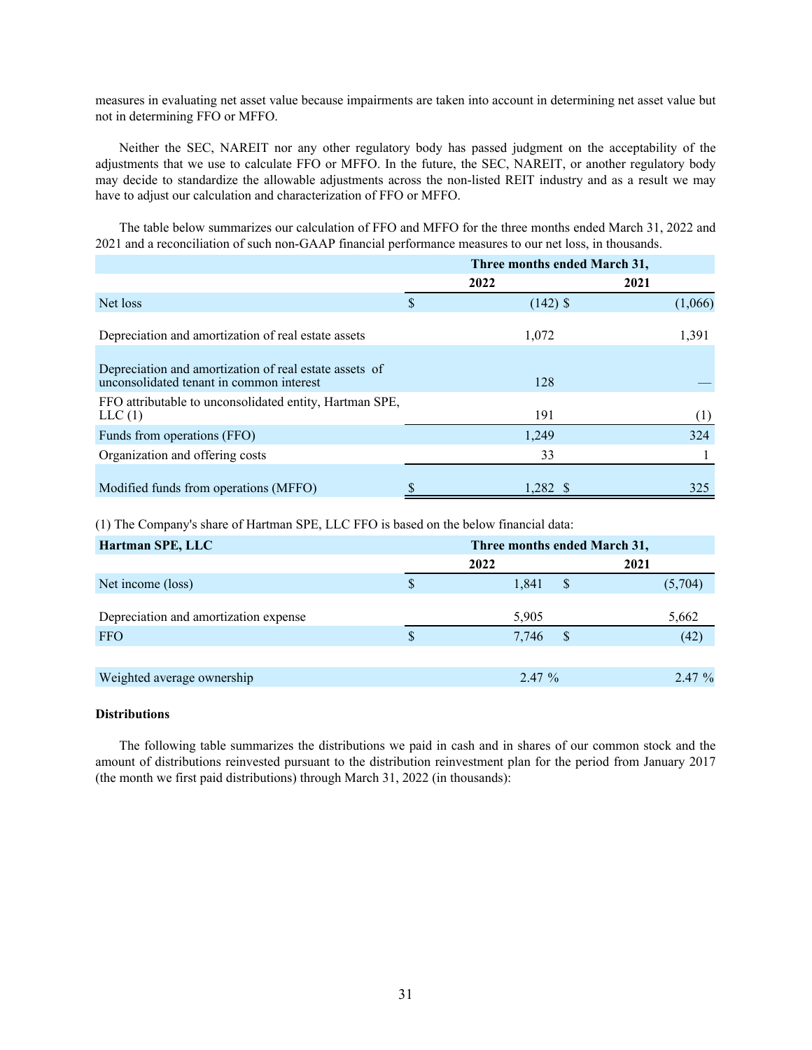measures in evaluating net asset value because impairments are taken into account in determining net asset value but not in determining FFO or MFFO.

Neither the SEC, NAREIT nor any other regulatory body has passed judgment on the acceptability of the adjustments that we use to calculate FFO or MFFO. In the future, the SEC, NAREIT, or another regulatory body may decide to standardize the allowable adjustments across the non-listed REIT industry and as a result we may have to adjust our calculation and characterization of FFO or MFFO.

The table below summarizes our calculation of FFO and MFFO for the three months ended March 31, 2022 and 2021 and a reconciliation of such non-GAAP financial performance measures to our net loss, in thousands.

| | Three months ended March 31, | |
|---|---|---|
| | 2022 | 2021 |
| Net loss | $ (142) | $ (1,066) |
| Depreciation and amortization of real estate assets | 1,072 | 1,391 |
| Depreciation and amortization of real estate assets of unconsolidated tenant in common interest | 128 | — |
| FFO attributable to unconsolidated entity, Hartman SPE, LLC (1) | 191 | (1) |
| Funds from operations (FFO) | 1,249 | 324 |
| Organization and offering costs | 33 | 1 |
| Modified funds from operations (MFFO) | $ 1,282 | $ 325 |

(1) The Company's share of Hartman SPE, LLC FFO is based on the below financial data:

| Hartman SPE, LLC | Three months ended March 31, | |
|---|---|---|
| | 2022 | 2021 |
| Net income (loss) | $ 1,841 | $ (5,704) |
| Depreciation and amortization expense | 5,905 | 5,662 |
| FFO | $ 7,746 | $ (42) |
| Weighted average ownership | 2.47 % | 2.47 % |

**Distributions**

The following table summarizes the distributions we paid in cash and in shares of our common stock and the amount of distributions reinvested pursuant to the distribution reinvestment plan for the period from January 2017 (the month we first paid distributions) through March 31, 2022 (in thousands):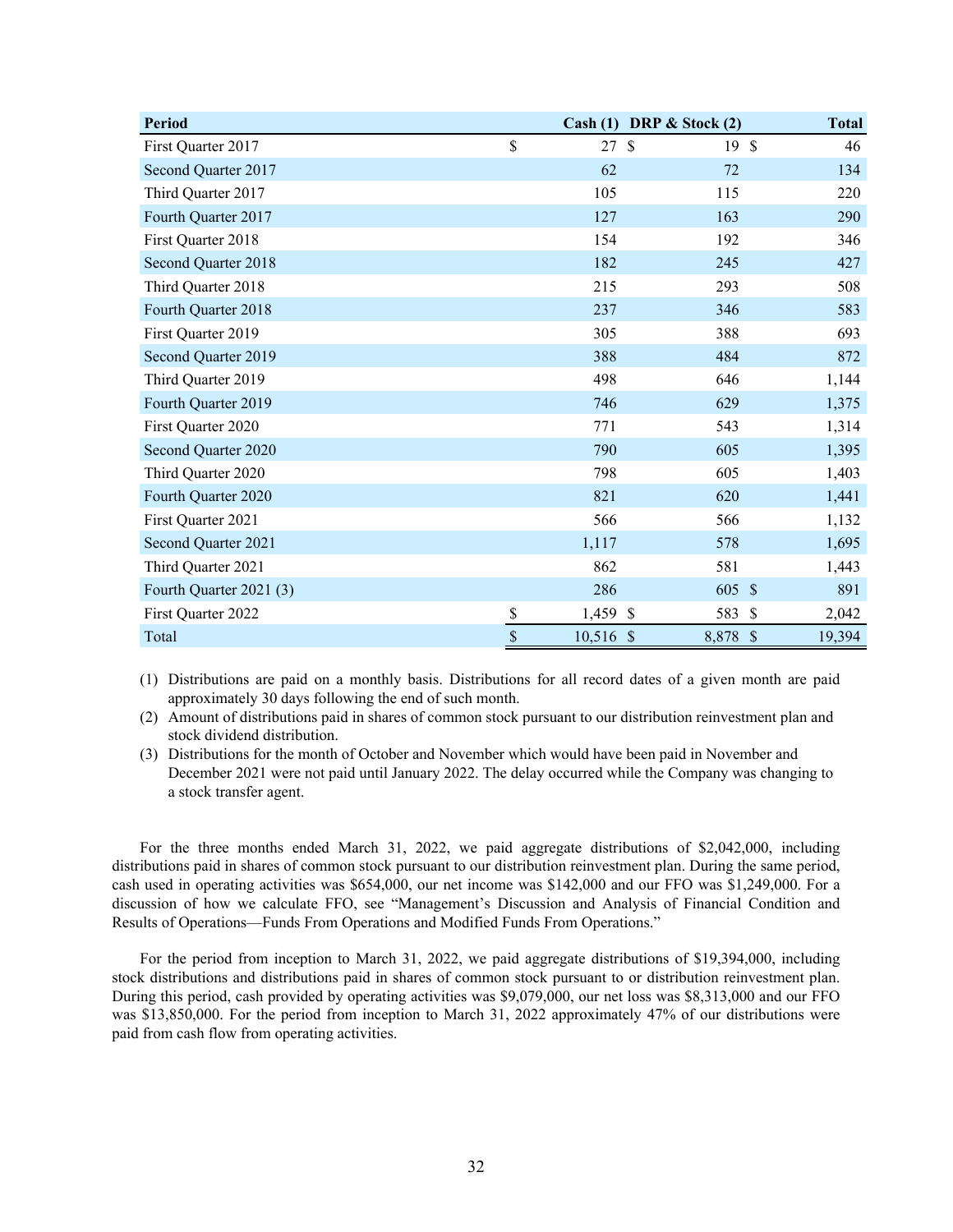| Period | Cash (1) | DRP & Stock (2) | Total |
| --- | --- | --- | --- |
| First Quarter 2017 | $ 27 | $ 19 | $ 46 |
| Second Quarter 2017 | 62 | 72 | 134 |
| Third Quarter 2017 | 105 | 115 | 220 |
| Fourth Quarter 2017 | 127 | 163 | 290 |
| First Quarter 2018 | 154 | 192 | 346 |
| Second Quarter 2018 | 182 | 245 | 427 |
| Third Quarter 2018 | 215 | 293 | 508 |
| Fourth Quarter 2018 | 237 | 346 | 583 |
| First Quarter 2019 | 305 | 388 | 693 |
| Second Quarter 2019 | 388 | 484 | 872 |
| Third Quarter 2019 | 498 | 646 | 1,144 |
| Fourth Quarter 2019 | 746 | 629 | 1,375 |
| First Quarter 2020 | 771 | 543 | 1,314 |
| Second Quarter 2020 | 790 | 605 | 1,395 |
| Third Quarter 2020 | 798 | 605 | 1,403 |
| Fourth Quarter 2020 | 821 | 620 | 1,441 |
| First Quarter 2021 | 566 | 566 | 1,132 |
| Second Quarter 2021 | 1,117 | 578 | 1,695 |
| Third Quarter 2021 | 862 | 581 | 1,443 |
| Fourth Quarter 2021 (3) | 286 | 605 | $ 891 |
| First Quarter 2022 | $ 1,459 | $ 583 | $ 2,042 |
| Total | $ 10,516 | $ 8,878 | $ 19,394 |

(1) Distributions are paid on a monthly basis. Distributions for all record dates of a given month are paid approximately 30 days following the end of such month.

(2) Amount of distributions paid in shares of common stock pursuant to our distribution reinvestment plan and stock dividend distribution.

(3) Distributions for the month of October and November which would have been paid in November and December 2021 were not paid until January 2022. The delay occurred while the Company was changing to a stock transfer agent.

For the three months ended March 31, 2022, we paid aggregate distributions of $2,042,000, including distributions paid in shares of common stock pursuant to our distribution reinvestment plan. During the same period, cash used in operating activities was $654,000, our net income was $142,000 and our FFO was $1,249,000. For a discussion of how we calculate FFO, see "Management's Discussion and Analysis of Financial Condition and Results of Operations—Funds From Operations and Modified Funds From Operations."

For the period from inception to March 31, 2022, we paid aggregate distributions of $19,394,000, including stock distributions and distributions paid in shares of common stock pursuant to or distribution reinvestment plan. During this period, cash provided by operating activities was $9,079,000, our net loss was $8,313,000 and our FFO was $13,850,000. For the period from inception to March 31, 2022 approximately 47% of our distributions were paid from cash flow from operating activities.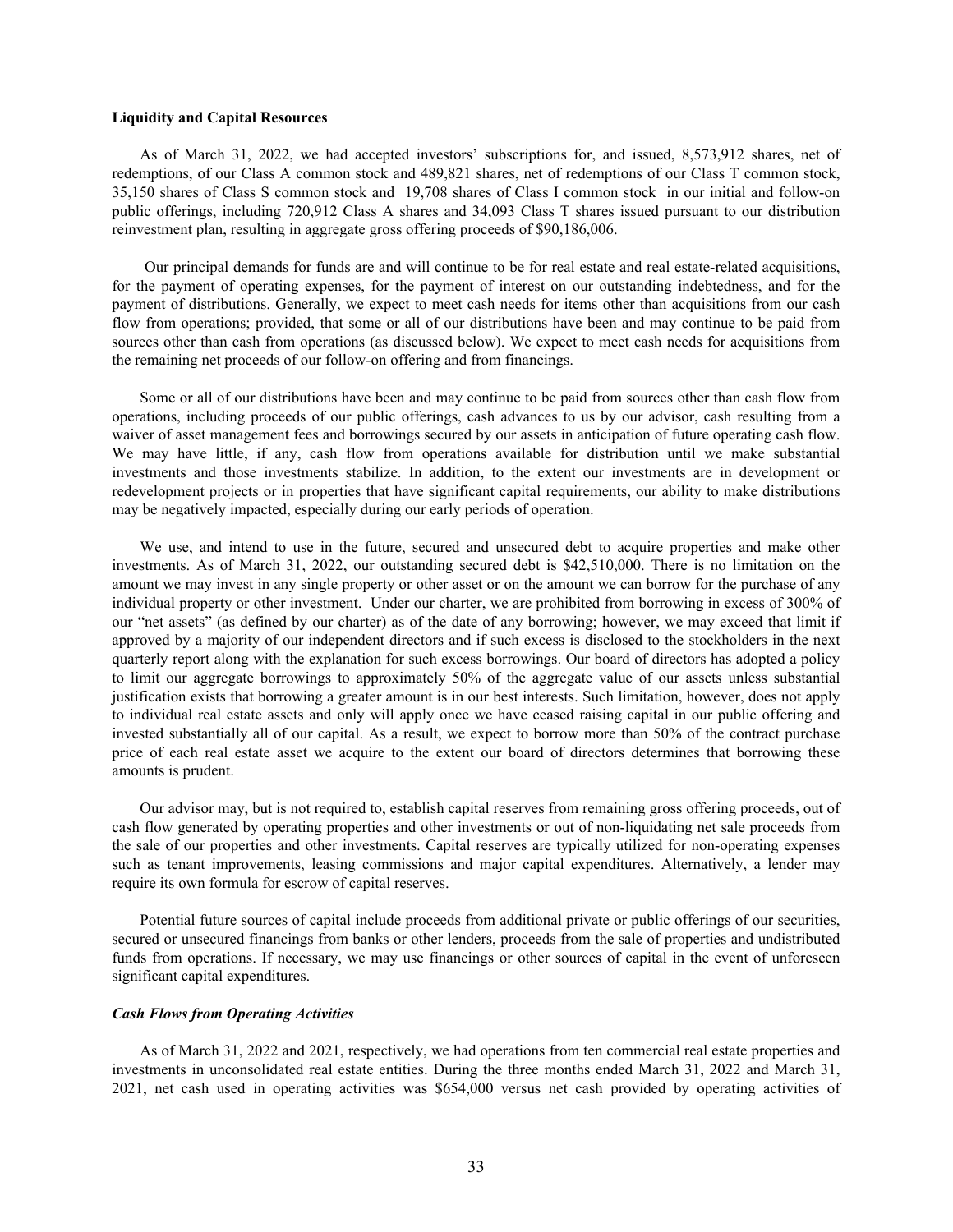**Liquidity and Capital Resources**

As of March 31, 2022, we had accepted investors' subscriptions for, and issued, 8,573,912 shares, net of redemptions, of our Class A common stock and 489,821 shares, net of redemptions of our Class T common stock, 35,150 shares of Class S common stock and 19,708 shares of Class I common stock in our initial and follow-on public offerings, including 720,912 Class A shares and 34,093 Class T shares issued pursuant to our distribution reinvestment plan, resulting in aggregate gross offering proceeds of $90,186,006.

Our principal demands for funds are and will continue to be for real estate and real estate-related acquisitions, for the payment of operating expenses, for the payment of interest on our outstanding indebtedness, and for the payment of distributions. Generally, we expect to meet cash needs for items other than acquisitions from our cash flow from operations; provided, that some or all of our distributions have been and may continue to be paid from sources other than cash from operations (as discussed below). We expect to meet cash needs for acquisitions from the remaining net proceeds of our follow-on offering and from financings.

Some or all of our distributions have been and may continue to be paid from sources other than cash flow from operations, including proceeds of our public offerings, cash advances to us by our advisor, cash resulting from a waiver of asset management fees and borrowings secured by our assets in anticipation of future operating cash flow. We may have little, if any, cash flow from operations available for distribution until we make substantial investments and those investments stabilize. In addition, to the extent our investments are in development or redevelopment projects or in properties that have significant capital requirements, our ability to make distributions may be negatively impacted, especially during our early periods of operation.

We use, and intend to use in the future, secured and unsecured debt to acquire properties and make other investments. As of March 31, 2022, our outstanding secured debt is $42,510,000. There is no limitation on the amount we may invest in any single property or other asset or on the amount we can borrow for the purchase of any individual property or other investment. Under our charter, we are prohibited from borrowing in excess of 300% of our "net assets" (as defined by our charter) as of the date of any borrowing; however, we may exceed that limit if approved by a majority of our independent directors and if such excess is disclosed to the stockholders in the next quarterly report along with the explanation for such excess borrowings. Our board of directors has adopted a policy to limit our aggregate borrowings to approximately 50% of the aggregate value of our assets unless substantial justification exists that borrowing a greater amount is in our best interests. Such limitation, however, does not apply to individual real estate assets and only will apply once we have ceased raising capital in our public offering and invested substantially all of our capital. As a result, we expect to borrow more than 50% of the contract purchase price of each real estate asset we acquire to the extent our board of directors determines that borrowing these amounts is prudent.

Our advisor may, but is not required to, establish capital reserves from remaining gross offering proceeds, out of cash flow generated by operating properties and other investments or out of non-liquidating net sale proceeds from the sale of our properties and other investments. Capital reserves are typically utilized for non-operating expenses such as tenant improvements, leasing commissions and major capital expenditures. Alternatively, a lender may require its own formula for escrow of capital reserves.

Potential future sources of capital include proceeds from additional private or public offerings of our securities, secured or unsecured financings from banks or other lenders, proceeds from the sale of properties and undistributed funds from operations. If necessary, we may use financings or other sources of capital in the event of unforeseen significant capital expenditures.

***Cash Flows from Operating Activities***

As of March 31, 2022 and 2021, respectively, we had operations from ten commercial real estate properties and investments in unconsolidated real estate entities. During the three months ended March 31, 2022 and March 31, 2021, net cash used in operating activities was $654,000 versus net cash provided by operating activities of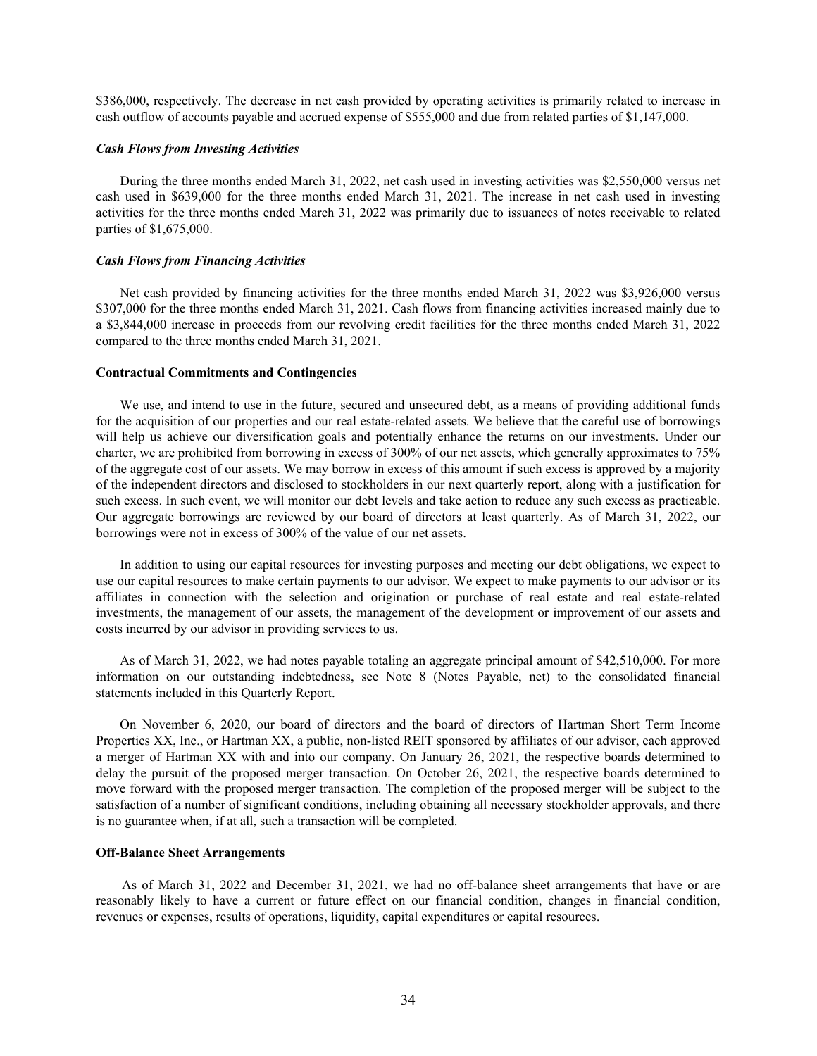$386,000, respectively. The decrease in net cash provided by operating activities is primarily related to increase in cash outflow of accounts payable and accrued expense of $555,000 and due from related parties of $1,147,000.

***Cash Flows from Investing Activities***

During the three months ended March 31, 2022, net cash used in investing activities was $2,550,000 versus net cash used in $639,000 for the three months ended March 31, 2021. The increase in net cash used in investing activities for the three months ended March 31, 2022 was primarily due to issuances of notes receivable to related parties of $1,675,000.

***Cash Flows from Financing Activities***

Net cash provided by financing activities for the three months ended March 31, 2022 was $3,926,000 versus $307,000 for the three months ended March 31, 2021. Cash flows from financing activities increased mainly due to a $3,844,000 increase in proceeds from our revolving credit facilities for the three months ended March 31, 2022 compared to the three months ended March 31, 2021.

**Contractual Commitments and Contingencies**

We use, and intend to use in the future, secured and unsecured debt, as a means of providing additional funds for the acquisition of our properties and our real estate-related assets. We believe that the careful use of borrowings will help us achieve our diversification goals and potentially enhance the returns on our investments. Under our charter, we are prohibited from borrowing in excess of 300% of our net assets, which generally approximates to 75% of the aggregate cost of our assets. We may borrow in excess of this amount if such excess is approved by a majority of the independent directors and disclosed to stockholders in our next quarterly report, along with a justification for such excess. In such event, we will monitor our debt levels and take action to reduce any such excess as practicable. Our aggregate borrowings are reviewed by our board of directors at least quarterly. As of March 31, 2022, our borrowings were not in excess of 300% of the value of our net assets.

In addition to using our capital resources for investing purposes and meeting our debt obligations, we expect to use our capital resources to make certain payments to our advisor. We expect to make payments to our advisor or its affiliates in connection with the selection and origination or purchase of real estate and real estate-related investments, the management of our assets, the management of the development or improvement of our assets and costs incurred by our advisor in providing services to us.

As of March 31, 2022, we had notes payable totaling an aggregate principal amount of $42,510,000. For more information on our outstanding indebtedness, see Note 8 (Notes Payable, net) to the consolidated financial statements included in this Quarterly Report.

On November 6, 2020, our board of directors and the board of directors of Hartman Short Term Income Properties XX, Inc., or Hartman XX, a public, non-listed REIT sponsored by affiliates of our advisor, each approved a merger of Hartman XX with and into our company. On January 26, 2021, the respective boards determined to delay the pursuit of the proposed merger transaction. On October 26, 2021, the respective boards determined to move forward with the proposed merger transaction. The completion of the proposed merger will be subject to the satisfaction of a number of significant conditions, including obtaining all necessary stockholder approvals, and there is no guarantee when, if at all, such a transaction will be completed.

**Off-Balance Sheet Arrangements**

As of March 31, 2022 and December 31, 2021, we had no off-balance sheet arrangements that have or are reasonably likely to have a current or future effect on our financial condition, changes in financial condition, revenues or expenses, results of operations, liquidity, capital expenditures or capital resources.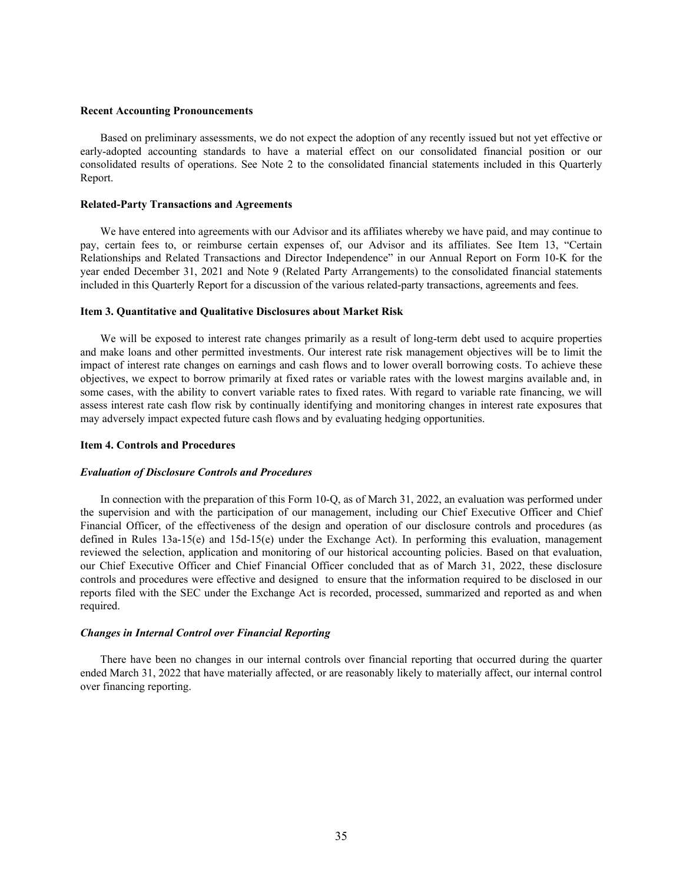### Recent Accounting Pronouncements

Based on preliminary assessments, we do not expect the adoption of any recently issued but not yet effective or early-adopted accounting standards to have a material effect on our consolidated financial position or our consolidated results of operations. See Note 2 to the consolidated financial statements included in this Quarterly Report.

### Related-Party Transactions and Agreements

We have entered into agreements with our Advisor and its affiliates whereby we have paid, and may continue to pay, certain fees to, or reimburse certain expenses of, our Advisor and its affiliates. See Item 13, "Certain Relationships and Related Transactions and Director Independence" in our Annual Report on Form 10-K for the year ended December 31, 2021 and Note 9 (Related Party Arrangements) to the consolidated financial statements included in this Quarterly Report for a discussion of the various related-party transactions, agreements and fees.

## Item 3. Quantitative and Qualitative Disclosures about Market Risk

We will be exposed to interest rate changes primarily as a result of long-term debt used to acquire properties and make loans and other permitted investments. Our interest rate risk management objectives will be to limit the impact of interest rate changes on earnings and cash flows and to lower overall borrowing costs. To achieve these objectives, we expect to borrow primarily at fixed rates or variable rates with the lowest margins available and, in some cases, with the ability to convert variable rates to fixed rates. With regard to variable rate financing, we will assess interest rate cash flow risk by continually identifying and monitoring changes in interest rate exposures that may adversely impact expected future cash flows and by evaluating hedging opportunities.

## Item 4. Controls and Procedures

### *Evaluation of Disclosure Controls and Procedures*

In connection with the preparation of this Form 10-Q, as of March 31, 2022, an evaluation was performed under the supervision and with the participation of our management, including our Chief Executive Officer and Chief Financial Officer, of the effectiveness of the design and operation of our disclosure controls and procedures (as defined in Rules 13a-15(e) and 15d-15(e) under the Exchange Act). In performing this evaluation, management reviewed the selection, application and monitoring of our historical accounting policies. Based on that evaluation, our Chief Executive Officer and Chief Financial Officer concluded that as of March 31, 2022, these disclosure controls and procedures were effective and designed to ensure that the information required to be disclosed in our reports filed with the SEC under the Exchange Act is recorded, processed, summarized and reported as and when required.

### *Changes in Internal Control over Financial Reporting*

There have been no changes in our internal controls over financial reporting that occurred during the quarter ended March 31, 2022 that have materially affected, or are reasonably likely to materially affect, our internal control over financing reporting.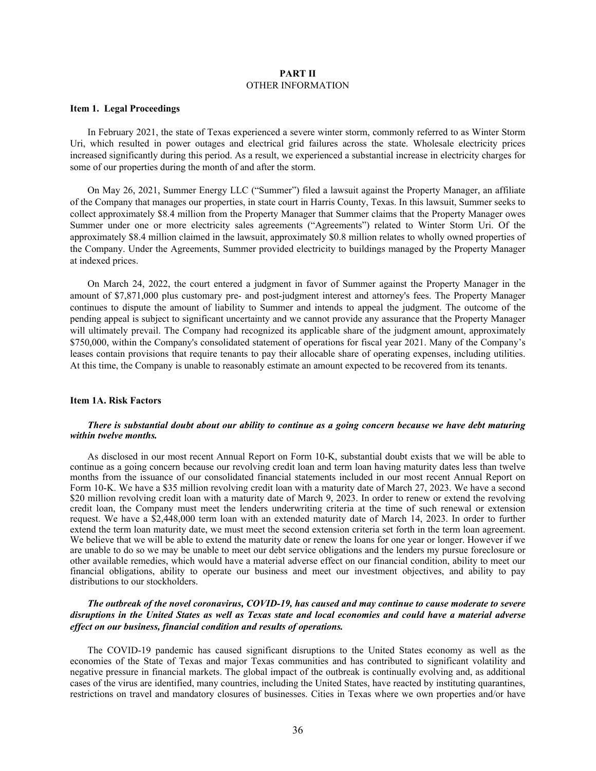# PART II
## OTHER INFORMATION

### Item 1. Legal Proceedings

In February 2021, the state of Texas experienced a severe winter storm, commonly referred to as Winter Storm Uri, which resulted in power outages and electrical grid failures across the state. Wholesale electricity prices increased significantly during this period. As a result, we experienced a substantial increase in electricity charges for some of our properties during the month of and after the storm.

On May 26, 2021, Summer Energy LLC ("Summer") filed a lawsuit against the Property Manager, an affiliate of the Company that manages our properties, in state court in Harris County, Texas. In this lawsuit, Summer seeks to collect approximately \$8.4 million from the Property Manager that Summer claims that the Property Manager owes Summer under one or more electricity sales agreements ("Agreements") related to Winter Storm Uri. Of the approximately \$8.4 million claimed in the lawsuit, approximately \$0.8 million relates to wholly owned properties of the Company. Under the Agreements, Summer provided electricity to buildings managed by the Property Manager at indexed prices.

On March 24, 2022, the court entered a judgment in favor of Summer against the Property Manager in the amount of \$7,871,000 plus customary pre- and post-judgment interest and attorney's fees. The Property Manager continues to dispute the amount of liability to Summer and intends to appeal the judgment. The outcome of the pending appeal is subject to significant uncertainty and we cannot provide any assurance that the Property Manager will ultimately prevail. The Company had recognized its applicable share of the judgment amount, approximately \$750,000, within the Company's consolidated statement of operations for fiscal year 2021. Many of the Company's leases contain provisions that require tenants to pay their allocable share of operating expenses, including utilities. At this time, the Company is unable to reasonably estimate an amount expected to be recovered from its tenants.

### Item 1A. Risk Factors

***There is substantial doubt about our ability to continue as a going concern because we have debt maturing within twelve months.***

As disclosed in our most recent Annual Report on Form 10-K, substantial doubt exists that we will be able to continue as a going concern because our revolving credit loan and term loan having maturity dates less than twelve months from the issuance of our consolidated financial statements included in our most recent Annual Report on Form 10-K. We have a \$35 million revolving credit loan with a maturity date of March 27, 2023. We have a second \$20 million revolving credit loan with a maturity date of March 9, 2023. In order to renew or extend the revolving credit loan, the Company must meet the lenders underwriting criteria at the time of such renewal or extension request. We have a \$2,448,000 term loan with an extended maturity date of March 14, 2023. In order to further extend the term loan maturity date, we must meet the second extension criteria set forth in the term loan agreement. We believe that we will be able to extend the maturity date or renew the loans for one year or longer. However if we are unable to do so we may be unable to meet our debt service obligations and the lenders my pursue foreclosure or other available remedies, which would have a material adverse effect on our financial condition, ability to meet our financial obligations, ability to operate our business and meet our investment objectives, and ability to pay distributions to our stockholders.

***The outbreak of the novel coronavirus, COVID-19, has caused and may continue to cause moderate to severe disruptions in the United States as well as Texas state and local economies and could have a material adverse effect on our business, financial condition and results of operations.***

The COVID-19 pandemic has caused significant disruptions to the United States economy as well as the economies of the State of Texas and major Texas communities and has contributed to significant volatility and negative pressure in financial markets. The global impact of the outbreak is continually evolving and, as additional cases of the virus are identified, many countries, including the United States, have reacted by instituting quarantines, restrictions on travel and mandatory closures of businesses. Cities in Texas where we own properties and/or have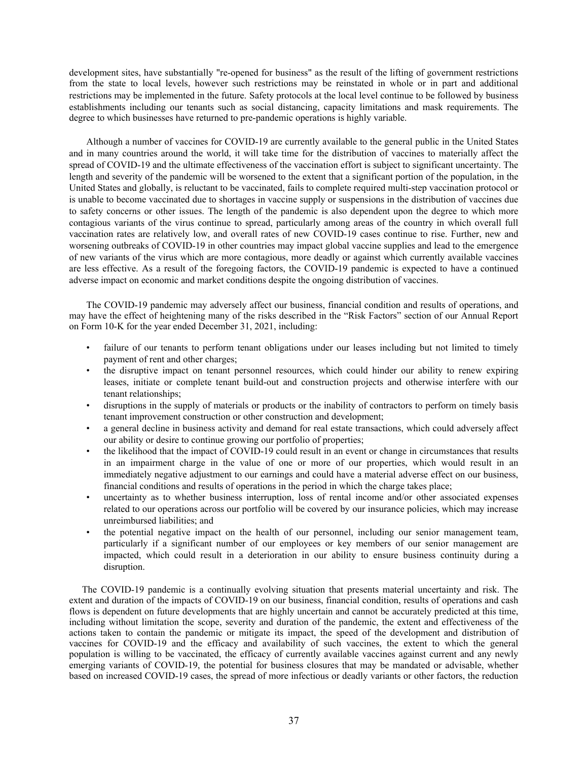development sites, have substantially "re-opened for business" as the result of the lifting of government restrictions from the state to local levels, however such restrictions may be reinstated in whole or in part and additional restrictions may be implemented in the future. Safety protocols at the local level continue to be followed by business establishments including our tenants such as social distancing, capacity limitations and mask requirements. The degree to which businesses have returned to pre-pandemic operations is highly variable.

Although a number of vaccines for COVID-19 are currently available to the general public in the United States and in many countries around the world, it will take time for the distribution of vaccines to materially affect the spread of COVID-19 and the ultimate effectiveness of the vaccination effort is subject to significant uncertainty. The length and severity of the pandemic will be worsened to the extent that a significant portion of the population, in the United States and globally, is reluctant to be vaccinated, fails to complete required multi-step vaccination protocol or is unable to become vaccinated due to shortages in vaccine supply or suspensions in the distribution of vaccines due to safety concerns or other issues. The length of the pandemic is also dependent upon the degree to which more contagious variants of the virus continue to spread, particularly among areas of the country in which overall full vaccination rates are relatively low, and overall rates of new COVID-19 cases continue to rise. Further, new and worsening outbreaks of COVID-19 in other countries may impact global vaccine supplies and lead to the emergence of new variants of the virus which are more contagious, more deadly or against which currently available vaccines are less effective. As a result of the foregoing factors, the COVID-19 pandemic is expected to have a continued adverse impact on economic and market conditions despite the ongoing distribution of vaccines.

The COVID-19 pandemic may adversely affect our business, financial condition and results of operations, and may have the effect of heightening many of the risks described in the "Risk Factors" section of our Annual Report on Form 10-K for the year ended December 31, 2021, including:

- failure of our tenants to perform tenant obligations under our leases including but not limited to timely payment of rent and other charges;
- the disruptive impact on tenant personnel resources, which could hinder our ability to renew expiring leases, initiate or complete tenant build-out and construction projects and otherwise interfere with our tenant relationships;
- disruptions in the supply of materials or products or the inability of contractors to perform on timely basis tenant improvement construction or other construction and development;
- a general decline in business activity and demand for real estate transactions, which could adversely affect our ability or desire to continue growing our portfolio of properties;
- the likelihood that the impact of COVID-19 could result in an event or change in circumstances that results in an impairment charge in the value of one or more of our properties, which would result in an immediately negative adjustment to our earnings and could have a material adverse effect on our business, financial conditions and results of operations in the period in which the charge takes place;
- uncertainty as to whether business interruption, loss of rental income and/or other associated expenses related to our operations across our portfolio will be covered by our insurance policies, which may increase unreimbursed liabilities; and
- the potential negative impact on the health of our personnel, including our senior management team, particularly if a significant number of our employees or key members of our senior management are impacted, which could result in a deterioration in our ability to ensure business continuity during a disruption.

The COVID-19 pandemic is a continually evolving situation that presents material uncertainty and risk. The extent and duration of the impacts of COVID-19 on our business, financial condition, results of operations and cash flows is dependent on future developments that are highly uncertain and cannot be accurately predicted at this time, including without limitation the scope, severity and duration of the pandemic, the extent and effectiveness of the actions taken to contain the pandemic or mitigate its impact, the speed of the development and distribution of vaccines for COVID-19 and the efficacy and availability of such vaccines, the extent to which the general population is willing to be vaccinated, the efficacy of currently available vaccines against current and any newly emerging variants of COVID-19, the potential for business closures that may be mandated or advisable, whether based on increased COVID-19 cases, the spread of more infectious or deadly variants or other factors, the reduction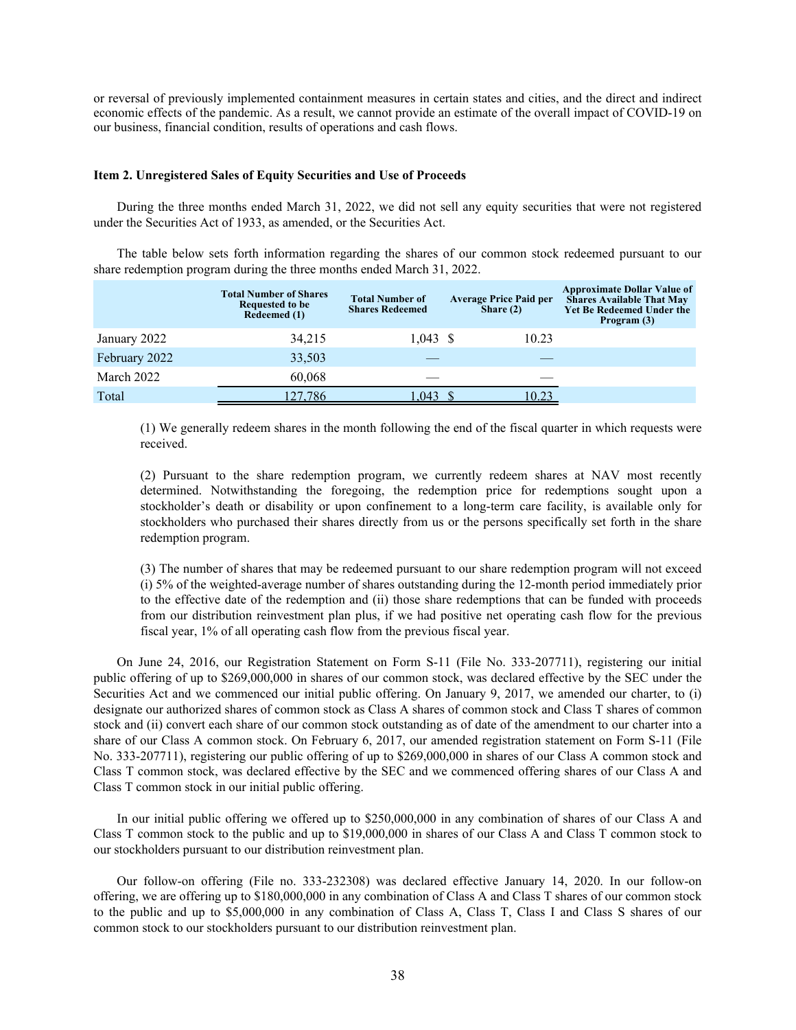or reversal of previously implemented containment measures in certain states and cities, and the direct and indirect economic effects of the pandemic. As a result, we cannot provide an estimate of the overall impact of COVID-19 on our business, financial condition, results of operations and cash flows.

### Item 2. Unregistered Sales of Equity Securities and Use of Proceeds

During the three months ended March 31, 2022, we did not sell any equity securities that were not registered under the Securities Act of 1933, as amended, or the Securities Act.

The table below sets forth information regarding the shares of our common stock redeemed pursuant to our share redemption program during the three months ended March 31, 2022.

| | Total Number of Shares Requested to be Redeemed (1) | Total Number of Shares Redeemed | Average Price Paid per Share (2) | Approximate Dollar Value of Shares Available That May Yet Be Redeemed Under the Program (3) |
|---|---|---|---|---|
| January 2022 | 34,215 | 1,043 | $ 10.23 | |
| February 2022 | 33,503 | — | — | |
| March 2022 | 60,068 | — | — | |
| Total | 127,786 | 1,043 | $ 10.23 | |

(1) We generally redeem shares in the month following the end of the fiscal quarter in which requests were received.

(2) Pursuant to the share redemption program, we currently redeem shares at NAV most recently determined. Notwithstanding the foregoing, the redemption price for redemptions sought upon a stockholder's death or disability or upon confinement to a long-term care facility, is available only for stockholders who purchased their shares directly from us or the persons specifically set forth in the share redemption program.

(3) The number of shares that may be redeemed pursuant to our share redemption program will not exceed (i) 5% of the weighted-average number of shares outstanding during the 12-month period immediately prior to the effective date of the redemption and (ii) those share redemptions that can be funded with proceeds from our distribution reinvestment plan plus, if we had positive net operating cash flow for the previous fiscal year, 1% of all operating cash flow from the previous fiscal year.

On June 24, 2016, our Registration Statement on Form S-11 (File No. 333-207711), registering our initial public offering of up to $269,000,000 in shares of our common stock, was declared effective by the SEC under the Securities Act and we commenced our initial public offering. On January 9, 2017, we amended our charter, to (i) designate our authorized shares of common stock as Class A shares of common stock and Class T shares of common stock and (ii) convert each share of our common stock outstanding as of date of the amendment to our charter into a share of our Class A common stock. On February 6, 2017, our amended registration statement on Form S-11 (File No. 333-207711), registering our public offering of up to $269,000,000 in shares of our Class A common stock and Class T common stock, was declared effective by the SEC and we commenced offering shares of our Class A and Class T common stock in our initial public offering.

In our initial public offering we offered up to $250,000,000 in any combination of shares of our Class A and Class T common stock to the public and up to $19,000,000 in shares of our Class A and Class T common stock to our stockholders pursuant to our distribution reinvestment plan.

Our follow-on offering (File no. 333-232308) was declared effective January 14, 2020. In our follow-on offering, we are offering up to $180,000,000 in any combination of Class A and Class T shares of our common stock to the public and up to $5,000,000 in any combination of Class A, Class T, Class I and Class S shares of our common stock to our stockholders pursuant to our distribution reinvestment plan.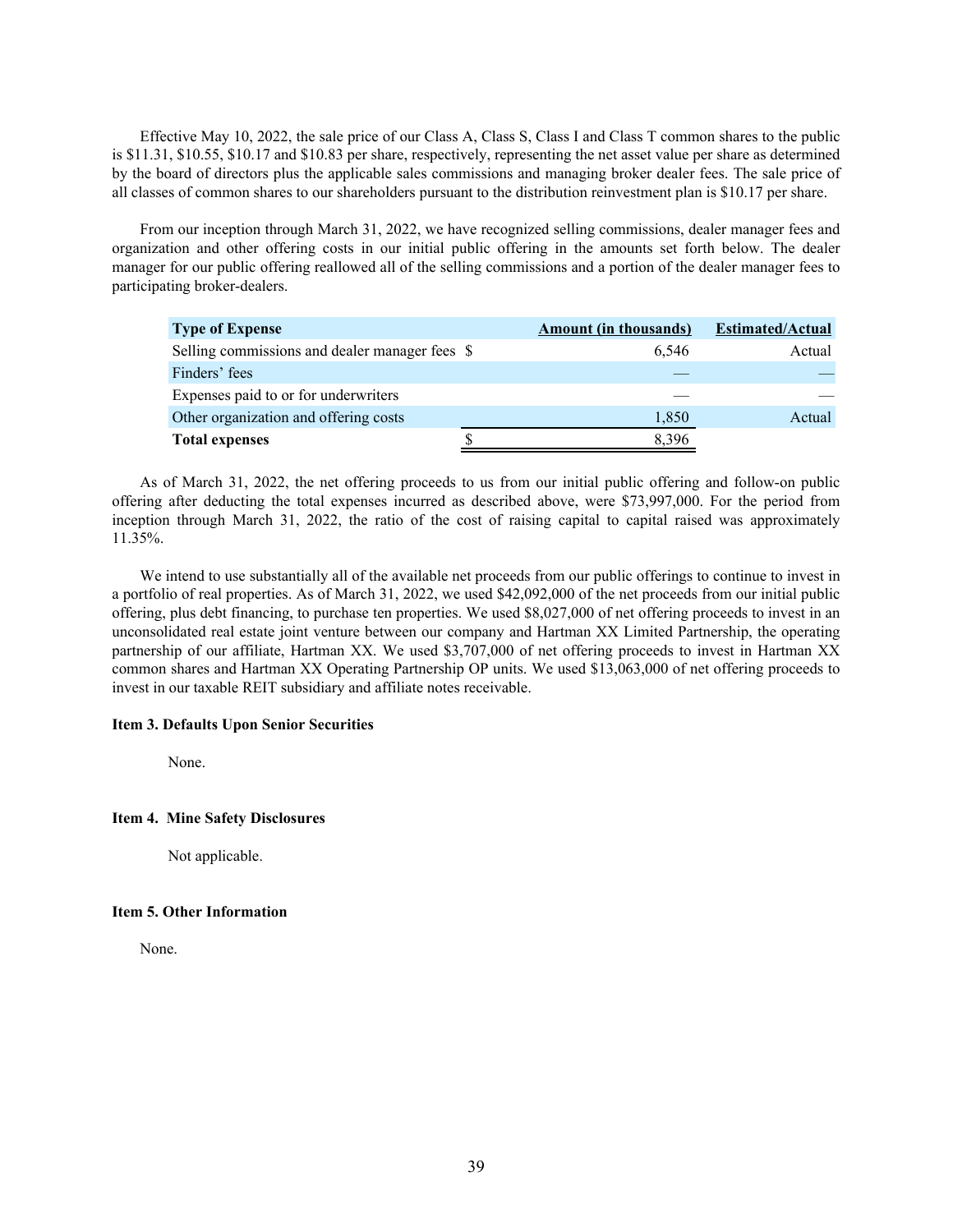Effective May 10, 2022, the sale price of our Class A, Class S, Class I and Class T common shares to the public is $11.31, $10.55, $10.17 and $10.83 per share, respectively, representing the net asset value per share as determined by the board of directors plus the applicable sales commissions and managing broker dealer fees. The sale price of all classes of common shares to our shareholders pursuant to the distribution reinvestment plan is $10.17 per share.

From our inception through March 31, 2022, we have recognized selling commissions, dealer manager fees and organization and other offering costs in our initial public offering in the amounts set forth below. The dealer manager for our public offering reallowed all of the selling commissions and a portion of the dealer manager fees to participating broker-dealers.

| Type of Expense | Amount (in thousands) | Estimated/Actual |
|---|---|---|
| Selling commissions and dealer manager fees | $ 6,546 | Actual |
| Finders' fees | — | — |
| Expenses paid to or for underwriters | — | — |
| Other organization and offering costs | 1,850 | Actual |
| **Total expenses** | $ 8,396 | |

As of March 31, 2022, the net offering proceeds to us from our initial public offering and follow-on public offering after deducting the total expenses incurred as described above, were $73,997,000. For the period from inception through March 31, 2022, the ratio of the cost of raising capital to capital raised was approximately 11.35%.

We intend to use substantially all of the available net proceeds from our public offerings to continue to invest in a portfolio of real properties. As of March 31, 2022, we used $42,092,000 of the net proceeds from our initial public offering, plus debt financing, to purchase ten properties. We used $8,027,000 of net offering proceeds to invest in an unconsolidated real estate joint venture between our company and Hartman XX Limited Partnership, the operating partnership of our affiliate, Hartman XX. We used $3,707,000 of net offering proceeds to invest in Hartman XX common shares and Hartman XX Operating Partnership OP units. We used $13,063,000 of net offering proceeds to invest in our taxable REIT subsidiary and affiliate notes receivable.

**Item 3. Defaults Upon Senior Securities**

None.

**Item 4. Mine Safety Disclosures**

Not applicable.

**Item 5. Other Information**

None.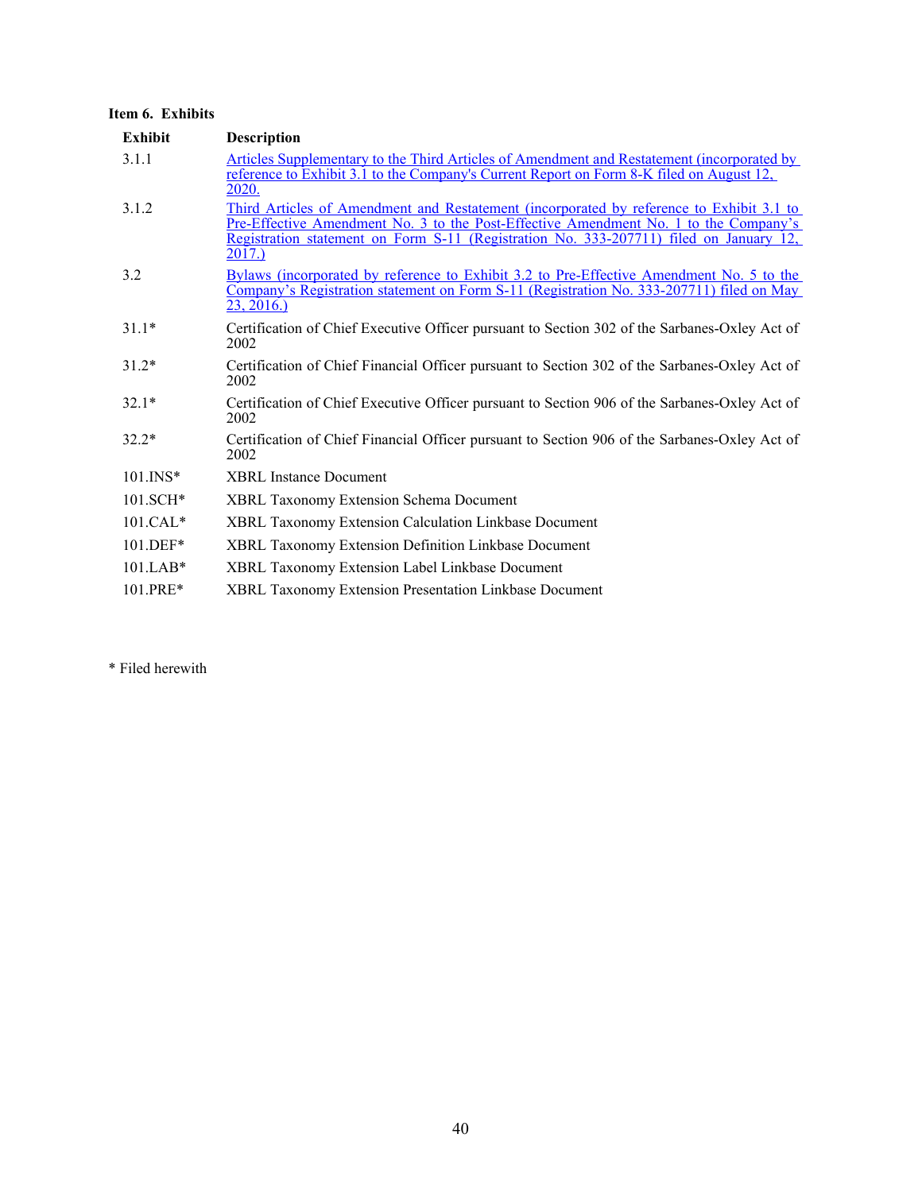**Item 6. Exhibits**

| Exhibit | Description |
|---|---|
| 3.1.1 | Articles Supplementary to the Third Articles of Amendment and Restatement (incorporated by reference to Exhibit 3.1 to the Company's Current Report on Form 8-K filed on August 12, 2020. |
| 3.1.2 | Third Articles of Amendment and Restatement (incorporated by reference to Exhibit 3.1 to Pre-Effective Amendment No. 3 to the Post-Effective Amendment No. 1 to the Company's Registration statement on Form S-11 (Registration No. 333-207711) filed on January 12, 2017.) |
| 3.2 | Bylaws (incorporated by reference to Exhibit 3.2 to Pre-Effective Amendment No. 5 to the Company's Registration statement on Form S-11 (Registration No. 333-207711) filed on May 23, 2016.) |
| 31.1* | Certification of Chief Executive Officer pursuant to Section 302 of the Sarbanes-Oxley Act of 2002 |
| 31.2* | Certification of Chief Financial Officer pursuant to Section 302 of the Sarbanes-Oxley Act of 2002 |
| 32.1* | Certification of Chief Executive Officer pursuant to Section 906 of the Sarbanes-Oxley Act of 2002 |
| 32.2* | Certification of Chief Financial Officer pursuant to Section 906 of the Sarbanes-Oxley Act of 2002 |
| 101.INS* | XBRL Instance Document |
| 101.SCH* | XBRL Taxonomy Extension Schema Document |
| 101.CAL* | XBRL Taxonomy Extension Calculation Linkbase Document |
| 101.DEF* | XBRL Taxonomy Extension Definition Linkbase Document |
| 101.LAB* | XBRL Taxonomy Extension Label Linkbase Document |
| 101.PRE* | XBRL Taxonomy Extension Presentation Linkbase Document |

* Filed herewith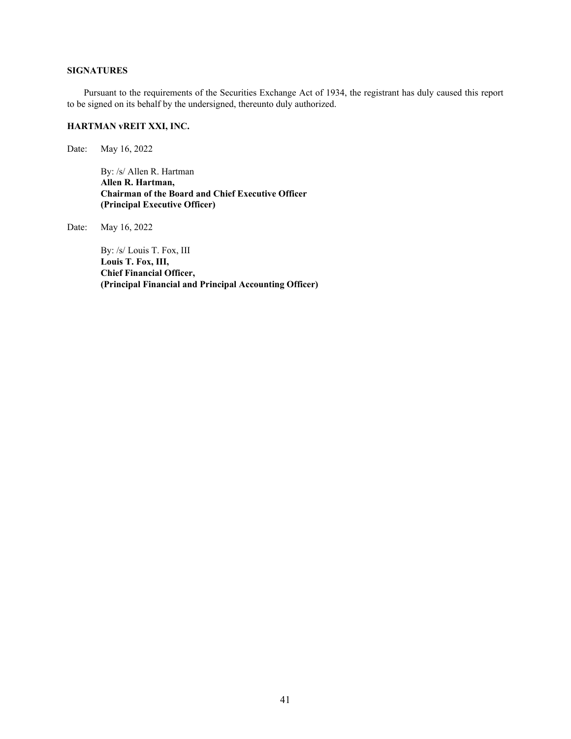**SIGNATURES**

Pursuant to the requirements of the Securities Exchange Act of 1934, the registrant has duly caused this report to be signed on its behalf by the undersigned, thereunto duly authorized.

**HARTMAN vREIT XXI, INC.**

Date: May 16, 2022

By: /s/ Allen R. Hartman
**Allen R. Hartman,**
**Chairman of the Board and Chief Executive Officer**
**(Principal Executive Officer)**

Date: May 16, 2022

By: /s/ Louis T. Fox, III
**Louis T. Fox, III,**
**Chief Financial Officer,**
**(Principal Financial and Principal Accounting Officer)**